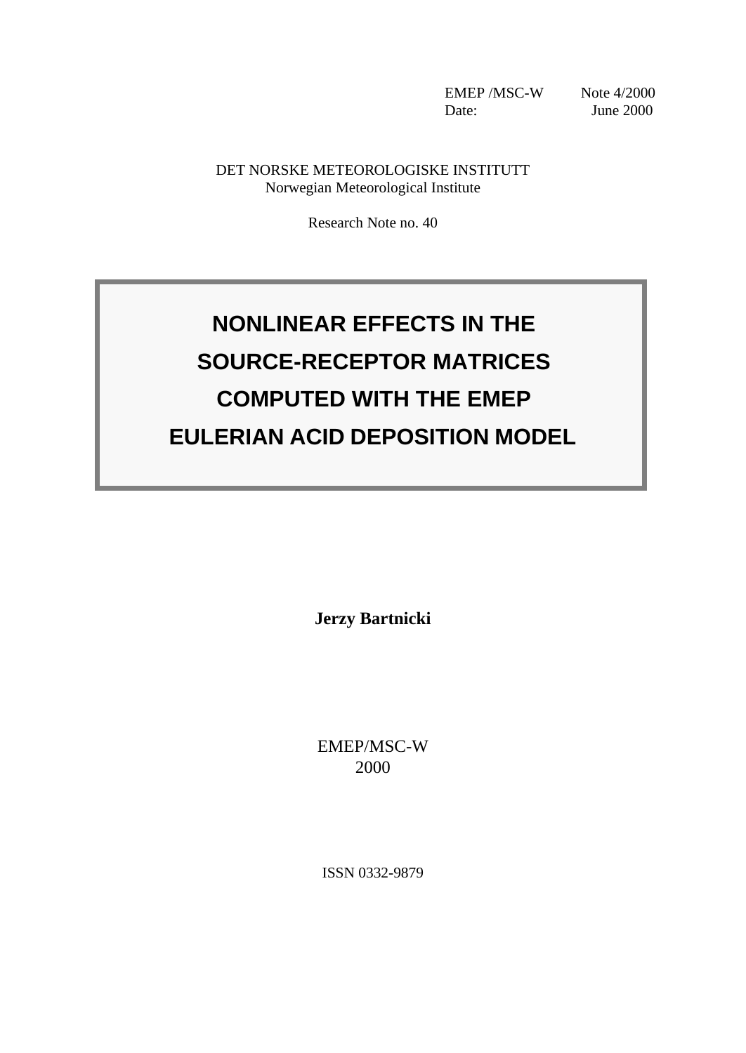EMEP /MSC-W Note 4/2000
Date: June 2000

DET NORSKE METEOROLOGISKE INSTITUTT
Norwegian Meteorological Institute

Research Note no. 40

# NONLINEAR EFFECTS IN THE SOURCE-RECEPTOR MATRICES COMPUTED WITH THE EMEP EULERIAN ACID DEPOSITION MODEL

**Jerzy Bartnicki**

EMEP/MSC-W
2000

ISSN 0332-9879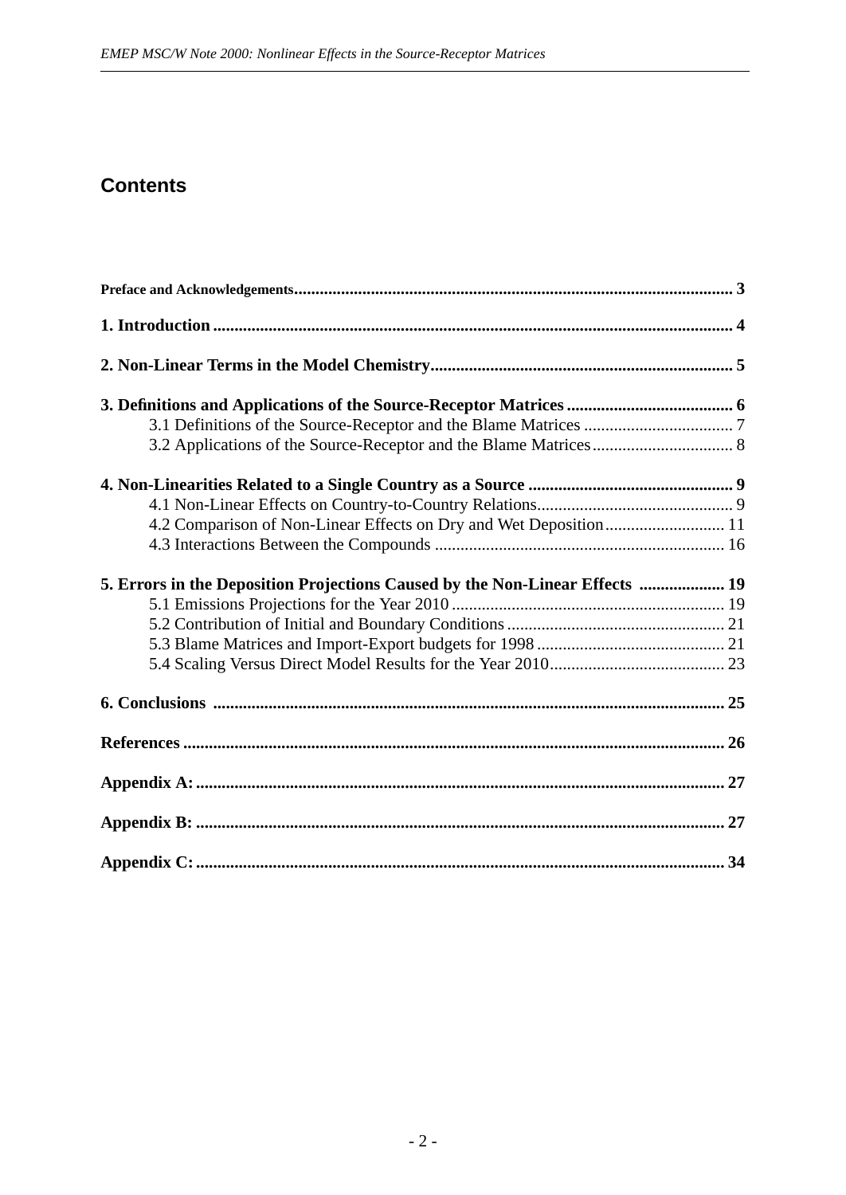## Contents

**Preface and Acknowledgements** ........ 3

**1. Introduction** ........ 4

**2. Non-Linear Terms in the Model Chemistry** ........ 5

**3. Definitions and Applications of the Source-Receptor Matrices** ........ 6
- 3.1 Definitions of the Source-Receptor and the Blame Matrices ........ 7
- 3.2 Applications of the Source-Receptor and the Blame Matrices ........ 8

**4. Non-Linearities Related to a Single Country as a Source** ........ 9
- 4.1 Non-Linear Effects on Country-to-Country Relations ........ 9
- 4.2 Comparison of Non-Linear Effects on Dry and Wet Deposition ........ 11
- 4.3 Interactions Between the Compounds ........ 16

**5. Errors in the Deposition Projections Caused by the Non-Linear Effects** ........ 19
- 5.1 Emissions Projections for the Year 2010 ........ 19
- 5.2 Contribution of Initial and Boundary Conditions ........ 21
- 5.3 Blame Matrices and Import-Export budgets for 1998 ........ 21
- 5.4 Scaling Versus Direct Model Results for the Year 2010 ........ 23

**6. Conclusions** ........ 25

**References** ........ 26

**Appendix A:** ........ 27

**Appendix B:** ........ 27

**Appendix C:** ........ 34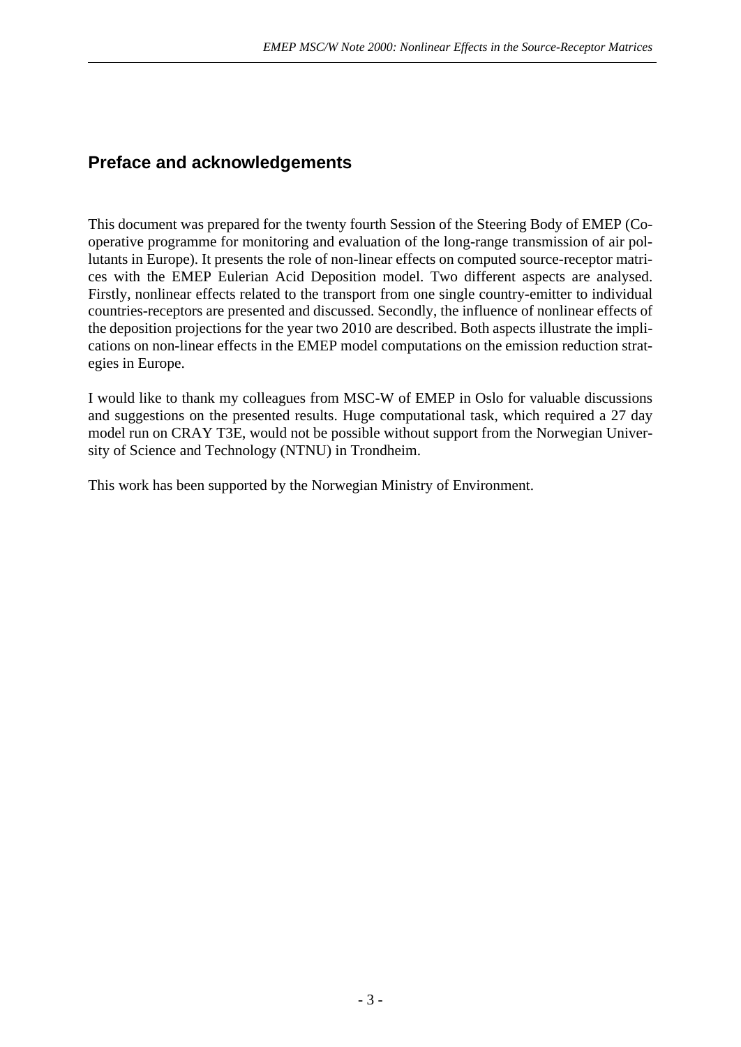## Preface and acknowledgements

This document was prepared for the twenty fourth Session of the Steering Body of EMEP (Co-operative programme for monitoring and evaluation of the long-range transmission of air pollutants in Europe). It presents the role of non-linear effects on computed source-receptor matrices with the EMEP Eulerian Acid Deposition model. Two different aspects are analysed. Firstly, nonlinear effects related to the transport from one single country-emitter to individual countries-receptors are presented and discussed. Secondly, the influence of nonlinear effects of the deposition projections for the year two 2010 are described. Both aspects illustrate the implications on non-linear effects in the EMEP model computations on the emission reduction strategies in Europe.

I would like to thank my colleagues from MSC-W of EMEP in Oslo for valuable discussions and suggestions on the presented results. Huge computational task, which required a 27 day model run on CRAY T3E, would not be possible without support from the Norwegian University of Science and Technology (NTNU) in Trondheim.

This work has been supported by the Norwegian Ministry of Environment.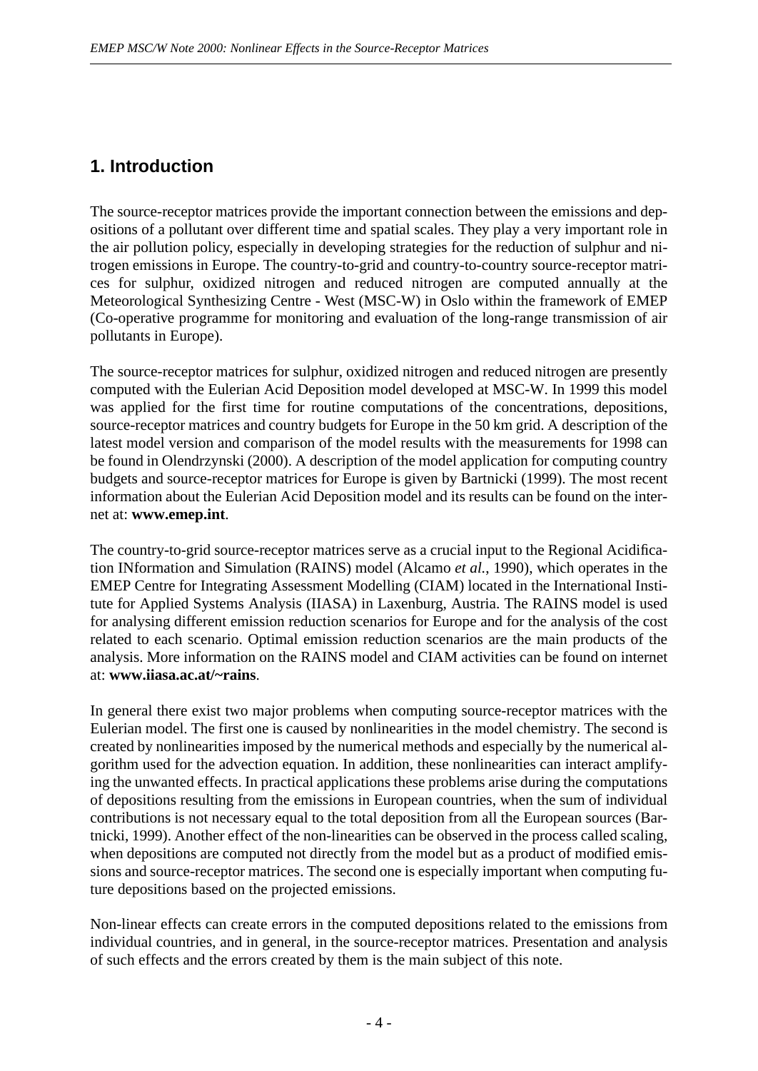## 1. Introduction

The source-receptor matrices provide the important connection between the emissions and depositions of a pollutant over different time and spatial scales. They play a very important role in the air pollution policy, especially in developing strategies for the reduction of sulphur and nitrogen emissions in Europe. The country-to-grid and country-to-country source-receptor matrices for sulphur, oxidized nitrogen and reduced nitrogen are computed annually at the Meteorological Synthesizing Centre - West (MSC-W) in Oslo within the framework of EMEP (Co-operative programme for monitoring and evaluation of the long-range transmission of air pollutants in Europe).

The source-receptor matrices for sulphur, oxidized nitrogen and reduced nitrogen are presently computed with the Eulerian Acid Deposition model developed at MSC-W. In 1999 this model was applied for the first time for routine computations of the concentrations, depositions, source-receptor matrices and country budgets for Europe in the 50 km grid. A description of the latest model version and comparison of the model results with the measurements for 1998 can be found in Olendrzynski (2000). A description of the model application for computing country budgets and source-receptor matrices for Europe is given by Bartnicki (1999). The most recent information about the Eulerian Acid Deposition model and its results can be found on the internet at: **www.emep.int**.

The country-to-grid source-receptor matrices serve as a crucial input to the Regional Acidification INformation and Simulation (RAINS) model (Alcamo *et al.*, 1990), which operates in the EMEP Centre for Integrating Assessment Modelling (CIAM) located in the International Institute for Applied Systems Analysis (IIASA) in Laxenburg, Austria. The RAINS model is used for analysing different emission reduction scenarios for Europe and for the analysis of the cost related to each scenario. Optimal emission reduction scenarios are the main products of the analysis. More information on the RAINS model and CIAM activities can be found on internet at: **www.iiasa.ac.at/~rains**.

In general there exist two major problems when computing source-receptor matrices with the Eulerian model. The first one is caused by nonlinearities in the model chemistry. The second is created by nonlinearities imposed by the numerical methods and especially by the numerical algorithm used for the advection equation. In addition, these nonlinearities can interact amplifying the unwanted effects. In practical applications these problems arise during the computations of depositions resulting from the emissions in European countries, when the sum of individual contributions is not necessary equal to the total deposition from all the European sources (Bartnicki, 1999). Another effect of the non-linearities can be observed in the process called scaling, when depositions are computed not directly from the model but as a product of modified emissions and source-receptor matrices. The second one is especially important when computing future depositions based on the projected emissions.

Non-linear effects can create errors in the computed depositions related to the emissions from individual countries, and in general, in the source-receptor matrices. Presentation and analysis of such effects and the errors created by them is the main subject of this note.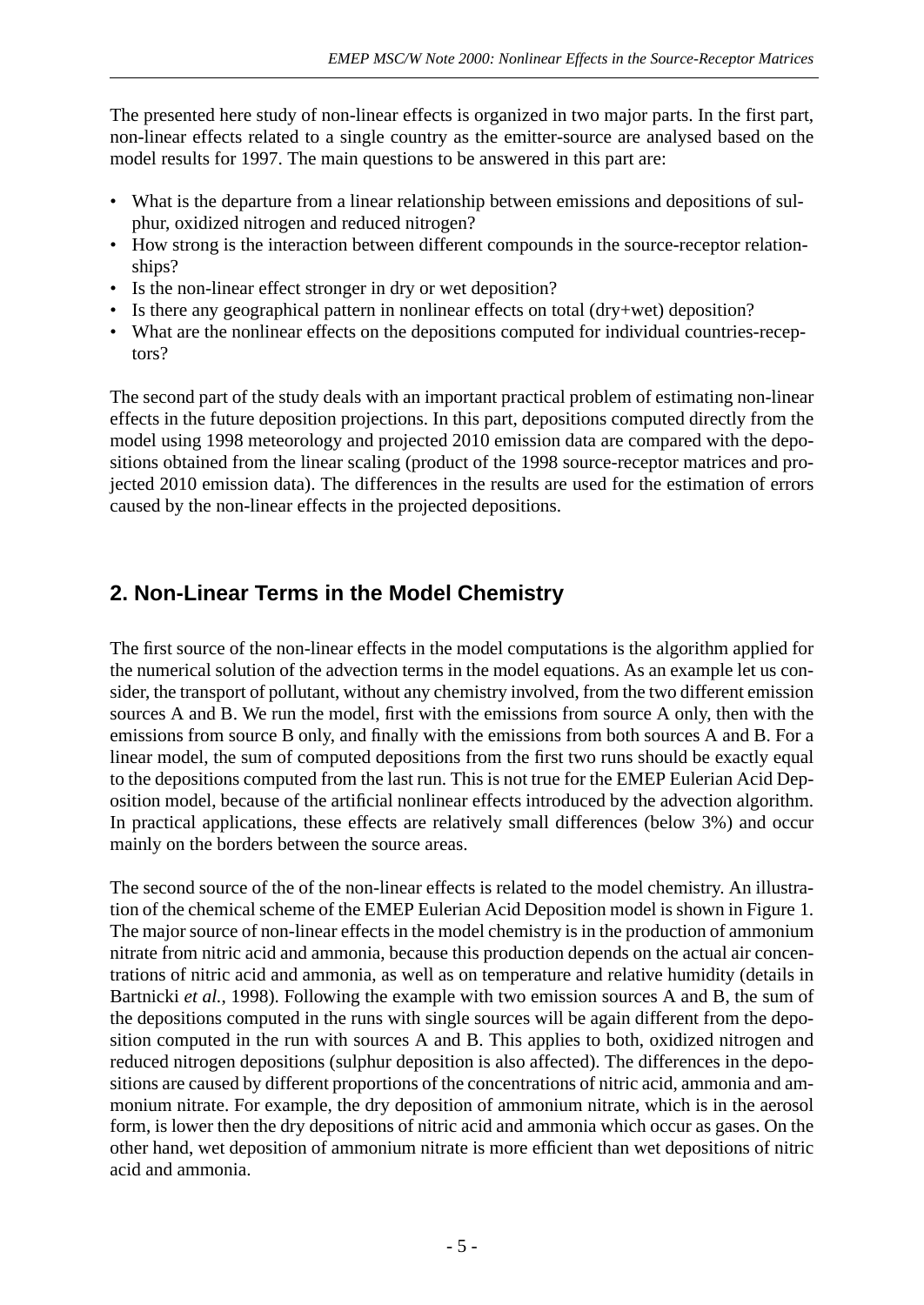The presented here study of non-linear effects is organized in two major parts. In the first part, non-linear effects related to a single country as the emitter-source are analysed based on the model results for 1997. The main questions to be answered in this part are:

- What is the departure from a linear relationship between emissions and depositions of sulphur, oxidized nitrogen and reduced nitrogen?
- How strong is the interaction between different compounds in the source-receptor relationships?
- Is the non-linear effect stronger in dry or wet deposition?
- Is there any geographical pattern in nonlinear effects on total (dry+wet) deposition?
- What are the nonlinear effects on the depositions computed for individual countries-receptors?

The second part of the study deals with an important practical problem of estimating non-linear effects in the future deposition projections. In this part, depositions computed directly from the model using 1998 meteorology and projected 2010 emission data are compared with the depositions obtained from the linear scaling (product of the 1998 source-receptor matrices and projected 2010 emission data). The differences in the results are used for the estimation of errors caused by the non-linear effects in the projected depositions.

## 2. Non-Linear Terms in the Model Chemistry

The first source of the non-linear effects in the model computations is the algorithm applied for the numerical solution of the advection terms in the model equations. As an example let us consider, the transport of pollutant, without any chemistry involved, from the two different emission sources A and B. We run the model, first with the emissions from source A only, then with the emissions from source B only, and finally with the emissions from both sources A and B. For a linear model, the sum of computed depositions from the first two runs should be exactly equal to the depositions computed from the last run. This is not true for the EMEP Eulerian Acid Deposition model, because of the artificial nonlinear effects introduced by the advection algorithm. In practical applications, these effects are relatively small differences (below 3%) and occur mainly on the borders between the source areas.

The second source of the of the non-linear effects is related to the model chemistry. An illustration of the chemical scheme of the EMEP Eulerian Acid Deposition model is shown in Figure 1. The major source of non-linear effects in the model chemistry is in the production of ammonium nitrate from nitric acid and ammonia, because this production depends on the actual air concentrations of nitric acid and ammonia, as well as on temperature and relative humidity (details in Bartnicki *et al.*, 1998). Following the example with two emission sources A and B, the sum of the depositions computed in the runs with single sources will be again different from the deposition computed in the run with sources A and B. This applies to both, oxidized nitrogen and reduced nitrogen depositions (sulphur deposition is also affected). The differences in the depositions are caused by different proportions of the concentrations of nitric acid, ammonia and ammonium nitrate. For example, the dry deposition of ammonium nitrate, which is in the aerosol form, is lower then the dry depositions of nitric acid and ammonia which occur as gases. On the other hand, wet deposition of ammonium nitrate is more efficient than wet depositions of nitric acid and ammonia.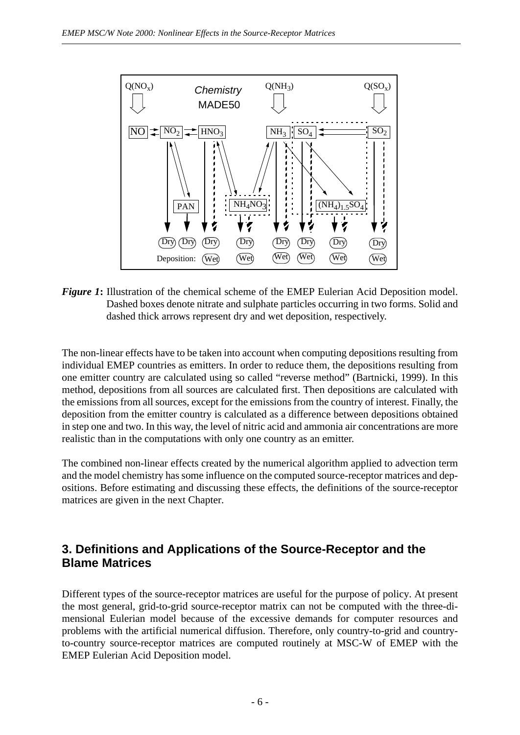*Figure 1***:** Illustration of the chemical scheme of the EMEP Eulerian Acid Deposition model. Dashed boxes denote nitrate and sulphate particles occurring in two forms. Solid and dashed thick arrows represent dry and wet deposition, respectively.

The non-linear effects have to be taken into account when computing depositions resulting from individual EMEP countries as emitters. In order to reduce them, the depositions resulting from one emitter country are calculated using so called "reverse method" (Bartnicki, 1999). In this method, depositions from all sources are calculated first. Then depositions are calculated with the emissions from all sources, except for the emissions from the country of interest. Finally, the deposition from the emitter country is calculated as a difference between depositions obtained in step one and two. In this way, the level of nitric acid and ammonia air concentrations are more realistic than in the computations with only one country as an emitter.

The combined non-linear effects created by the numerical algorithm applied to advection term and the model chemistry has some influence on the computed source-receptor matrices and depositions. Before estimating and discussing these effects, the definitions of the source-receptor matrices are given in the next Chapter.

## 3. Definitions and Applications of the Source-Receptor and the Blame Matrices

Different types of the source-receptor matrices are useful for the purpose of policy. At present the most general, grid-to-grid source-receptor matrix can not be computed with the three-dimensional Eulerian model because of the excessive demands for computer resources and problems with the artificial numerical diffusion. Therefore, only country-to-grid and country-to-country source-receptor matrices are computed routinely at MSC-W of EMEP with the EMEP Eulerian Acid Deposition model.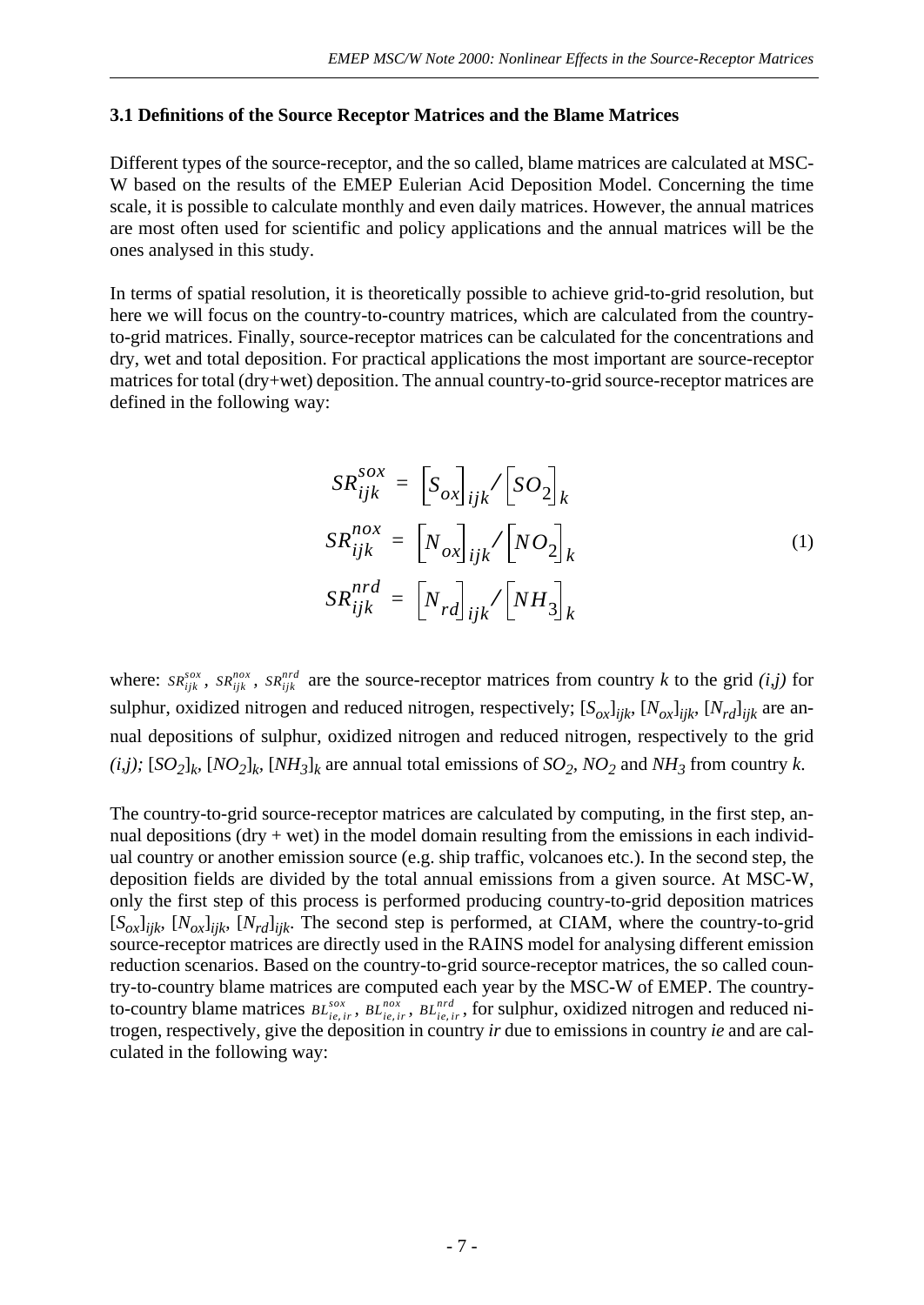### 3.1 Definitions of the Source Receptor Matrices and the Blame Matrices

Different types of the source-receptor, and the so called, blame matrices are calculated at MSC-W based on the results of the EMEP Eulerian Acid Deposition Model. Concerning the time scale, it is possible to calculate monthly and even daily matrices. However, the annual matrices are most often used for scientific and policy applications and the annual matrices will be the ones analysed in this study.

In terms of spatial resolution, it is theoretically possible to achieve grid-to-grid resolution, but here we will focus on the country-to-country matrices, which are calculated from the country-to-grid matrices. Finally, source-receptor matrices can be calculated for the concentrations and dry, wet and total deposition. For practical applications the most important are source-receptor matrices for total (dry+wet) deposition. The annual country-to-grid source-receptor matrices are defined in the following way:

$$
\begin{aligned}
SR_{ijk}^{sox} &= \left[S_{ox}\right]_{ijk} / \left[SO_2\right]_k \\
SR_{ijk}^{nox} &= \left[N_{ox}\right]_{ijk} / \left[NO_2\right]_k \\
SR_{ijk}^{nrd} &= \left[N_{rd}\right]_{ijk} / \left[NH_3\right]_k
\end{aligned}
\tag{1}
$$

where: $SR_{ijk}^{sox}$, $SR_{ijk}^{nox}$, $SR_{ijk}^{nrd}$ are the source-receptor matrices from country $k$ to the grid $(i,j)$ for sulphur, oxidized nitrogen and reduced nitrogen, respectively; $[S_{ox}]_{ijk}$, $[N_{ox}]_{ijk}$, $[N_{rd}]_{ijk}$ are annual depositions of sulphur, oxidized nitrogen and reduced nitrogen, respectively to the grid $(i,j)$; $[SO_2]_k$, $[NO_2]_k$, $[NH_3]_k$ are annual total emissions of $SO_2$, $NO_2$ and $NH_3$ from country $k$.

The country-to-grid source-receptor matrices are calculated by computing, in the first step, annual depositions (dry + wet) in the model domain resulting from the emissions in each individual country or another emission source (e.g. ship traffic, volcanoes etc.). In the second step, the deposition fields are divided by the total annual emissions from a given source. At MSC-W, only the first step of this process is performed producing country-to-grid deposition matrices $[S_{ox}]_{ijk}$, $[N_{ox}]_{ijk}$, $[N_{rd}]_{ijk}$. The second step is performed, at CIAM, where the country-to-grid source-receptor matrices are directly used in the RAINS model for analysing different emission reduction scenarios. Based on the country-to-grid source-receptor matrices, the so called country-to-country blame matrices are computed each year by the MSC-W of EMEP. The country-to-country blame matrices $BL_{ie,ir}^{sox}$, $BL_{ie,ir}^{nox}$, $BL_{ie,ir}^{nrd}$, for sulphur, oxidized nitrogen and reduced nitrogen, respectively, give the deposition in country *ir* due to emissions in country *ie* and are calculated in the following way: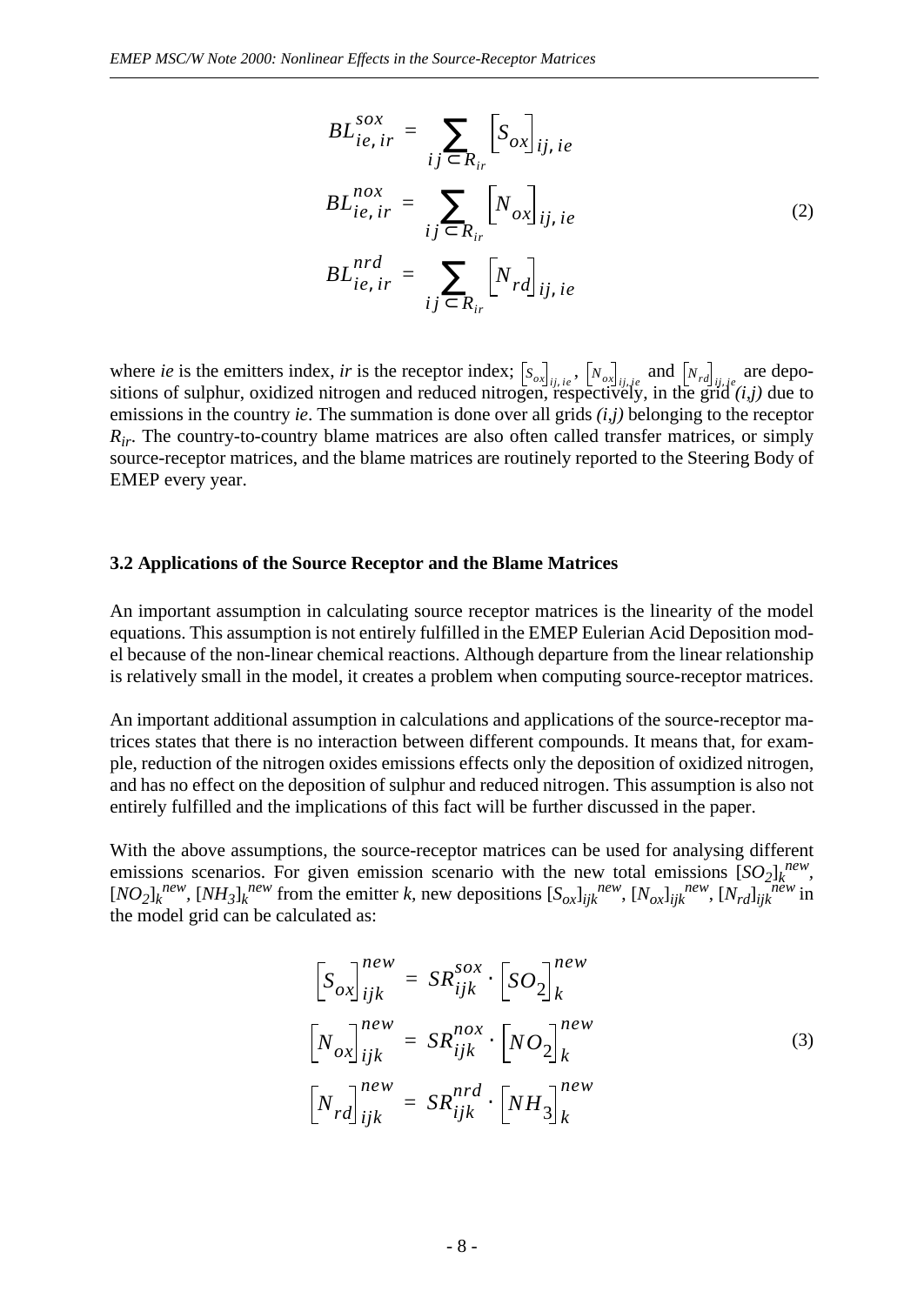$$
\begin{aligned}
BL_{ie,\,ir}^{sox} &= \sum_{ij \subset R_{ir}} \left[S_{ox}\right]_{ij,\,ie} \\
BL_{ie,\,ir}^{nox} &= \sum_{ij \subset R_{ir}} \left[N_{ox}\right]_{ij,\,ie} \\
BL_{ie,\,ir}^{nrd} &= \sum_{ij \subset R_{ir}} \left[N_{rd}\right]_{ij,\,ie}
\end{aligned}
\tag{2}
$$

where *ie* is the emitters index, *ir* is the receptor index; $\left[S_{ox}\right]_{ij,\,ie}$, $\left[N_{ox}\right]_{ij,\,ie}$ and $\left[N_{rd}\right]_{ij,\,ie}$ are depositions of sulphur, oxidized nitrogen and reduced nitrogen, respectively, in the grid *(i,j)* due to emissions in the country *ie*. The summation is done over all grids *(i,j)* belonging to the receptor $R_{ir}$. The country-to-country blame matrices are also often called transfer matrices, or simply source-receptor matrices, and the blame matrices are routinely reported to the Steering Body of EMEP every year.

### 3.2 Applications of the Source Receptor and the Blame Matrices

An important assumption in calculating source receptor matrices is the linearity of the model equations. This assumption is not entirely fulfilled in the EMEP Eulerian Acid Deposition model because of the non-linear chemical reactions. Although departure from the linear relationship is relatively small in the model, it creates a problem when computing source-receptor matrices.

An important additional assumption in calculations and applications of the source-receptor matrices states that there is no interaction between different compounds. It means that, for example, reduction of the nitrogen oxides emissions effects only the deposition of oxidized nitrogen, and has no effect on the deposition of sulphur and reduced nitrogen. This assumption is also not entirely fulfilled and the implications of this fact will be further discussed in the paper.

With the above assumptions, the source-receptor matrices can be used for analysing different emissions scenarios. For given emission scenario with the new total emissions $[SO_2]_k^{new}$, $[NO_2]_k^{new}$, $[NH_3]_k^{new}$ from the emitter *k*, new depositions $[S_{ox}]_{ijk}^{new}$, $[N_{ox}]_{ijk}^{new}$, $[N_{rd}]_{ijk}^{new}$ in the model grid can be calculated as:

$$
\begin{aligned}
\left[S_{ox}\right]_{ijk}^{new} &= SR_{ijk}^{sox} \cdot \left[SO_2\right]_k^{new} \\
\left[N_{ox}\right]_{ijk}^{new} &= SR_{ijk}^{nox} \cdot \left[NO_2\right]_k^{new} \\
\left[N_{rd}\right]_{ijk}^{new} &= SR_{ijk}^{nrd} \cdot \left[NH_3\right]_k^{new}
\end{aligned}
\tag{3}
$$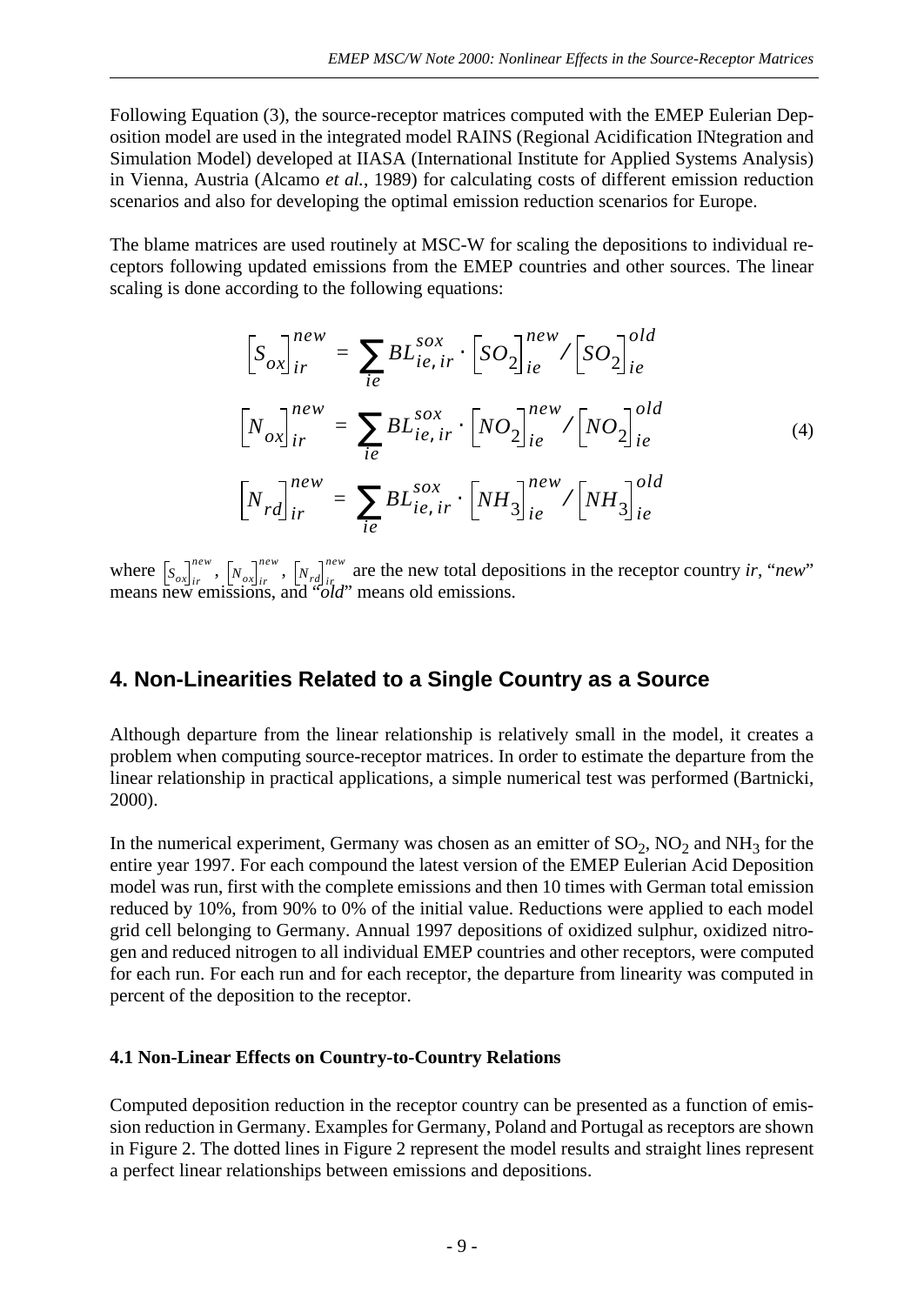Following Equation (3), the source-receptor matrices computed with the EMEP Eulerian Deposition model are used in the integrated model RAINS (Regional Acidification INtegration and Simulation Model) developed at IIASA (International Institute for Applied Systems Analysis) in Vienna, Austria (Alcamo *et al.*, 1989) for calculating costs of different emission reduction scenarios and also for developing the optimal emission reduction scenarios for Europe.

The blame matrices are used routinely at MSC-W for scaling the depositions to individual receptors following updated emissions from the EMEP countries and other sources. The linear scaling is done according to the following equations:

$$
\begin{aligned}
\left[S_{ox}\right]_{ir}^{new} &= \sum_{ie} BL_{ie,\,ir}^{sox} \cdot \left[SO_2\right]_{ie}^{new} / \left[SO_2\right]_{ie}^{old} \\
\left[N_{ox}\right]_{ir}^{new} &= \sum_{ie} BL_{ie,\,ir}^{sox} \cdot \left[NO_2\right]_{ie}^{new} / \left[NO_2\right]_{ie}^{old} \\
\left[N_{rd}\right]_{ir}^{new} &= \sum_{ie} BL_{ie,\,ir}^{sox} \cdot \left[NH_3\right]_{ie}^{new} / \left[NH_3\right]_{ie}^{old}
\end{aligned}
\tag{4}
$$

where $\left[S_{ox}\right]_{ir}^{new}$, $\left[N_{ox}\right]_{ir}^{new}$, $\left[N_{rd}\right]_{ir}^{new}$ are the new total depositions in the receptor country *ir*, "*new*" means new emissions, and "*old*" means old emissions.

# 4. Non-Linearities Related to a Single Country as a Source

Although departure from the linear relationship is relatively small in the model, it creates a problem when computing source-receptor matrices. In order to estimate the departure from the linear relationship in practical applications, a simple numerical test was performed (Bartnicki, 2000).

In the numerical experiment, Germany was chosen as an emitter of $SO_2$, $NO_2$ and $NH_3$ for the entire year 1997. For each compound the latest version of the EMEP Eulerian Acid Deposition model was run, first with the complete emissions and then 10 times with German total emission reduced by 10%, from 90% to 0% of the initial value. Reductions were applied to each model grid cell belonging to Germany. Annual 1997 depositions of oxidized sulphur, oxidized nitrogen and reduced nitrogen to all individual EMEP countries and other receptors, were computed for each run. For each run and for each receptor, the departure from linearity was computed in percent of the deposition to the receptor.

### 4.1 Non-Linear Effects on Country-to-Country Relations

Computed deposition reduction in the receptor country can be presented as a function of emission reduction in Germany. Examples for Germany, Poland and Portugal as receptors are shown in Figure 2. The dotted lines in Figure 2 represent the model results and straight lines represent a perfect linear relationships between emissions and depositions.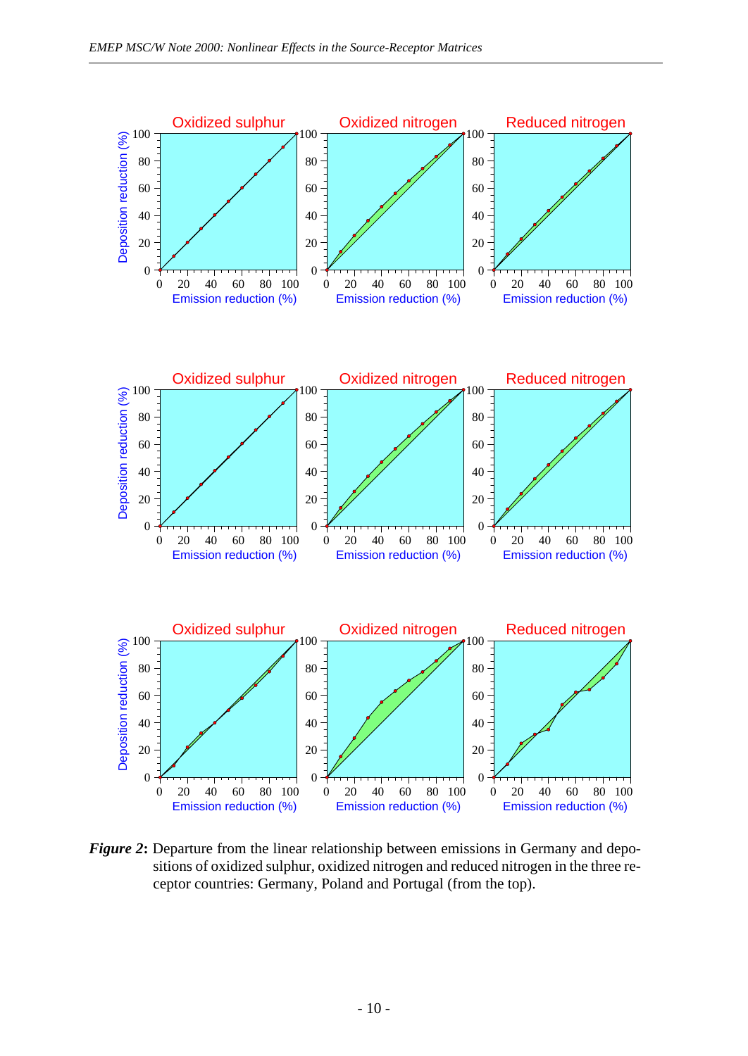***Figure 2*****:** Departure from the linear relationship between emissions in Germany and depositions of oxidized sulphur, oxidized nitrogen and reduced nitrogen in the three receptor countries: Germany, Poland and Portugal (from the top).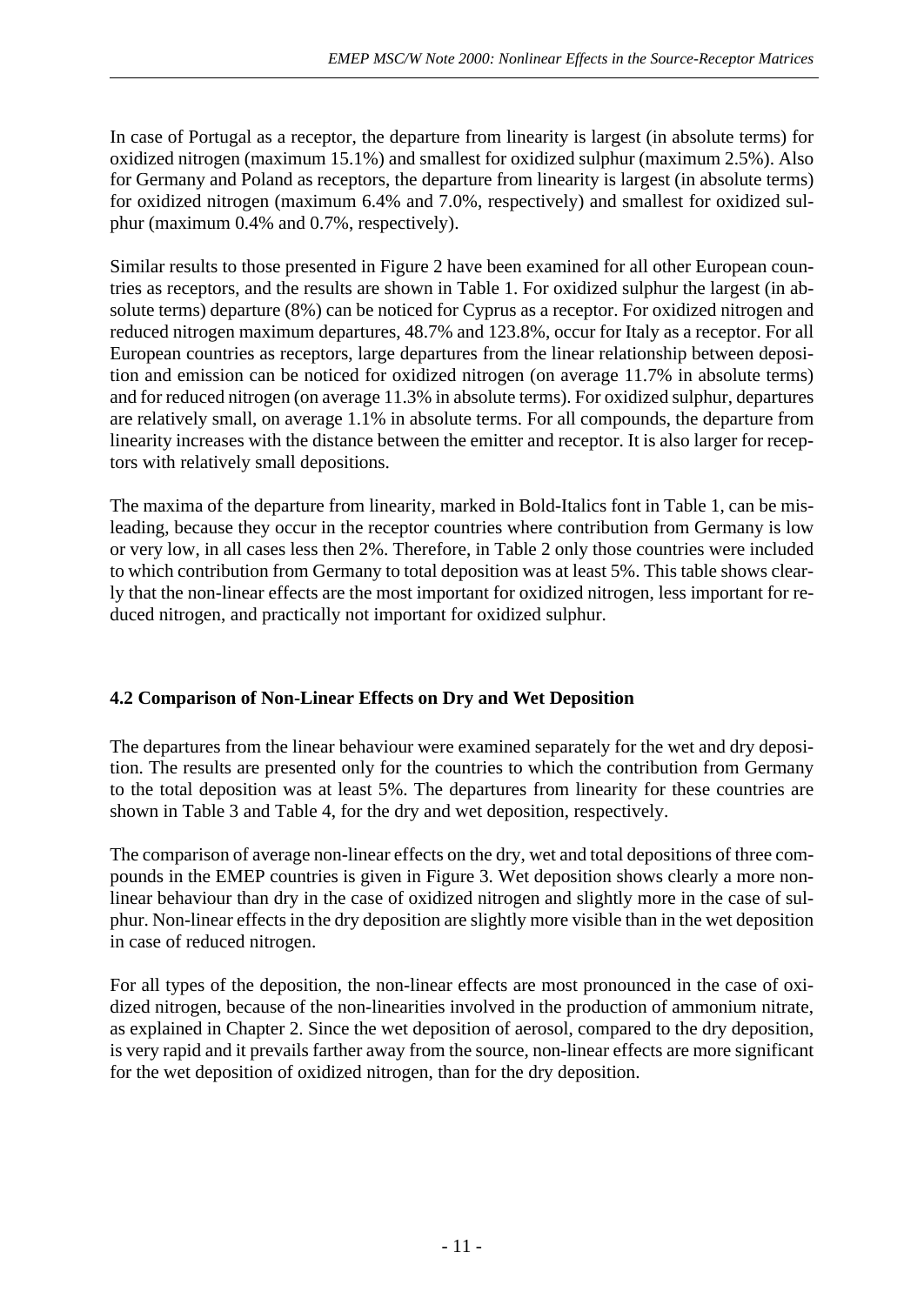In case of Portugal as a receptor, the departure from linearity is largest (in absolute terms) for oxidized nitrogen (maximum 15.1%) and smallest for oxidized sulphur (maximum 2.5%). Also for Germany and Poland as receptors, the departure from linearity is largest (in absolute terms) for oxidized nitrogen (maximum 6.4% and 7.0%, respectively) and smallest for oxidized sulphur (maximum 0.4% and 0.7%, respectively).

Similar results to those presented in Figure 2 have been examined for all other European countries as receptors, and the results are shown in Table 1. For oxidized sulphur the largest (in absolute terms) departure (8%) can be noticed for Cyprus as a receptor. For oxidized nitrogen and reduced nitrogen maximum departures, 48.7% and 123.8%, occur for Italy as a receptor. For all European countries as receptors, large departures from the linear relationship between deposition and emission can be noticed for oxidized nitrogen (on average 11.7% in absolute terms) and for reduced nitrogen (on average 11.3% in absolute terms). For oxidized sulphur, departures are relatively small, on average 1.1% in absolute terms. For all compounds, the departure from linearity increases with the distance between the emitter and receptor. It is also larger for receptors with relatively small depositions.

The maxima of the departure from linearity, marked in Bold-Italics font in Table 1, can be misleading, because they occur in the receptor countries where contribution from Germany is low or very low, in all cases less then 2%. Therefore, in Table 2 only those countries were included to which contribution from Germany to total deposition was at least 5%. This table shows clearly that the non-linear effects are the most important for oxidized nitrogen, less important for reduced nitrogen, and practically not important for oxidized sulphur.

### 4.2 Comparison of Non-Linear Effects on Dry and Wet Deposition

The departures from the linear behaviour were examined separately for the wet and dry deposition. The results are presented only for the countries to which the contribution from Germany to the total deposition was at least 5%. The departures from linearity for these countries are shown in Table 3 and Table 4, for the dry and wet deposition, respectively.

The comparison of average non-linear effects on the dry, wet and total depositions of three compounds in the EMEP countries is given in Figure 3. Wet deposition shows clearly a more nonlinear behaviour than dry in the case of oxidized nitrogen and slightly more in the case of sulphur. Non-linear effects in the dry deposition are slightly more visible than in the wet deposition in case of reduced nitrogen.

For all types of the deposition, the non-linear effects are most pronounced in the case of oxidized nitrogen, because of the non-linearities involved in the production of ammonium nitrate, as explained in Chapter 2. Since the wet deposition of aerosol, compared to the dry deposition, is very rapid and it prevails farther away from the source, non-linear effects are more significant for the wet deposition of oxidized nitrogen, than for the dry deposition.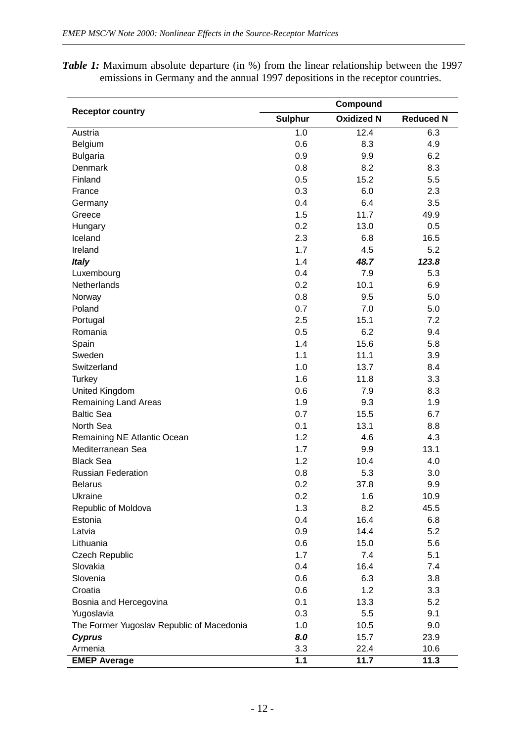***Table 1:*** Maximum absolute departure (in %) from the linear relationship between the 1997 emissions in Germany and the annual 1997 depositions in the receptor countries.

| **Receptor country** | **Compound** | | |
|---|---|---|---|
| | **Sulphur** | **Oxidized N** | **Reduced N** |
| Austria | 1.0 | 12.4 | 6.3 |
| Belgium | 0.6 | 8.3 | 4.9 |
| Bulgaria | 0.9 | 9.9 | 6.2 |
| Denmark | 0.8 | 8.2 | 8.3 |
| Finland | 0.5 | 15.2 | 5.5 |
| France | 0.3 | 6.0 | 2.3 |
| Germany | 0.4 | 6.4 | 3.5 |
| Greece | 1.5 | 11.7 | 49.9 |
| Hungary | 0.2 | 13.0 | 0.5 |
| Iceland | 2.3 | 6.8 | 16.5 |
| Ireland | 1.7 | 4.5 | 5.2 |
| ***Italy*** | 1.4 | ***48.7*** | ***123.8*** |
| Luxembourg | 0.4 | 7.9 | 5.3 |
| Netherlands | 0.2 | 10.1 | 6.9 |
| Norway | 0.8 | 9.5 | 5.0 |
| Poland | 0.7 | 7.0 | 5.0 |
| Portugal | 2.5 | 15.1 | 7.2 |
| Romania | 0.5 | 6.2 | 9.4 |
| Spain | 1.4 | 15.6 | 5.8 |
| Sweden | 1.1 | 11.1 | 3.9 |
| Switzerland | 1.0 | 13.7 | 8.4 |
| Turkey | 1.6 | 11.8 | 3.3 |
| United Kingdom | 0.6 | 7.9 | 8.3 |
| Remaining Land Areas | 1.9 | 9.3 | 1.9 |
| Baltic Sea | 0.7 | 15.5 | 6.7 |
| North Sea | 0.1 | 13.1 | 8.8 |
| Remaining NE Atlantic Ocean | 1.2 | 4.6 | 4.3 |
| Mediterranean Sea | 1.7 | 9.9 | 13.1 |
| Black Sea | 1.2 | 10.4 | 4.0 |
| Russian Federation | 0.8 | 5.3 | 3.0 |
| Belarus | 0.2 | 37.8 | 9.9 |
| Ukraine | 0.2 | 1.6 | 10.9 |
| Republic of Moldova | 1.3 | 8.2 | 45.5 |
| Estonia | 0.4 | 16.4 | 6.8 |
| Latvia | 0.9 | 14.4 | 5.2 |
| Lithuania | 0.6 | 15.0 | 5.6 |
| Czech Republic | 1.7 | 7.4 | 5.1 |
| Slovakia | 0.4 | 16.4 | 7.4 |
| Slovenia | 0.6 | 6.3 | 3.8 |
| Croatia | 0.6 | 1.2 | 3.3 |
| Bosnia and Hercegovina | 0.1 | 13.3 | 5.2 |
| Yugoslavia | 0.3 | 5.5 | 9.1 |
| The Former Yugoslav Republic of Macedonia | 1.0 | 10.5 | 9.0 |
| ***Cyprus*** | ***8.0*** | 15.7 | 23.9 |
| Armenia | 3.3 | 22.4 | 10.6 |
| **EMEP Average** | **1.1** | **11.7** | **11.3** |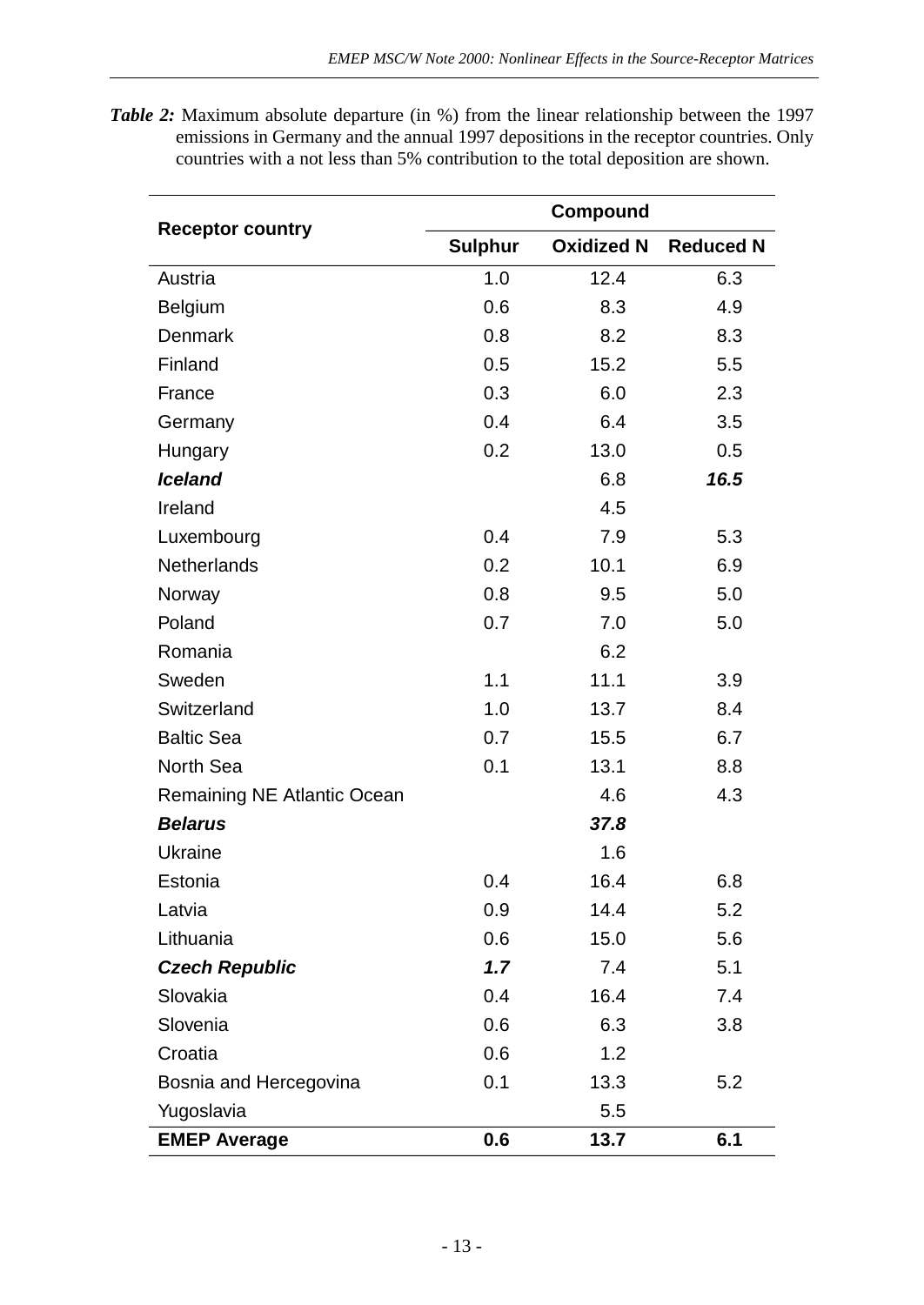***Table 2:*** Maximum absolute departure (in %) from the linear relationship between the 1997 emissions in Germany and the annual 1997 depositions in the receptor countries. Only countries with a not less than 5% contribution to the total deposition are shown.

| **Receptor country** | **Compound** | | |
|---|---|---|---|
| | **Sulphur** | **Oxidized N** | **Reduced N** |
| Austria | 1.0 | 12.4 | 6.3 |
| Belgium | 0.6 | 8.3 | 4.9 |
| Denmark | 0.8 | 8.2 | 8.3 |
| Finland | 0.5 | 15.2 | 5.5 |
| France | 0.3 | 6.0 | 2.3 |
| Germany | 0.4 | 6.4 | 3.5 |
| Hungary | 0.2 | 13.0 | 0.5 |
| ***Iceland*** | | 6.8 | ***16.5*** |
| Ireland | | 4.5 | |
| Luxembourg | 0.4 | 7.9 | 5.3 |
| Netherlands | 0.2 | 10.1 | 6.9 |
| Norway | 0.8 | 9.5 | 5.0 |
| Poland | 0.7 | 7.0 | 5.0 |
| Romania | | 6.2 | |
| Sweden | 1.1 | 11.1 | 3.9 |
| Switzerland | 1.0 | 13.7 | 8.4 |
| Baltic Sea | 0.7 | 15.5 | 6.7 |
| North Sea | 0.1 | 13.1 | 8.8 |
| Remaining NE Atlantic Ocean | | 4.6 | 4.3 |
| ***Belarus*** | | ***37.8*** | |
| Ukraine | | 1.6 | |
| Estonia | 0.4 | 16.4 | 6.8 |
| Latvia | 0.9 | 14.4 | 5.2 |
| Lithuania | 0.6 | 15.0 | 5.6 |
| ***Czech Republic*** | ***1.7*** | 7.4 | 5.1 |
| Slovakia | 0.4 | 16.4 | 7.4 |
| Slovenia | 0.6 | 6.3 | 3.8 |
| Croatia | 0.6 | 1.2 | |
| Bosnia and Hercegovina | 0.1 | 13.3 | 5.2 |
| Yugoslavia | | 5.5 | |
| **EMEP Average** | **0.6** | **13.7** | **6.1** |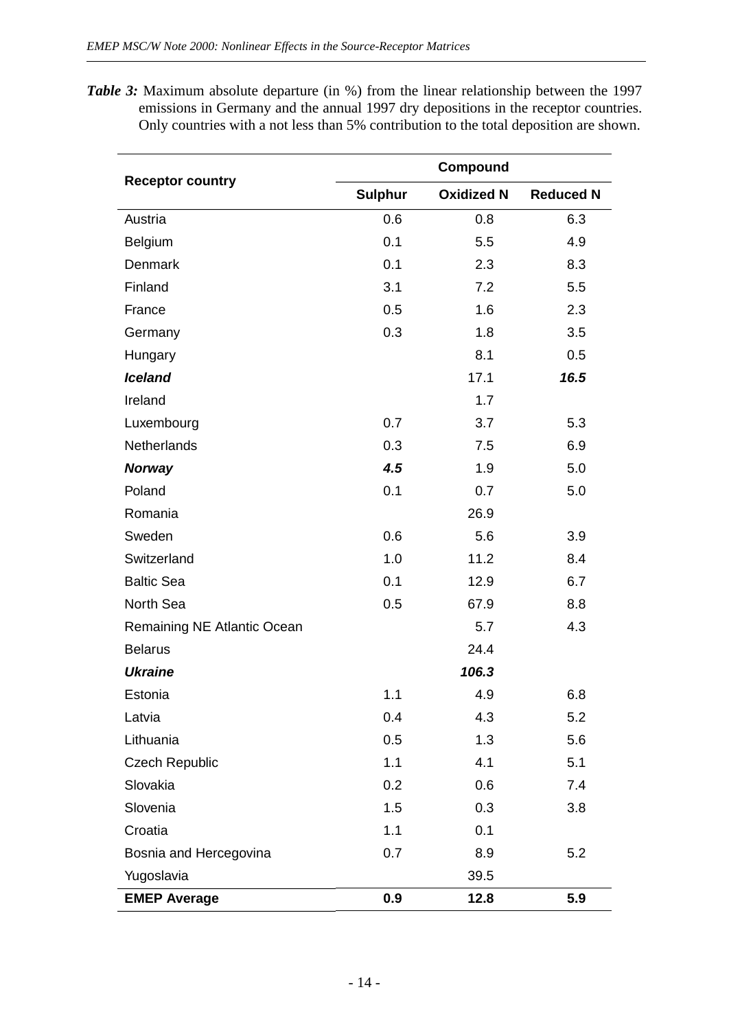***Table 3:*** Maximum absolute departure (in %) from the linear relationship between the 1997 emissions in Germany and the annual 1997 dry depositions in the receptor countries. Only countries with a not less than 5% contribution to the total deposition are shown.

| Receptor country | Compound | | |
|---|---|---|---|
| | **Sulphur** | **Oxidized N** | **Reduced N** |
| Austria | 0.6 | 0.8 | 6.3 |
| Belgium | 0.1 | 5.5 | 4.9 |
| Denmark | 0.1 | 2.3 | 8.3 |
| Finland | 3.1 | 7.2 | 5.5 |
| France | 0.5 | 1.6 | 2.3 |
| Germany | 0.3 | 1.8 | 3.5 |
| Hungary | | 8.1 | 0.5 |
| ***Iceland*** | | 17.1 | ***16.5*** |
| Ireland | | 1.7 | |
| Luxembourg | 0.7 | 3.7 | 5.3 |
| Netherlands | 0.3 | 7.5 | 6.9 |
| ***Norway*** | ***4.5*** | 1.9 | 5.0 |
| Poland | 0.1 | 0.7 | 5.0 |
| Romania | | 26.9 | |
| Sweden | 0.6 | 5.6 | 3.9 |
| Switzerland | 1.0 | 11.2 | 8.4 |
| Baltic Sea | 0.1 | 12.9 | 6.7 |
| North Sea | 0.5 | 67.9 | 8.8 |
| Remaining NE Atlantic Ocean | | 5.7 | 4.3 |
| Belarus | | 24.4 | |
| ***Ukraine*** | | ***106.3*** | |
| Estonia | 1.1 | 4.9 | 6.8 |
| Latvia | 0.4 | 4.3 | 5.2 |
| Lithuania | 0.5 | 1.3 | 5.6 |
| Czech Republic | 1.1 | 4.1 | 5.1 |
| Slovakia | 0.2 | 0.6 | 7.4 |
| Slovenia | 1.5 | 0.3 | 3.8 |
| Croatia | 1.1 | 0.1 | |
| Bosnia and Hercegovina | 0.7 | 8.9 | 5.2 |
| Yugoslavia | | 39.5 | |
| **EMEP Average** | **0.9** | **12.8** | **5.9** |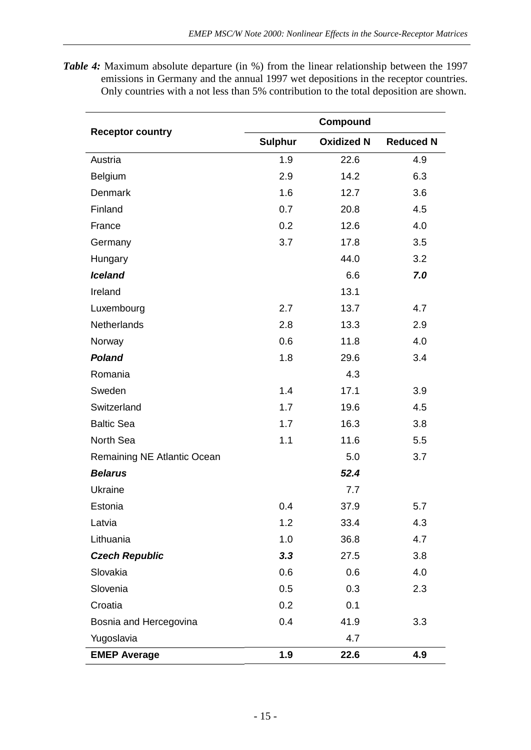***Table 4:*** Maximum absolute departure (in %) from the linear relationship between the 1997 emissions in Germany and the annual 1997 wet depositions in the receptor countries. Only countries with a not less than 5% contribution to the total deposition are shown.

| **Receptor country** | **Compound** | | |
|---|---|---|---|
| | **Sulphur** | **Oxidized N** | **Reduced N** |
| Austria | 1.9 | 22.6 | 4.9 |
| Belgium | 2.9 | 14.2 | 6.3 |
| Denmark | 1.6 | 12.7 | 3.6 |
| Finland | 0.7 | 20.8 | 4.5 |
| France | 0.2 | 12.6 | 4.0 |
| Germany | 3.7 | 17.8 | 3.5 |
| Hungary | | 44.0 | 3.2 |
| ***Iceland*** | | 6.6 | ***7.0*** |
| Ireland | | 13.1 | |
| Luxembourg | 2.7 | 13.7 | 4.7 |
| Netherlands | 2.8 | 13.3 | 2.9 |
| Norway | 0.6 | 11.8 | 4.0 |
| ***Poland*** | 1.8 | 29.6 | 3.4 |
| Romania | | 4.3 | |
| Sweden | 1.4 | 17.1 | 3.9 |
| Switzerland | 1.7 | 19.6 | 4.5 |
| Baltic Sea | 1.7 | 16.3 | 3.8 |
| North Sea | 1.1 | 11.6 | 5.5 |
| Remaining NE Atlantic Ocean | | 5.0 | 3.7 |
| ***Belarus*** | | ***52.4*** | |
| Ukraine | | 7.7 | |
| Estonia | 0.4 | 37.9 | 5.7 |
| Latvia | 1.2 | 33.4 | 4.3 |
| Lithuania | 1.0 | 36.8 | 4.7 |
| ***Czech Republic*** | ***3.3*** | 27.5 | 3.8 |
| Slovakia | 0.6 | 0.6 | 4.0 |
| Slovenia | 0.5 | 0.3 | 2.3 |
| Croatia | 0.2 | 0.1 | |
| Bosnia and Hercegovina | 0.4 | 41.9 | 3.3 |
| Yugoslavia | | 4.7 | |
| **EMEP Average** | **1.9** | **22.6** | **4.9** |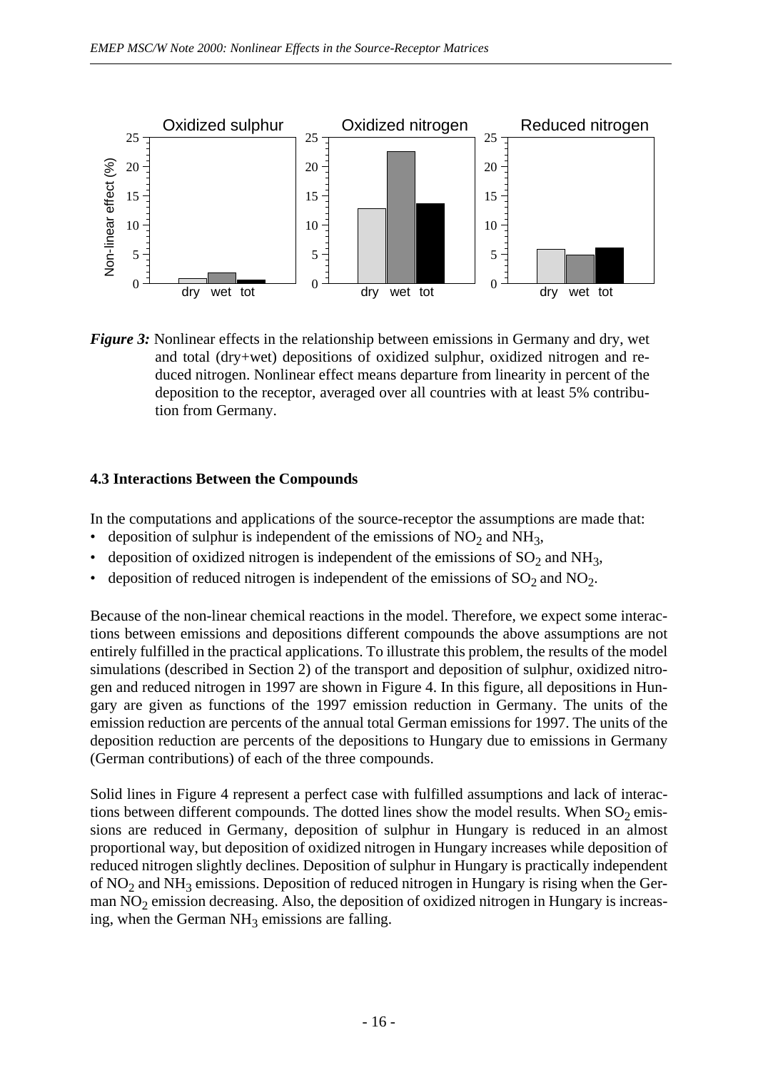*Figure 3:* Nonlinear effects in the relationship between emissions in Germany and dry, wet and total (dry+wet) depositions of oxidized sulphur, oxidized nitrogen and reduced nitrogen. Nonlinear effect means departure from linearity in percent of the deposition to the receptor, averaged over all countries with at least 5% contribution from Germany.

### 4.3 Interactions Between the Compounds

In the computations and applications of the source-receptor the assumptions are made that:

- deposition of sulphur is independent of the emissions of $NO_2$ and $NH_3$,
- deposition of oxidized nitrogen is independent of the emissions of $SO_2$ and $NH_3$,
- deposition of reduced nitrogen is independent of the emissions of $SO_2$ and $NO_2$.

Because of the non-linear chemical reactions in the model. Therefore, we expect some interactions between emissions and depositions different compounds the above assumptions are not entirely fulfilled in the practical applications. To illustrate this problem, the results of the model simulations (described in Section 2) of the transport and deposition of sulphur, oxidized nitrogen and reduced nitrogen in 1997 are shown in Figure 4. In this figure, all depositions in Hungary are given as functions of the 1997 emission reduction in Germany. The units of the emission reduction are percents of the annual total German emissions for 1997. The units of the deposition reduction are percents of the depositions to Hungary due to emissions in Germany (German contributions) of each of the three compounds.

Solid lines in Figure 4 represent a perfect case with fulfilled assumptions and lack of interactions between different compounds. The dotted lines show the model results. When $SO_2$ emissions are reduced in Germany, deposition of sulphur in Hungary is reduced in an almost proportional way, but deposition of oxidized nitrogen in Hungary increases while deposition of reduced nitrogen slightly declines. Deposition of sulphur in Hungary is practically independent of $NO_2$ and $NH_3$ emissions. Deposition of reduced nitrogen in Hungary is rising when the German $NO_2$ emission decreasing. Also, the deposition of oxidized nitrogen in Hungary is increasing, when the German $NH_3$ emissions are falling.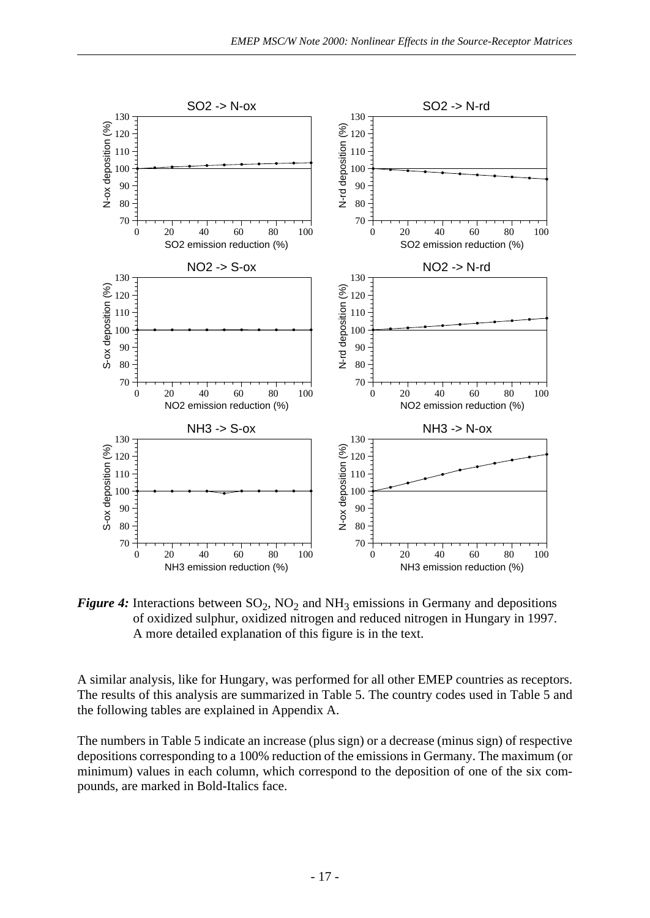***Figure 4:*** Interactions between $SO_2$, $NO_2$ and $NH_3$ emissions in Germany and depositions of oxidized sulphur, oxidized nitrogen and reduced nitrogen in Hungary in 1997. A more detailed explanation of this figure is in the text.

A similar analysis, like for Hungary, was performed for all other EMEP countries as receptors. The results of this analysis are summarized in Table 5. The country codes used in Table 5 and the following tables are explained in Appendix A.

The numbers in Table 5 indicate an increase (plus sign) or a decrease (minus sign) of respective depositions corresponding to a 100% reduction of the emissions in Germany. The maximum (or minimum) values in each column, which correspond to the deposition of one of the six compounds, are marked in Bold-Italics face.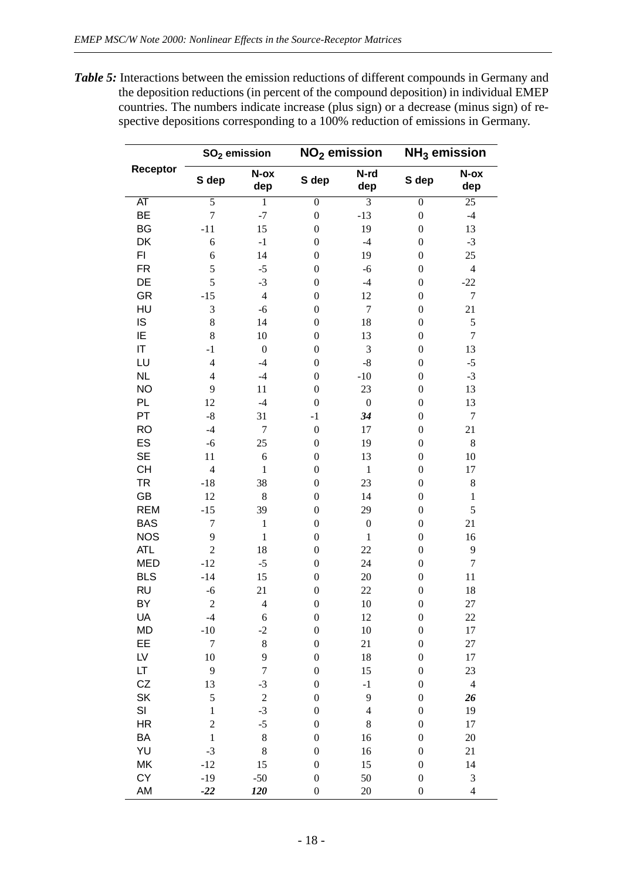**Table 5:** Interactions between the emission reductions of different compounds in Germany and the deposition reductions (in percent of the compound deposition) in individual EMEP countries. The numbers indicate increase (plus sign) or a decrease (minus sign) of respective depositions corresponding to a 100% reduction of emissions in Germany.

| Receptor | $SO_2$ emission | | $NO_2$ emission | | $NH_3$ emission | |
|---|---|---|---|---|---|---|
| | S dep | N-ox dep | S dep | N-rd dep | S dep | N-ox dep |
| AT | 5 | 1 | 0 | 3 | 0 | 25 |
| BE | 7 | -7 | 0 | -13 | 0 | -4 |
| BG | -11 | 15 | 0 | 19 | 0 | 13 |
| DK | 6 | -1 | 0 | -4 | 0 | -3 |
| FI | 6 | 14 | 0 | 19 | 0 | 25 |
| FR | 5 | -5 | 0 | -6 | 0 | 4 |
| DE | 5 | -3 | 0 | -4 | 0 | -22 |
| GR | -15 | 4 | 0 | 12 | 0 | 7 |
| HU | 3 | -6 | 0 | 7 | 0 | 21 |
| IS | 8 | 14 | 0 | 18 | 0 | 5 |
| IE | 8 | 10 | 0 | 13 | 0 | 7 |
| IT | -1 | 0 | 0 | 3 | 0 | 13 |
| LU | 4 | -4 | 0 | -8 | 0 | -5 |
| NL | 4 | -4 | 0 | -10 | 0 | -3 |
| NO | 9 | 11 | 0 | 23 | 0 | 13 |
| PL | 12 | -4 | 0 | 0 | 0 | 13 |
| PT | -8 | 31 | -1 | ***34*** | 0 | 7 |
| RO | -4 | 7 | 0 | 17 | 0 | 21 |
| ES | -6 | 25 | 0 | 19 | 0 | 8 |
| SE | 11 | 6 | 0 | 13 | 0 | 10 |
| CH | 4 | 1 | 0 | 1 | 0 | 17 |
| TR | -18 | 38 | 0 | 23 | 0 | 8 |
| GB | 12 | 8 | 0 | 14 | 0 | 1 |
| REM | -15 | 39 | 0 | 29 | 0 | 5 |
| BAS | 7 | 1 | 0 | 0 | 0 | 21 |
| NOS | 9 | 1 | 0 | 1 | 0 | 16 |
| ATL | 2 | 18 | 0 | 22 | 0 | 9 |
| MED | -12 | -5 | 0 | 24 | 0 | 7 |
| BLS | -14 | 15 | 0 | 20 | 0 | 11 |
| RU | -6 | 21 | 0 | 22 | 0 | 18 |
| BY | 2 | 4 | 0 | 10 | 0 | 27 |
| UA | -4 | 6 | 0 | 12 | 0 | 22 |
| MD | -10 | -2 | 0 | 10 | 0 | 17 |
| EE | 7 | 8 | 0 | 21 | 0 | 27 |
| LV | 10 | 9 | 0 | 18 | 0 | 17 |
| LT | 9 | 7 | 0 | 15 | 0 | 23 |
| CZ | 13 | -3 | 0 | -1 | 0 | 4 |
| SK | 5 | 2 | 0 | 9 | 0 | ***26*** |
| SI | 1 | -3 | 0 | 4 | 0 | 19 |
| HR | 2 | -5 | 0 | 8 | 0 | 17 |
| BA | 1 | 8 | 0 | 16 | 0 | 20 |
| YU | -3 | 8 | 0 | 16 | 0 | 21 |
| MK | -12 | 15 | 0 | 15 | 0 | 14 |
| CY | -19 | -50 | 0 | 50 | 0 | 3 |
| AM | ***-22*** | ***120*** | 0 | 20 | 0 | 4 |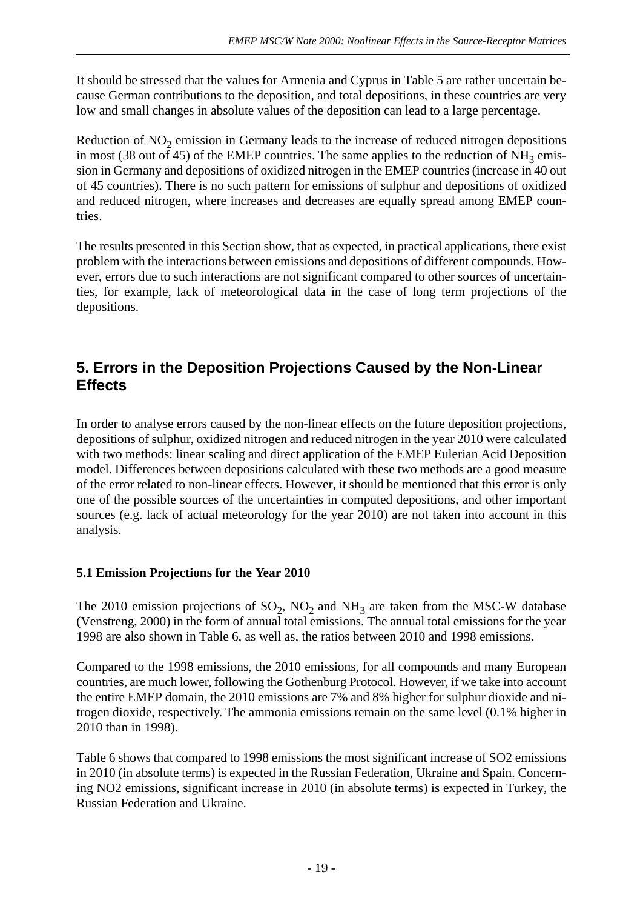It should be stressed that the values for Armenia and Cyprus in Table 5 are rather uncertain because German contributions to the deposition, and total depositions, in these countries are very low and small changes in absolute values of the deposition can lead to a large percentage.

Reduction of $NO_2$ emission in Germany leads to the increase of reduced nitrogen depositions in most (38 out of 45) of the EMEP countries. The same applies to the reduction of $NH_3$ emission in Germany and depositions of oxidized nitrogen in the EMEP countries (increase in 40 out of 45 countries). There is no such pattern for emissions of sulphur and depositions of oxidized and reduced nitrogen, where increases and decreases are equally spread among EMEP countries.

The results presented in this Section show, that as expected, in practical applications, there exist problem with the interactions between emissions and depositions of different compounds. However, errors due to such interactions are not significant compared to other sources of uncertainties, for example, lack of meteorological data in the case of long term projections of the depositions.

## 5. Errors in the Deposition Projections Caused by the Non-Linear Effects

In order to analyse errors caused by the non-linear effects on the future deposition projections, depositions of sulphur, oxidized nitrogen and reduced nitrogen in the year 2010 were calculated with two methods: linear scaling and direct application of the EMEP Eulerian Acid Deposition model. Differences between depositions calculated with these two methods are a good measure of the error related to non-linear effects. However, it should be mentioned that this error is only one of the possible sources of the uncertainties in computed depositions, and other important sources (e.g. lack of actual meteorology for the year 2010) are not taken into account in this analysis.

### 5.1 Emission Projections for the Year 2010

The 2010 emission projections of $SO_2$, $NO_2$ and $NH_3$ are taken from the MSC-W database (Venstreng, 2000) in the form of annual total emissions. The annual total emissions for the year 1998 are also shown in Table 6, as well as, the ratios between 2010 and 1998 emissions.

Compared to the 1998 emissions, the 2010 emissions, for all compounds and many European countries, are much lower, following the Gothenburg Protocol. However, if we take into account the entire EMEP domain, the 2010 emissions are 7% and 8% higher for sulphur dioxide and nitrogen dioxide, respectively. The ammonia emissions remain on the same level (0.1% higher in 2010 than in 1998).

Table 6 shows that compared to 1998 emissions the most significant increase of SO2 emissions in 2010 (in absolute terms) is expected in the Russian Federation, Ukraine and Spain. Concerning NO2 emissions, significant increase in 2010 (in absolute terms) is expected in Turkey, the Russian Federation and Ukraine.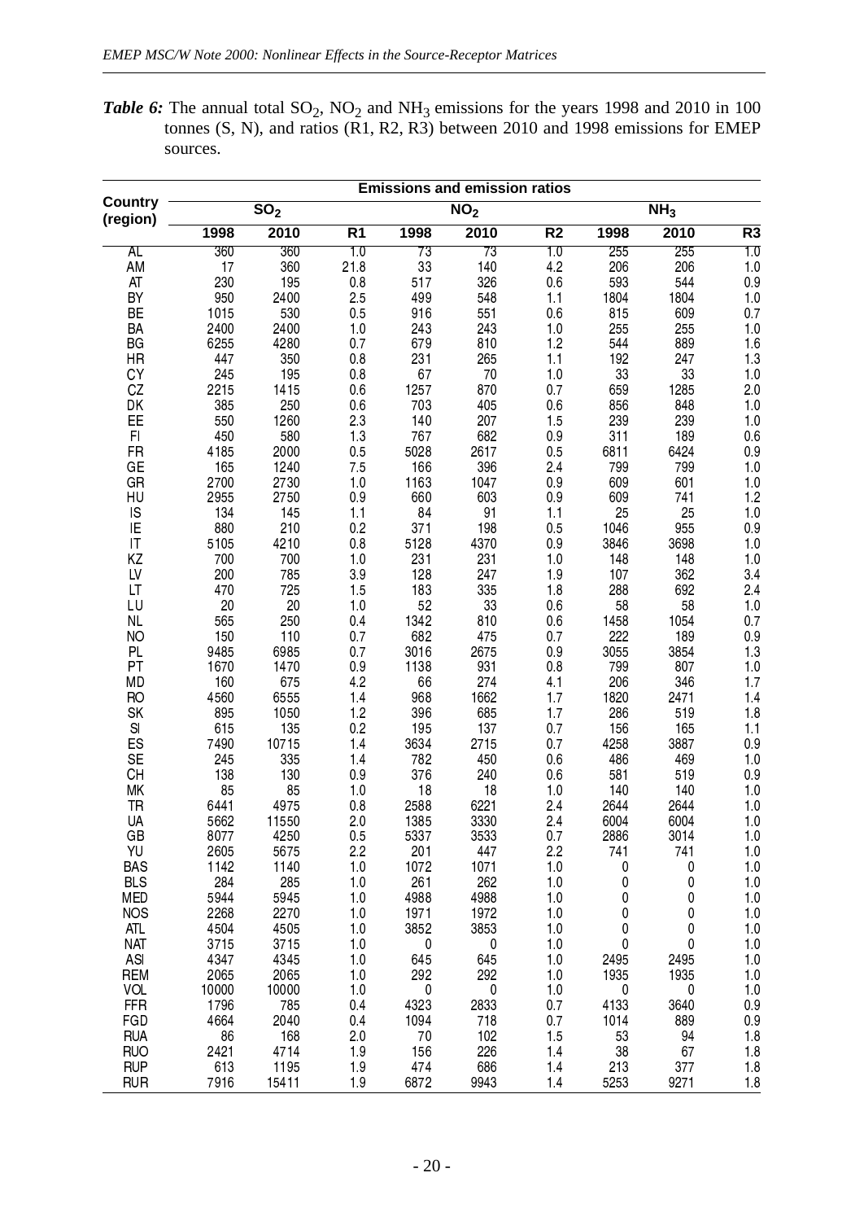***Table 6:*** The annual total $SO_2$, $NO_2$ and $NH_3$ emissions for the years 1998 and 2010 in 100 tonnes (S, N), and ratios (R1, R2, R3) between 2010 and 1998 emissions for EMEP sources.

| Country (region) | Emissions and emission ratios | | | | | | | | |
|---|---|---|---|---|---|---|---|---|---|
| | $SO_2$ | | | $NO_2$ | | | $NH_3$ | | |
| | 1998 | 2010 | R1 | 1998 | 2010 | R2 | 1998 | 2010 | R3 |
| AL | 360 | 360 | 1.0 | 73 | 73 | 1.0 | 255 | 255 | 1.0 |
| AM | 17 | 360 | 21.8 | 33 | 140 | 4.2 | 206 | 206 | 1.0 |
| AT | 230 | 195 | 0.8 | 517 | 326 | 0.6 | 593 | 544 | 0.9 |
| BY | 950 | 2400 | 2.5 | 499 | 548 | 1.1 | 1804 | 1804 | 1.0 |
| BE | 1015 | 530 | 0.5 | 916 | 551 | 0.6 | 815 | 609 | 0.7 |
| BA | 2400 | 2400 | 1.0 | 243 | 243 | 1.0 | 255 | 255 | 1.0 |
| BG | 6255 | 4280 | 0.7 | 679 | 810 | 1.2 | 544 | 889 | 1.6 |
| HR | 447 | 350 | 0.8 | 231 | 265 | 1.1 | 192 | 247 | 1.3 |
| CY | 245 | 195 | 0.8 | 67 | 70 | 1.0 | 33 | 33 | 1.0 |
| CZ | 2215 | 1415 | 0.6 | 1257 | 870 | 0.7 | 659 | 1285 | 2.0 |
| DK | 385 | 250 | 0.6 | 703 | 405 | 0.6 | 856 | 848 | 1.0 |
| EE | 550 | 1260 | 2.3 | 140 | 207 | 1.5 | 239 | 239 | 1.0 |
| FI | 450 | 580 | 1.3 | 767 | 682 | 0.9 | 311 | 189 | 0.6 |
| FR | 4185 | 2000 | 0.5 | 5028 | 2617 | 0.5 | 6811 | 6424 | 0.9 |
| GE | 165 | 1240 | 7.5 | 166 | 396 | 2.4 | 799 | 799 | 1.0 |
| GR | 2700 | 2730 | 1.0 | 1163 | 1047 | 0.9 | 609 | 601 | 1.0 |
| HU | 2955 | 2750 | 0.9 | 660 | 603 | 0.9 | 609 | 741 | 1.2 |
| IS | 134 | 145 | 1.1 | 84 | 91 | 1.1 | 25 | 25 | 1.0 |
| IE | 880 | 210 | 0.2 | 371 | 198 | 0.5 | 1046 | 955 | 0.9 |
| IT | 5105 | 4210 | 0.8 | 5128 | 4370 | 0.9 | 3846 | 3698 | 1.0 |
| KZ | 700 | 700 | 1.0 | 231 | 231 | 1.0 | 148 | 148 | 1.0 |
| LV | 200 | 785 | 3.9 | 128 | 247 | 1.9 | 107 | 362 | 3.4 |
| LT | 470 | 725 | 1.5 | 183 | 335 | 1.8 | 288 | 692 | 2.4 |
| LU | 20 | 20 | 1.0 | 52 | 33 | 0.6 | 58 | 58 | 1.0 |
| NL | 565 | 250 | 0.4 | 1342 | 810 | 0.6 | 1458 | 1054 | 0.7 |
| NO | 150 | 110 | 0.7 | 682 | 475 | 0.7 | 222 | 189 | 0.9 |
| PL | 9485 | 6985 | 0.7 | 3016 | 2675 | 0.9 | 3055 | 3854 | 1.3 |
| PT | 1670 | 1470 | 0.9 | 1138 | 931 | 0.8 | 799 | 807 | 1.0 |
| MD | 160 | 675 | 4.2 | 66 | 274 | 4.1 | 206 | 346 | 1.7 |
| RO | 4560 | 6555 | 1.4 | 968 | 1662 | 1.7 | 1820 | 2471 | 1.4 |
| SK | 895 | 1050 | 1.2 | 396 | 685 | 1.7 | 286 | 519 | 1.8 |
| SI | 615 | 135 | 0.2 | 195 | 137 | 0.7 | 156 | 165 | 1.1 |
| ES | 7490 | 10715 | 1.4 | 3634 | 2715 | 0.7 | 4258 | 3887 | 0.9 |
| SE | 245 | 335 | 1.4 | 782 | 450 | 0.6 | 486 | 469 | 1.0 |
| CH | 138 | 130 | 0.9 | 376 | 240 | 0.6 | 581 | 519 | 0.9 |
| MK | 85 | 85 | 1.0 | 18 | 18 | 1.0 | 140 | 140 | 1.0 |
| TR | 6441 | 4975 | 0.8 | 2588 | 6221 | 2.4 | 2644 | 2644 | 1.0 |
| UA | 5662 | 11550 | 2.0 | 1385 | 3330 | 2.4 | 6004 | 6004 | 1.0 |
| GB | 8077 | 4250 | 0.5 | 5337 | 3533 | 0.7 | 2886 | 3014 | 1.0 |
| YU | 2605 | 5675 | 2.2 | 201 | 447 | 2.2 | 741 | 741 | 1.0 |
| BAS | 1142 | 1140 | 1.0 | 1072 | 1071 | 1.0 | 0 | 0 | 1.0 |
| BLS | 284 | 285 | 1.0 | 261 | 262 | 1.0 | 0 | 0 | 1.0 |
| MED | 5944 | 5945 | 1.0 | 4988 | 4988 | 1.0 | 0 | 0 | 1.0 |
| NOS | 2268 | 2270 | 1.0 | 1971 | 1972 | 1.0 | 0 | 0 | 1.0 |
| ATL | 4504 | 4505 | 1.0 | 3852 | 3853 | 1.0 | 0 | 0 | 1.0 |
| NAT | 3715 | 3715 | 1.0 | 0 | 0 | 1.0 | 0 | 0 | 1.0 |
| ASI | 4347 | 4345 | 1.0 | 645 | 645 | 1.0 | 2495 | 2495 | 1.0 |
| REM | 2065 | 2065 | 1.0 | 292 | 292 | 1.0 | 1935 | 1935 | 1.0 |
| VOL | 10000 | 10000 | 1.0 | 0 | 0 | 1.0 | 0 | 0 | 1.0 |
| FFR | 1796 | 785 | 0.4 | 4323 | 2833 | 0.7 | 4133 | 3640 | 0.9 |
| FGD | 4664 | 2040 | 0.4 | 1094 | 718 | 0.7 | 1014 | 889 | 0.9 |
| RUA | 86 | 168 | 2.0 | 70 | 102 | 1.5 | 53 | 94 | 1.8 |
| RUO | 2421 | 4714 | 1.9 | 156 | 226 | 1.4 | 38 | 67 | 1.8 |
| RUP | 613 | 1195 | 1.9 | 474 | 686 | 1.4 | 213 | 377 | 1.8 |
| RUR | 7916 | 15411 | 1.9 | 6872 | 9943 | 1.4 | 5253 | 9271 | 1.8 |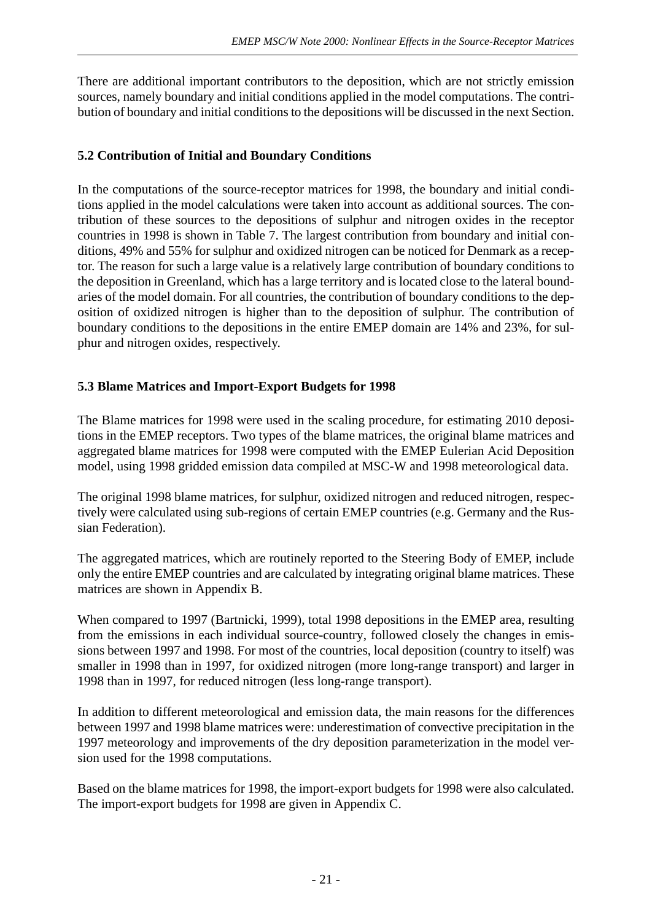There are additional important contributors to the deposition, which are not strictly emission sources, namely boundary and initial conditions applied in the model computations. The contribution of boundary and initial conditions to the depositions will be discussed in the next Section.

### 5.2 Contribution of Initial and Boundary Conditions

In the computations of the source-receptor matrices for 1998, the boundary and initial conditions applied in the model calculations were taken into account as additional sources. The contribution of these sources to the depositions of sulphur and nitrogen oxides in the receptor countries in 1998 is shown in Table 7. The largest contribution from boundary and initial conditions, 49% and 55% for sulphur and oxidized nitrogen can be noticed for Denmark as a receptor. The reason for such a large value is a relatively large contribution of boundary conditions to the deposition in Greenland, which has a large territory and is located close to the lateral boundaries of the model domain. For all countries, the contribution of boundary conditions to the deposition of oxidized nitrogen is higher than to the deposition of sulphur. The contribution of boundary conditions to the depositions in the entire EMEP domain are 14% and 23%, for sulphur and nitrogen oxides, respectively.

### 5.3 Blame Matrices and Import-Export Budgets for 1998

The Blame matrices for 1998 were used in the scaling procedure, for estimating 2010 depositions in the EMEP receptors. Two types of the blame matrices, the original blame matrices and aggregated blame matrices for 1998 were computed with the EMEP Eulerian Acid Deposition model, using 1998 gridded emission data compiled at MSC-W and 1998 meteorological data.

The original 1998 blame matrices, for sulphur, oxidized nitrogen and reduced nitrogen, respectively were calculated using sub-regions of certain EMEP countries (e.g. Germany and the Russian Federation).

The aggregated matrices, which are routinely reported to the Steering Body of EMEP, include only the entire EMEP countries and are calculated by integrating original blame matrices. These matrices are shown in Appendix B.

When compared to 1997 (Bartnicki, 1999), total 1998 depositions in the EMEP area, resulting from the emissions in each individual source-country, followed closely the changes in emissions between 1997 and 1998. For most of the countries, local deposition (country to itself) was smaller in 1998 than in 1997, for oxidized nitrogen (more long-range transport) and larger in 1998 than in 1997, for reduced nitrogen (less long-range transport).

In addition to different meteorological and emission data, the main reasons for the differences between 1997 and 1998 blame matrices were: underestimation of convective precipitation in the 1997 meteorology and improvements of the dry deposition parameterization in the model version used for the 1998 computations.

Based on the blame matrices for 1998, the import-export budgets for 1998 were also calculated. The import-export budgets for 1998 are given in Appendix C.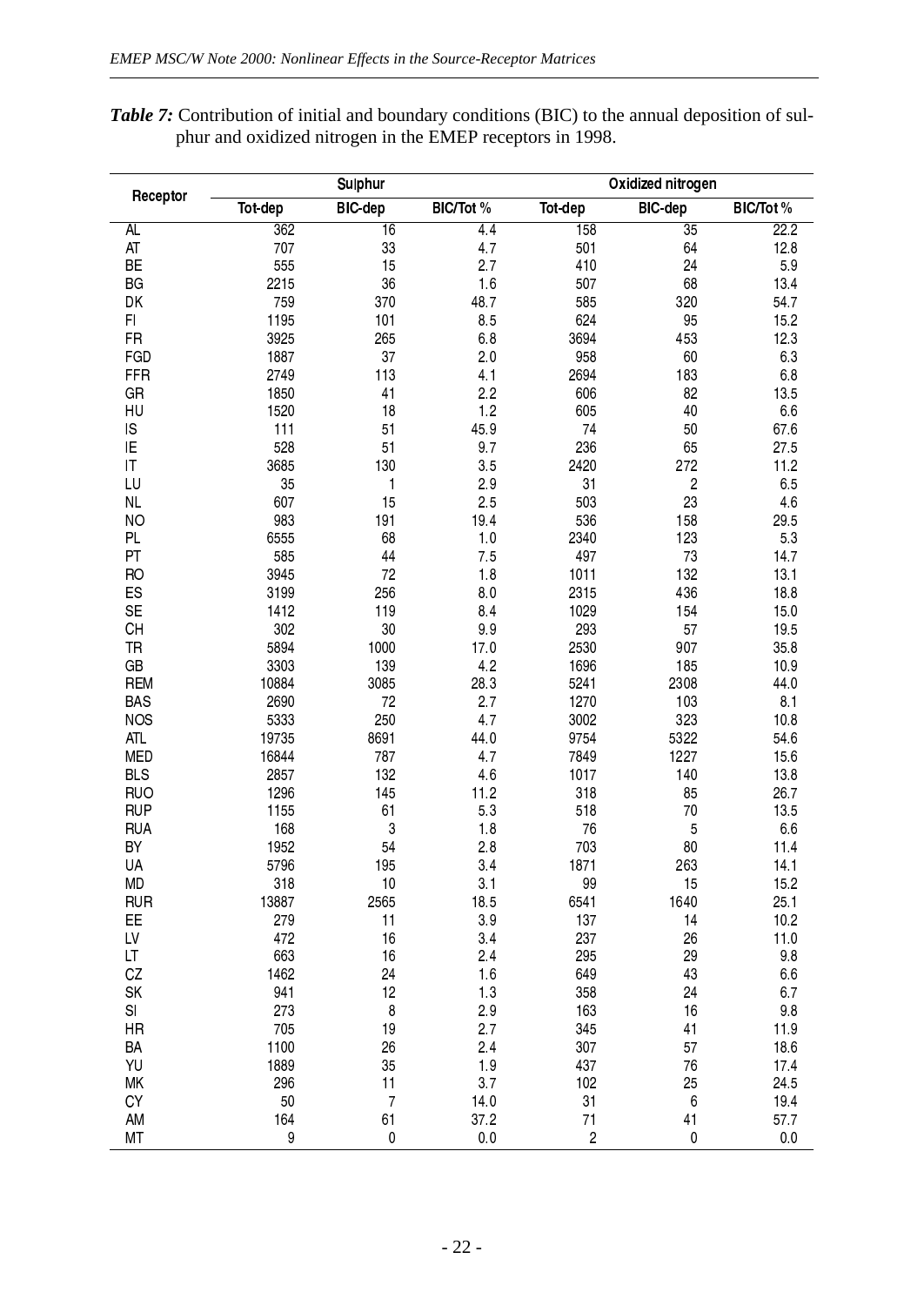***Table 7:*** Contribution of initial and boundary conditions (BIC) to the annual deposition of sulphur and oxidized nitrogen in the EMEP receptors in 1998.

| Receptor | Sulphur | | | Oxidized nitrogen | | |
|---|---|---|---|---|---|---|
| | Tot-dep | BIC-dep | BIC/Tot % | Tot-dep | BIC-dep | BIC/Tot % |
| AL | 362 | 16 | 4.4 | 158 | 35 | 22.2 |
| AT | 707 | 33 | 4.7 | 501 | 64 | 12.8 |
| BE | 555 | 15 | 2.7 | 410 | 24 | 5.9 |
| BG | 2215 | 36 | 1.6 | 507 | 68 | 13.4 |
| DK | 759 | 370 | 48.7 | 585 | 320 | 54.7 |
| FI | 1195 | 101 | 8.5 | 624 | 95 | 15.2 |
| FR | 3925 | 265 | 6.8 | 3694 | 453 | 12.3 |
| FGD | 1887 | 37 | 2.0 | 958 | 60 | 6.3 |
| FFR | 2749 | 113 | 4.1 | 2694 | 183 | 6.8 |
| GR | 1850 | 41 | 2.2 | 606 | 82 | 13.5 |
| HU | 1520 | 18 | 1.2 | 605 | 40 | 6.6 |
| IS | 111 | 51 | 45.9 | 74 | 50 | 67.6 |
| IE | 528 | 51 | 9.7 | 236 | 65 | 27.5 |
| IT | 3685 | 130 | 3.5 | 2420 | 272 | 11.2 |
| LU | 35 | 1 | 2.9 | 31 | 2 | 6.5 |
| NL | 607 | 15 | 2.5 | 503 | 23 | 4.6 |
| NO | 983 | 191 | 19.4 | 536 | 158 | 29.5 |
| PL | 6555 | 68 | 1.0 | 2340 | 123 | 5.3 |
| PT | 585 | 44 | 7.5 | 497 | 73 | 14.7 |
| RO | 3945 | 72 | 1.8 | 1011 | 132 | 13.1 |
| ES | 3199 | 256 | 8.0 | 2315 | 436 | 18.8 |
| SE | 1412 | 119 | 8.4 | 1029 | 154 | 15.0 |
| CH | 302 | 30 | 9.9 | 293 | 57 | 19.5 |
| TR | 5894 | 1000 | 17.0 | 2530 | 907 | 35.8 |
| GB | 3303 | 139 | 4.2 | 1696 | 185 | 10.9 |
| REM | 10884 | 3085 | 28.3 | 5241 | 2308 | 44.0 |
| BAS | 2690 | 72 | 2.7 | 1270 | 103 | 8.1 |
| NOS | 5333 | 250 | 4.7 | 3002 | 323 | 10.8 |
| ATL | 19735 | 8691 | 44.0 | 9754 | 5322 | 54.6 |
| MED | 16844 | 787 | 4.7 | 7849 | 1227 | 15.6 |
| BLS | 2857 | 132 | 4.6 | 1017 | 140 | 13.8 |
| RUO | 1296 | 145 | 11.2 | 318 | 85 | 26.7 |
| RUP | 1155 | 61 | 5.3 | 518 | 70 | 13.5 |
| RUA | 168 | 3 | 1.8 | 76 | 5 | 6.6 |
| BY | 1952 | 54 | 2.8 | 703 | 80 | 11.4 |
| UA | 5796 | 195 | 3.4 | 1871 | 263 | 14.1 |
| MD | 318 | 10 | 3.1 | 99 | 15 | 15.2 |
| RUR | 13887 | 2565 | 18.5 | 6541 | 1640 | 25.1 |
| EE | 279 | 11 | 3.9 | 137 | 14 | 10.2 |
| LV | 472 | 16 | 3.4 | 237 | 26 | 11.0 |
| LT | 663 | 16 | 2.4 | 295 | 29 | 9.8 |
| CZ | 1462 | 24 | 1.6 | 649 | 43 | 6.6 |
| SK | 941 | 12 | 1.3 | 358 | 24 | 6.7 |
| SI | 273 | 8 | 2.9 | 163 | 16 | 9.8 |
| HR | 705 | 19 | 2.7 | 345 | 41 | 11.9 |
| BA | 1100 | 26 | 2.4 | 307 | 57 | 18.6 |
| YU | 1889 | 35 | 1.9 | 437 | 76 | 17.4 |
| MK | 296 | 11 | 3.7 | 102 | 25 | 24.5 |
| CY | 50 | 7 | 14.0 | 31 | 6 | 19.4 |
| AM | 164 | 61 | 37.2 | 71 | 41 | 57.7 |
| MT | 9 | 0 | 0.0 | 2 | 0 | 0.0 |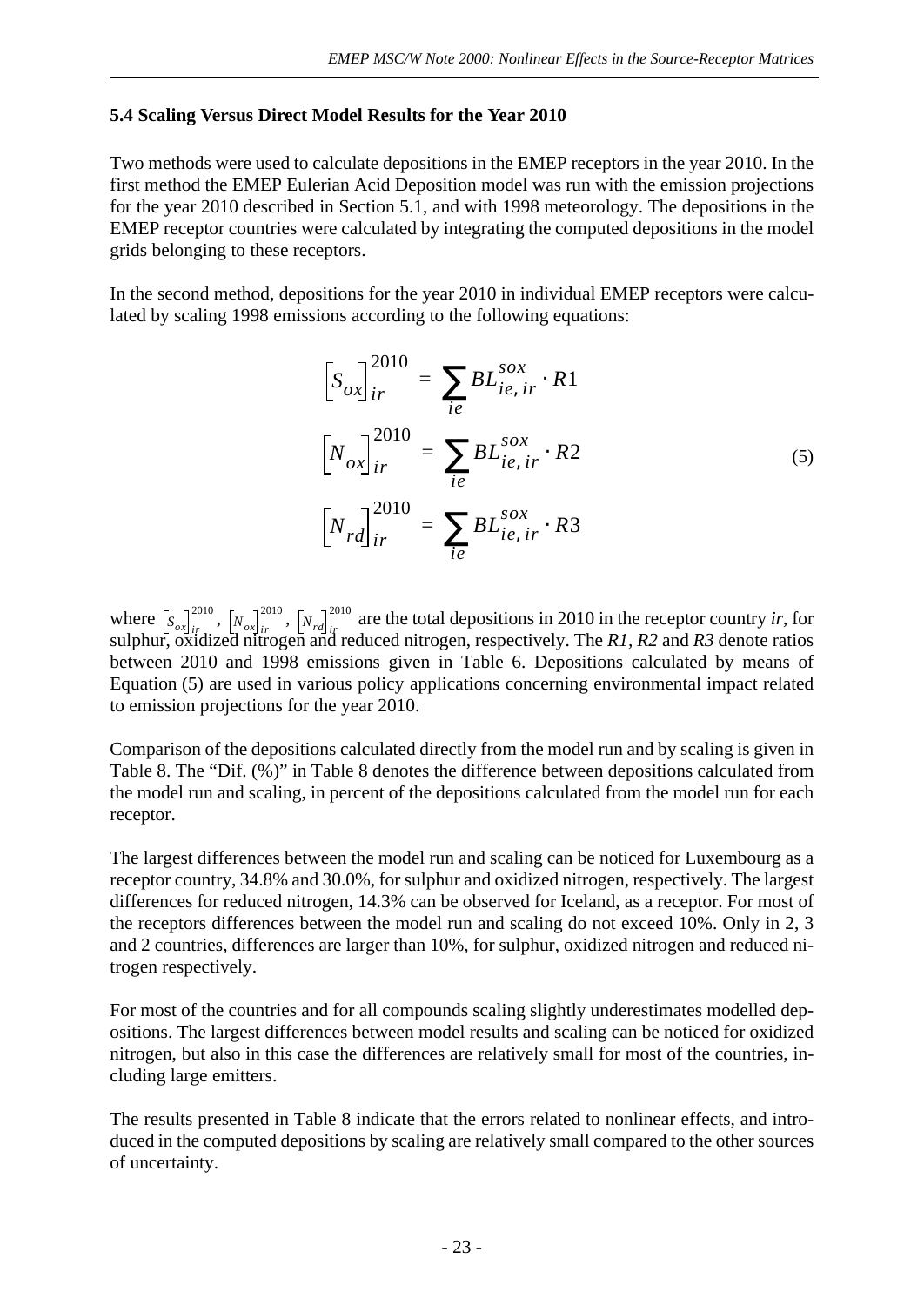### 5.4 Scaling Versus Direct Model Results for the Year 2010

Two methods were used to calculate depositions in the EMEP receptors in the year 2010. In the first method the EMEP Eulerian Acid Deposition model was run with the emission projections for the year 2010 described in Section 5.1, and with 1998 meteorology. The depositions in the EMEP receptor countries were calculated by integrating the computed depositions in the model grids belonging to these receptors.

In the second method, depositions for the year 2010 in individual EMEP receptors were calculated by scaling 1998 emissions according to the following equations:

$$
\begin{aligned}
\left[S_{ox}\right]_{ir}^{2010} &= \sum_{ie} BL_{ie,\,ir}^{sox} \cdot R1 \\
\left[N_{ox}\right]_{ir}^{2010} &= \sum_{ie} BL_{ie,\,ir}^{sox} \cdot R2 \\
\left[N_{rd}\right]_{ir}^{2010} &= \sum_{ie} BL_{ie,\,ir}^{sox} \cdot R3
\end{aligned}
\tag{5}
$$

where $\left[S_{ox}\right]_{ir}^{2010}$, $\left[N_{ox}\right]_{ir}^{2010}$, $\left[N_{rd}\right]_{ir}^{2010}$ are the total depositions in 2010 in the receptor country *ir*, for sulphur, oxidized nitrogen and reduced nitrogen, respectively. The *R1, R2* and *R3* denote ratios between 2010 and 1998 emissions given in Table 6. Depositions calculated by means of Equation (5) are used in various policy applications concerning environmental impact related to emission projections for the year 2010.

Comparison of the depositions calculated directly from the model run and by scaling is given in Table 8. The "Dif. (%)" in Table 8 denotes the difference between depositions calculated from the model run and scaling, in percent of the depositions calculated from the model run for each receptor.

The largest differences between the model run and scaling can be noticed for Luxembourg as a receptor country, 34.8% and 30.0%, for sulphur and oxidized nitrogen, respectively. The largest differences for reduced nitrogen, 14.3% can be observed for Iceland, as a receptor. For most of the receptors differences between the model run and scaling do not exceed 10%. Only in 2, 3 and 2 countries, differences are larger than 10%, for sulphur, oxidized nitrogen and reduced nitrogen respectively.

For most of the countries and for all compounds scaling slightly underestimates modelled depositions. The largest differences between model results and scaling can be noticed for oxidized nitrogen, but also in this case the differences are relatively small for most of the countries, including large emitters.

The results presented in Table 8 indicate that the errors related to nonlinear effects, and introduced in the computed depositions by scaling are relatively small compared to the other sources of uncertainty.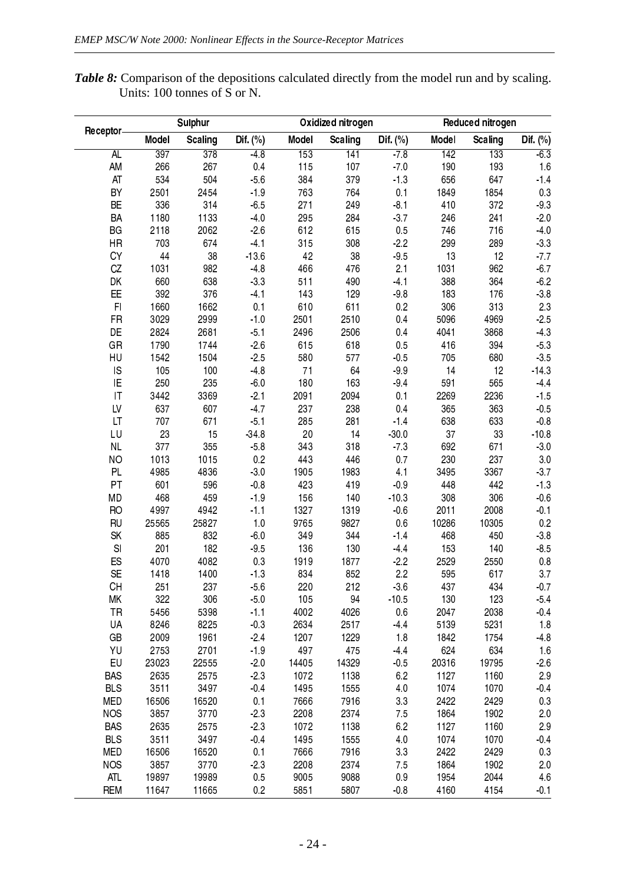***Table 8:*** Comparison of the depositions calculated directly from the model run and by scaling. Units: 100 tonnes of S or N.

| Receptor | Sulphur | | | Oxidized nitrogen | | | Reduced nitrogen | | |
|---|---|---|---|---|---|---|---|---|---|
| | Model | Scaling | Dif. (%) | Model | Scaling | Dif. (%) | Model | Scaling | Dif. (%) |
| AL | 397 | 378 | -4.8 | 153 | 141 | -7.8 | 142 | 133 | -6.3 |
| AM | 266 | 267 | 0.4 | 115 | 107 | -7.0 | 190 | 193 | 1.6 |
| AT | 534 | 504 | -5.6 | 384 | 379 | -1.3 | 656 | 647 | -1.4 |
| BY | 2501 | 2454 | -1.9 | 763 | 764 | 0.1 | 1849 | 1854 | 0.3 |
| BE | 336 | 314 | -6.5 | 271 | 249 | -8.1 | 410 | 372 | -9.3 |
| BA | 1180 | 1133 | -4.0 | 295 | 284 | -3.7 | 246 | 241 | -2.0 |
| BG | 2118 | 2062 | -2.6 | 612 | 615 | 0.5 | 746 | 716 | -4.0 |
| HR | 703 | 674 | -4.1 | 315 | 308 | -2.2 | 299 | 289 | -3.3 |
| CY | 44 | 38 | -13.6 | 42 | 38 | -9.5 | 13 | 12 | -7.7 |
| CZ | 1031 | 982 | -4.8 | 466 | 476 | 2.1 | 1031 | 962 | -6.7 |
| DK | 660 | 638 | -3.3 | 511 | 490 | -4.1 | 388 | 364 | -6.2 |
| EE | 392 | 376 | -4.1 | 143 | 129 | -9.8 | 183 | 176 | -3.8 |
| FI | 1660 | 1662 | 0.1 | 610 | 611 | 0.2 | 306 | 313 | 2.3 |
| FR | 3029 | 2999 | -1.0 | 2501 | 2510 | 0.4 | 5096 | 4969 | -2.5 |
| DE | 2824 | 2681 | -5.1 | 2496 | 2506 | 0.4 | 4041 | 3868 | -4.3 |
| GR | 1790 | 1744 | -2.6 | 615 | 618 | 0.5 | 416 | 394 | -5.3 |
| HU | 1542 | 1504 | -2.5 | 580 | 577 | -0.5 | 705 | 680 | -3.5 |
| IS | 105 | 100 | -4.8 | 71 | 64 | -9.9 | 14 | 12 | -14.3 |
| IE | 250 | 235 | -6.0 | 180 | 163 | -9.4 | 591 | 565 | -4.4 |
| IT | 3442 | 3369 | -2.1 | 2091 | 2094 | 0.1 | 2269 | 2236 | -1.5 |
| LV | 637 | 607 | -4.7 | 237 | 238 | 0.4 | 365 | 363 | -0.5 |
| LT | 707 | 671 | -5.1 | 285 | 281 | -1.4 | 638 | 633 | -0.8 |
| LU | 23 | 15 | -34.8 | 20 | 14 | -30.0 | 37 | 33 | -10.8 |
| NL | 377 | 355 | -5.8 | 343 | 318 | -7.3 | 692 | 671 | -3.0 |
| NO | 1013 | 1015 | 0.2 | 443 | 446 | 0.7 | 230 | 237 | 3.0 |
| PL | 4985 | 4836 | -3.0 | 1905 | 1983 | 4.1 | 3495 | 3367 | -3.7 |
| PT | 601 | 596 | -0.8 | 423 | 419 | -0.9 | 448 | 442 | -1.3 |
| MD | 468 | 459 | -1.9 | 156 | 140 | -10.3 | 308 | 306 | -0.6 |
| RO | 4997 | 4942 | -1.1 | 1327 | 1319 | -0.6 | 2011 | 2008 | -0.1 |
| RU | 25565 | 25827 | 1.0 | 9765 | 9827 | 0.6 | 10286 | 10305 | 0.2 |
| SK | 885 | 832 | -6.0 | 349 | 344 | -1.4 | 468 | 450 | -3.8 |
| SI | 201 | 182 | -9.5 | 136 | 130 | -4.4 | 153 | 140 | -8.5 |
| ES | 4070 | 4082 | 0.3 | 1919 | 1877 | -2.2 | 2529 | 2550 | 0.8 |
| SE | 1418 | 1400 | -1.3 | 834 | 852 | 2.2 | 595 | 617 | 3.7 |
| CH | 251 | 237 | -5.6 | 220 | 212 | -3.6 | 437 | 434 | -0.7 |
| MK | 322 | 306 | -5.0 | 105 | 94 | -10.5 | 130 | 123 | -5.4 |
| TR | 5456 | 5398 | -1.1 | 4002 | 4026 | 0.6 | 2047 | 2038 | -0.4 |
| UA | 8246 | 8225 | -0.3 | 2634 | 2517 | -4.4 | 5139 | 5231 | 1.8 |
| GB | 2009 | 1961 | -2.4 | 1207 | 1229 | 1.8 | 1842 | 1754 | -4.8 |
| YU | 2753 | 2701 | -1.9 | 497 | 475 | -4.4 | 624 | 634 | 1.6 |
| EU | 23023 | 22555 | -2.0 | 14405 | 14329 | -0.5 | 20316 | 19795 | -2.6 |
| BAS | 2635 | 2575 | -2.3 | 1072 | 1138 | 6.2 | 1127 | 1160 | 2.9 |
| BLS | 3511 | 3497 | -0.4 | 1495 | 1555 | 4.0 | 1074 | 1070 | -0.4 |
| MED | 16506 | 16520 | 0.1 | 7666 | 7916 | 3.3 | 2422 | 2429 | 0.3 |
| NOS | 3857 | 3770 | -2.3 | 2208 | 2374 | 7.5 | 1864 | 1902 | 2.0 |
| BAS | 2635 | 2575 | -2.3 | 1072 | 1138 | 6.2 | 1127 | 1160 | 2.9 |
| BLS | 3511 | 3497 | -0.4 | 1495 | 1555 | 4.0 | 1074 | 1070 | -0.4 |
| MED | 16506 | 16520 | 0.1 | 7666 | 7916 | 3.3 | 2422 | 2429 | 0.3 |
| NOS | 3857 | 3770 | -2.3 | 2208 | 2374 | 7.5 | 1864 | 1902 | 2.0 |
| ATL | 19897 | 19989 | 0.5 | 9005 | 9088 | 0.9 | 1954 | 2044 | 4.6 |
| REM | 11647 | 11665 | 0.2 | 5851 | 5807 | -0.8 | 4160 | 4154 | -0.1 |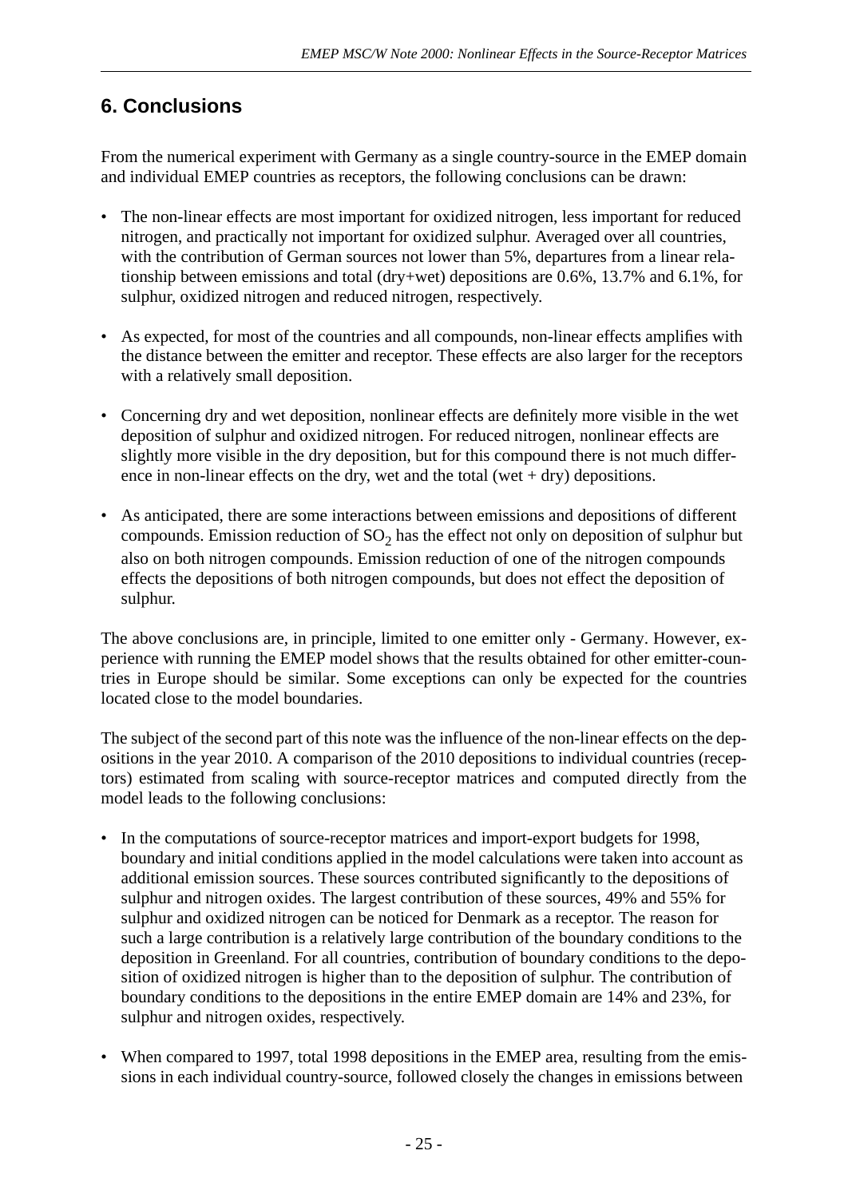# 6. Conclusions

From the numerical experiment with Germany as a single country-source in the EMEP domain and individual EMEP countries as receptors, the following conclusions can be drawn:

- The non-linear effects are most important for oxidized nitrogen, less important for reduced nitrogen, and practically not important for oxidized sulphur. Averaged over all countries, with the contribution of German sources not lower than 5%, departures from a linear relationship between emissions and total (dry+wet) depositions are 0.6%, 13.7% and 6.1%, for sulphur, oxidized nitrogen and reduced nitrogen, respectively.

- As expected, for most of the countries and all compounds, non-linear effects amplifies with the distance between the emitter and receptor. These effects are also larger for the receptors with a relatively small deposition.

- Concerning dry and wet deposition, nonlinear effects are definitely more visible in the wet deposition of sulphur and oxidized nitrogen. For reduced nitrogen, nonlinear effects are slightly more visible in the dry deposition, but for this compound there is not much difference in non-linear effects on the dry, wet and the total (wet + dry) depositions.

- As anticipated, there are some interactions between emissions and depositions of different compounds. Emission reduction of $SO_2$ has the effect not only on deposition of sulphur but also on both nitrogen compounds. Emission reduction of one of the nitrogen compounds effects the depositions of both nitrogen compounds, but does not effect the deposition of sulphur.

The above conclusions are, in principle, limited to one emitter only - Germany. However, experience with running the EMEP model shows that the results obtained for other emitter-countries in Europe should be similar. Some exceptions can only be expected for the countries located close to the model boundaries.

The subject of the second part of this note was the influence of the non-linear effects on the depositions in the year 2010. A comparison of the 2010 depositions to individual countries (receptors) estimated from scaling with source-receptor matrices and computed directly from the model leads to the following conclusions:

- In the computations of source-receptor matrices and import-export budgets for 1998, boundary and initial conditions applied in the model calculations were taken into account as additional emission sources. These sources contributed significantly to the depositions of sulphur and nitrogen oxides. The largest contribution of these sources, 49% and 55% for sulphur and oxidized nitrogen can be noticed for Denmark as a receptor. The reason for such a large contribution is a relatively large contribution of the boundary conditions to the deposition in Greenland. For all countries, contribution of boundary conditions to the deposition of oxidized nitrogen is higher than to the deposition of sulphur. The contribution of boundary conditions to the depositions in the entire EMEP domain are 14% and 23%, for sulphur and nitrogen oxides, respectively.

- When compared to 1997, total 1998 depositions in the EMEP area, resulting from the emissions in each individual country-source, followed closely the changes in emissions between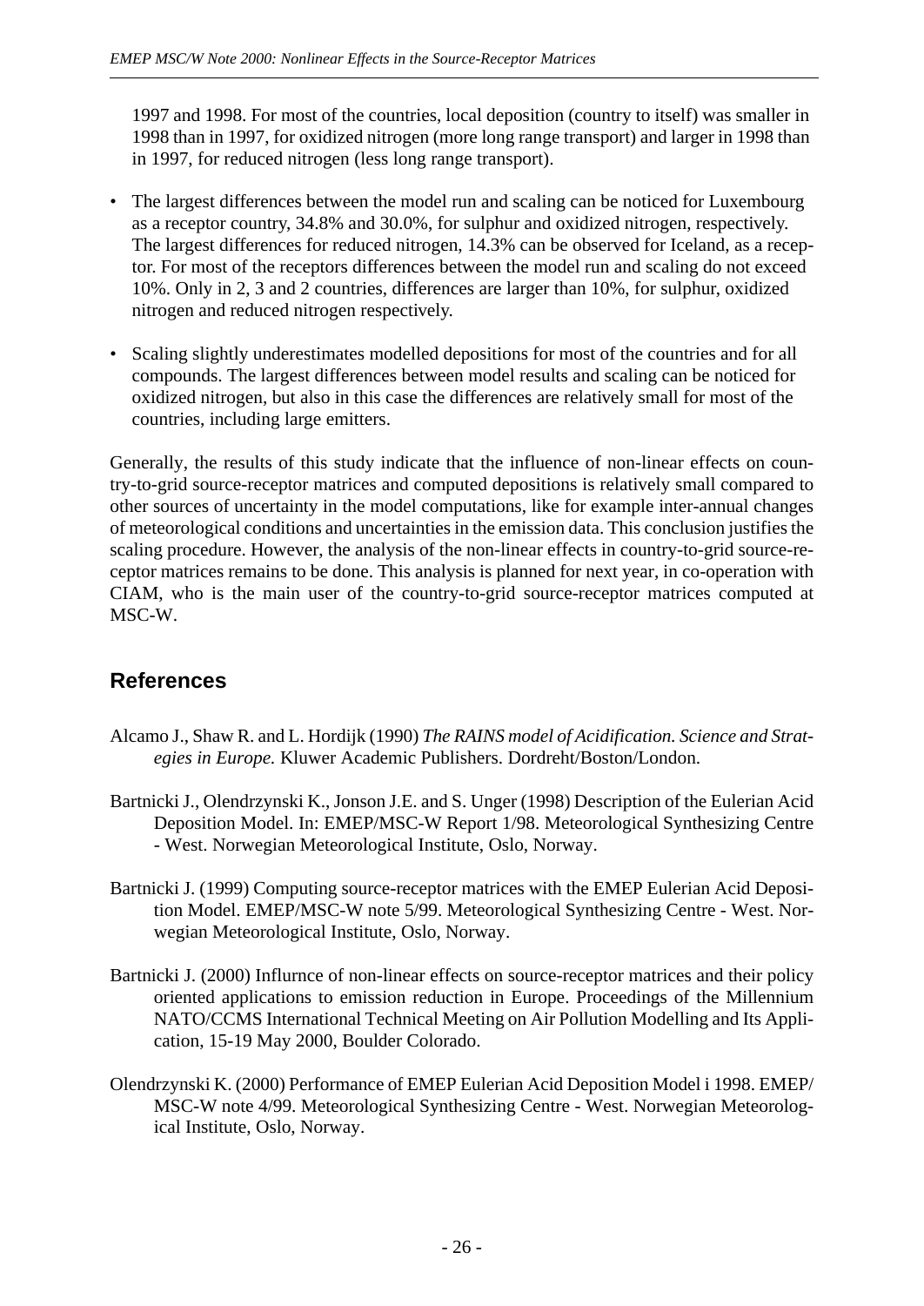1997 and 1998. For most of the countries, local deposition (country to itself) was smaller in 1998 than in 1997, for oxidized nitrogen (more long range transport) and larger in 1998 than in 1997, for reduced nitrogen (less long range transport).

- The largest differences between the model run and scaling can be noticed for Luxembourg as a receptor country, 34.8% and 30.0%, for sulphur and oxidized nitrogen, respectively. The largest differences for reduced nitrogen, 14.3% can be observed for Iceland, as a receptor. For most of the receptors differences between the model run and scaling do not exceed 10%. Only in 2, 3 and 2 countries, differences are larger than 10%, for sulphur, oxidized nitrogen and reduced nitrogen respectively.
- Scaling slightly underestimates modelled depositions for most of the countries and for all compounds. The largest differences between model results and scaling can be noticed for oxidized nitrogen, but also in this case the differences are relatively small for most of the countries, including large emitters.

Generally, the results of this study indicate that the influence of non-linear effects on country-to-grid source-receptor matrices and computed depositions is relatively small compared to other sources of uncertainty in the model computations, like for example inter-annual changes of meteorological conditions and uncertainties in the emission data. This conclusion justifies the scaling procedure. However, the analysis of the non-linear effects in country-to-grid source-receptor matrices remains to be done. This analysis is planned for next year, in co-operation with CIAM, who is the main user of the country-to-grid source-receptor matrices computed at MSC-W.

## References

Alcamo J., Shaw R. and L. Hordijk (1990) *The RAINS model of Acidification. Science and Strategies in Europe.* Kluwer Academic Publishers. Dordreht/Boston/London.

Bartnicki J., Olendrzynski K., Jonson J.E. and S. Unger (1998) Description of the Eulerian Acid Deposition Model. In: EMEP/MSC-W Report 1/98. Meteorological Synthesizing Centre - West. Norwegian Meteorological Institute, Oslo, Norway.

Bartnicki J. (1999) Computing source-receptor matrices with the EMEP Eulerian Acid Deposition Model. EMEP/MSC-W note 5/99. Meteorological Synthesizing Centre - West. Norwegian Meteorological Institute, Oslo, Norway.

Bartnicki J. (2000) Influrnce of non-linear effects on source-receptor matrices and their policy oriented applications to emission reduction in Europe. Proceedings of the Millennium NATO/CCMS International Technical Meeting on Air Pollution Modelling and Its Application, 15-19 May 2000, Boulder Colorado.

Olendrzynski K. (2000) Performance of EMEP Eulerian Acid Deposition Model i 1998. EMEP/MSC-W note 4/99. Meteorological Synthesizing Centre - West. Norwegian Meteorological Institute, Oslo, Norway.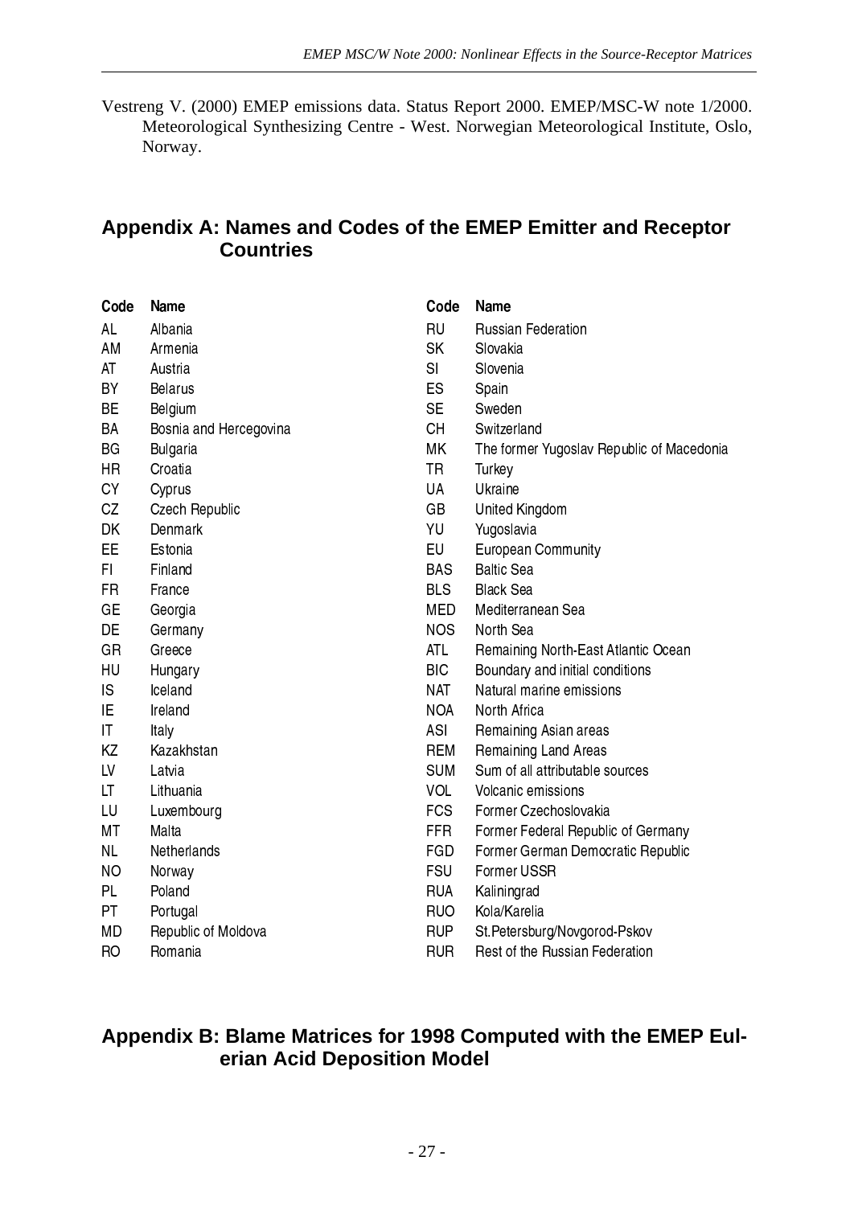Vestreng V. (2000) EMEP emissions data. Status Report 2000. EMEP/MSC-W note 1/2000. Meteorological Synthesizing Centre - West. Norwegian Meteorological Institute, Oslo, Norway.

## Appendix A: Names and Codes of the EMEP Emitter and Receptor Countries

| Code | Name | Code | Name |
|---|---|---|---|
| AL | Albania | RU | Russian Federation |
| AM | Armenia | SK | Slovakia |
| AT | Austria | SI | Slovenia |
| BY | Belarus | ES | Spain |
| BE | Belgium | SE | Sweden |
| BA | Bosnia and Hercegovina | CH | Switzerland |
| BG | Bulgaria | MK | The former Yugoslav Republic of Macedonia |
| HR | Croatia | TR | Turkey |
| CY | Cyprus | UA | Ukraine |
| CZ | Czech Republic | GB | United Kingdom |
| DK | Denmark | YU | Yugoslavia |
| EE | Estonia | EU | European Community |
| FI | Finland | BAS | Baltic Sea |
| FR | France | BLS | Black Sea |
| GE | Georgia | MED | Mediterranean Sea |
| DE | Germany | NOS | North Sea |
| GR | Greece | ATL | Remaining North-East Atlantic Ocean |
| HU | Hungary | BIC | Boundary and initial conditions |
| IS | Iceland | NAT | Natural marine emissions |
| IE | Ireland | NOA | North Africa |
| IT | Italy | ASI | Remaining Asian areas |
| KZ | Kazakhstan | REM | Remaining Land Areas |
| LV | Latvia | SUM | Sum of all attributable sources |
| LT | Lithuania | VOL | Volcanic emissions |
| LU | Luxembourg | FCS | Former Czechoslovakia |
| MT | Malta | FFR | Former Federal Republic of Germany |
| NL | Netherlands | FGD | Former German Democratic Republic |
| NO | Norway | FSU | Former USSR |
| PL | Poland | RUA | Kaliningrad |
| PT | Portugal | RUO | Kola/Karelia |
| MD | Republic of Moldova | RUP | St.Petersburg/Novgorod-Pskov |
| RO | Romania | RUR | Rest of the Russian Federation |

## Appendix B: Blame Matrices for 1998 Computed with the EMEP Eulerian Acid Deposition Model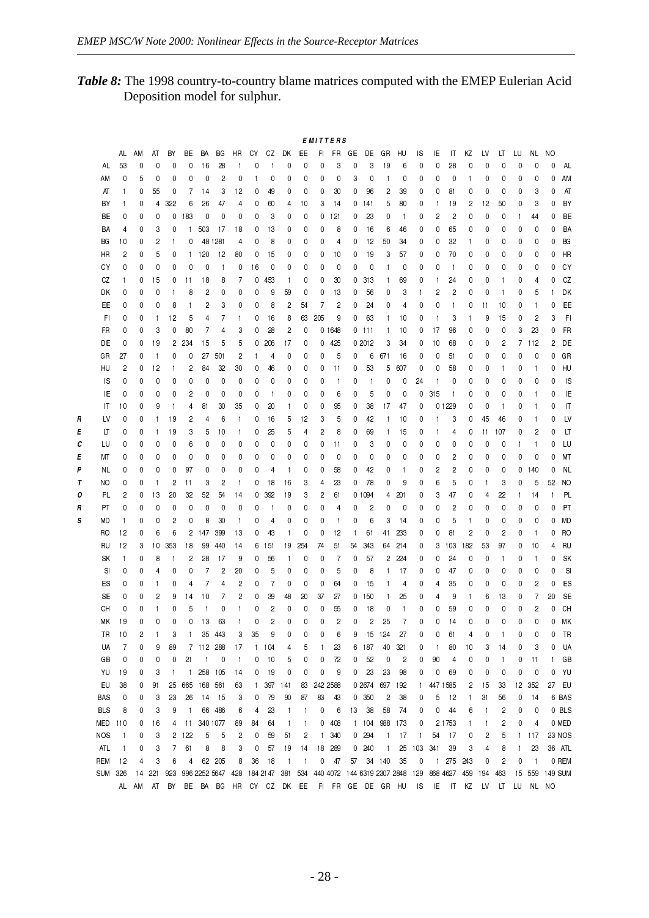***Table 8:*** The 1998 country-to-country blame matrices computed with the EMEP Eulerian Acid Deposition model for sulphur.

**EMITTERS** (columns) / **RECEPTORS** (rows)

| | AL | AM | AT | BY | BE | BA | BG | HR | CY | CZ | DK | EE | FI | FR | GE | DE | GR | HU | IS | IE | IT | KZ | LV | LT | LU | NL | NO | |
|---|---|---|---|---|---|---|---|---|---|---|---|---|---|---|---|---|---|---|---|---|---|---|---|---|---|---|---|---|
| AL | 53 | 0 | 0 | 0 | 0 | 16 | 28 | 1 | 0 | 1 | 0 | 0 | 0 | 3 | 0 | 3 | 19 | 6 | 0 | 0 | 28 | 0 | 0 | 0 | 0 | 0 | 0 | AL |
| AM | 0 | 5 | 0 | 0 | 0 | 0 | 2 | 0 | 1 | 0 | 0 | 0 | 0 | 0 | 3 | 0 | 1 | 0 | 0 | 0 | 0 | 1 | 0 | 0 | 0 | 0 | 0 | AM |
| AT | 1 | 0 | 55 | 0 | 7 | 14 | 3 | 12 | 0 | 49 | 0 | 0 | 0 | 30 | 0 | 96 | 2 | 39 | 0 | 0 | 81 | 0 | 0 | 0 | 0 | 3 | 0 | AT |
| BY | 1 | 0 | 4 | 322 | 6 | 26 | 47 | 4 | 0 | 60 | 4 | 10 | 3 | 14 | 0 | 141 | 5 | 80 | 0 | 1 | 19 | 2 | 12 | 50 | 0 | 3 | 0 | BY |
| BE | 0 | 0 | 0 | 0 | 183 | 0 | 0 | 0 | 0 | 3 | 0 | 0 | 0 | 121 | 0 | 23 | 0 | 1 | 0 | 2 | 2 | 0 | 0 | 0 | 1 | 44 | 0 | BE |
| BA | 4 | 0 | 3 | 0 | 1 | 503 | 17 | 18 | 0 | 13 | 0 | 0 | 0 | 8 | 0 | 16 | 6 | 46 | 0 | 0 | 65 | 0 | 0 | 0 | 0 | 0 | 0 | BA |
| BG | 10 | 0 | 2 | 1 | 0 | 48 | 1281 | 4 | 0 | 8 | 0 | 0 | 0 | 4 | 0 | 12 | 50 | 34 | 0 | 0 | 32 | 1 | 0 | 0 | 0 | 0 | 0 | BG |
| HR | 2 | 0 | 5 | 0 | 1 | 120 | 12 | 80 | 0 | 15 | 0 | 0 | 0 | 10 | 0 | 19 | 3 | 57 | 0 | 0 | 70 | 0 | 0 | 0 | 0 | 0 | 0 | HR |
| CY | 0 | 0 | 0 | 0 | 0 | 0 | 1 | 0 | 16 | 0 | 0 | 0 | 0 | 0 | 0 | 0 | 1 | 0 | 0 | 0 | 1 | 0 | 0 | 0 | 0 | 0 | 0 | CY |
| CZ | 1 | 0 | 15 | 0 | 11 | 18 | 8 | 7 | 0 | 453 | 1 | 0 | 0 | 30 | 0 | 313 | 1 | 69 | 0 | 1 | 24 | 0 | 0 | 1 | 0 | 4 | 0 | CZ |
| DK | 0 | 0 | 0 | 1 | 8 | 2 | 0 | 0 | 0 | 9 | 59 | 0 | 0 | 13 | 0 | 56 | 0 | 3 | 1 | 2 | 2 | 0 | 0 | 1 | 0 | 5 | 1 | DK |
| EE | 0 | 0 | 0 | 8 | 1 | 2 | 3 | 0 | 0 | 8 | 2 | 54 | 7 | 2 | 0 | 24 | 0 | 4 | 0 | 0 | 1 | 0 | 11 | 10 | 0 | 1 | 0 | EE |
| FI | 0 | 0 | 1 | 12 | 5 | 4 | 7 | 1 | 0 | 16 | 8 | 63 | 205 | 9 | 0 | 63 | 1 | 10 | 0 | 1 | 3 | 1 | 9 | 15 | 0 | 2 | 3 | FI |
| FR | 0 | 0 | 3 | 0 | 80 | 7 | 4 | 3 | 0 | 28 | 2 | 0 | 0 | 1648 | 0 | 111 | 1 | 10 | 0 | 17 | 96 | 0 | 0 | 0 | 3 | 23 | 0 | FR |
| DE | 0 | 0 | 19 | 2 | 234 | 15 | 5 | 5 | 0 | 206 | 17 | 0 | 0 | 425 | 0 | 2012 | 3 | 34 | 0 | 10 | 68 | 0 | 0 | 2 | 7 | 112 | 2 | DE |
| GR | 27 | 0 | 1 | 0 | 0 | 27 | 501 | 2 | 1 | 4 | 0 | 0 | 0 | 5 | 0 | 6 | 671 | 16 | 0 | 0 | 51 | 0 | 0 | 0 | 0 | 0 | 0 | GR |
| HU | 2 | 0 | 12 | 1 | 2 | 84 | 32 | 30 | 0 | 46 | 0 | 0 | 0 | 11 | 0 | 53 | 5 | 607 | 0 | 0 | 58 | 0 | 0 | 1 | 0 | 1 | 0 | HU |
| IS | 0 | 0 | 0 | 0 | 0 | 0 | 0 | 0 | 0 | 0 | 0 | 0 | 0 | 1 | 0 | 1 | 0 | 0 | 24 | 1 | 0 | 0 | 0 | 0 | 0 | 0 | 0 | IS |
| IE | 0 | 0 | 0 | 0 | 2 | 0 | 0 | 0 | 0 | 1 | 0 | 0 | 0 | 6 | 0 | 5 | 0 | 0 | 0 | 315 | 1 | 0 | 0 | 0 | 0 | 1 | 0 | IE |
| IT | 10 | 0 | 9 | 1 | 4 | 81 | 30 | 35 | 0 | 20 | 1 | 0 | 0 | 95 | 0 | 38 | 17 | 47 | 0 | 0 | 1229 | 0 | 0 | 1 | 0 | 1 | 0 | IT |
| LV | 0 | 0 | 1 | 19 | 2 | 4 | 6 | 1 | 0 | 16 | 5 | 12 | 3 | 5 | 0 | 42 | 1 | 10 | 0 | 1 | 3 | 0 | 45 | 46 | 0 | 1 | 0 | LV |
| LT | 0 | 0 | 1 | 19 | 3 | 5 | 10 | 1 | 0 | 25 | 5 | 4 | 2 | 8 | 0 | 69 | 1 | 15 | 0 | 1 | 4 | 0 | 11 | 107 | 0 | 2 | 0 | LT |
| LU | 0 | 0 | 0 | 0 | 6 | 0 | 0 | 0 | 0 | 0 | 0 | 0 | 0 | 11 | 0 | 3 | 0 | 0 | 0 | 0 | 0 | 0 | 0 | 0 | 1 | 1 | 0 | LU |
| MT | 0 | 0 | 0 | 0 | 0 | 0 | 0 | 0 | 0 | 0 | 0 | 0 | 0 | 0 | 0 | 0 | 0 | 0 | 0 | 0 | 2 | 0 | 0 | 0 | 0 | 0 | 0 | MT |
| NL | 0 | 0 | 0 | 0 | 97 | 0 | 0 | 0 | 0 | 4 | 1 | 0 | 0 | 58 | 0 | 42 | 0 | 1 | 0 | 2 | 2 | 0 | 0 | 0 | 0 | 140 | 0 | NL |
| NO | 0 | 0 | 1 | 2 | 11 | 3 | 2 | 1 | 0 | 18 | 16 | 3 | 4 | 23 | 0 | 78 | 0 | 9 | 0 | 6 | 5 | 0 | 1 | 3 | 0 | 5 | 52 | NO |
| PL | 2 | 0 | 13 | 20 | 32 | 52 | 54 | 14 | 0 | 392 | 19 | 3 | 2 | 61 | 0 | 1094 | 4 | 201 | 0 | 3 | 47 | 0 | 4 | 22 | 1 | 14 | 1 | PL |
| PT | 0 | 0 | 0 | 0 | 0 | 0 | 0 | 0 | 0 | 1 | 0 | 0 | 0 | 4 | 0 | 2 | 0 | 0 | 0 | 0 | 2 | 0 | 0 | 0 | 0 | 0 | 0 | PT |
| MD | 1 | 0 | 0 | 2 | 0 | 8 | 30 | 1 | 0 | 4 | 0 | 0 | 0 | 1 | 0 | 6 | 3 | 14 | 0 | 0 | 5 | 1 | 0 | 0 | 0 | 0 | 0 | MD |
| RO | 12 | 0 | 6 | 6 | 2 | 147 | 399 | 13 | 0 | 43 | 1 | 0 | 0 | 12 | 1 | 61 | 41 | 233 | 0 | 0 | 81 | 2 | 0 | 2 | 0 | 1 | 0 | RO |
| RU | 12 | 3 | 10 | 353 | 18 | 99 | 440 | 14 | 6 | 151 | 19 | 254 | 74 | 51 | 54 | 343 | 64 | 214 | 0 | 3 | 103 | 182 | 53 | 97 | 0 | 10 | 4 | RU |
| SK | 1 | 0 | 8 | 1 | 2 | 28 | 17 | 9 | 0 | 56 | 1 | 0 | 0 | 7 | 0 | 57 | 2 | 224 | 0 | 0 | 24 | 0 | 0 | 1 | 0 | 1 | 0 | SK |
| SI | 0 | 0 | 4 | 0 | 0 | 7 | 2 | 20 | 0 | 5 | 0 | 0 | 0 | 5 | 0 | 8 | 1 | 17 | 0 | 0 | 47 | 0 | 0 | 0 | 0 | 0 | 0 | SI |
| ES | 0 | 0 | 1 | 0 | 4 | 7 | 4 | 2 | 0 | 7 | 0 | 0 | 0 | 64 | 0 | 15 | 1 | 4 | 0 | 4 | 35 | 0 | 0 | 0 | 0 | 2 | 0 | ES |
| SE | 0 | 0 | 2 | 9 | 14 | 10 | 7 | 2 | 0 | 39 | 48 | 20 | 37 | 27 | 0 | 150 | 1 | 25 | 0 | 4 | 9 | 1 | 6 | 13 | 0 | 7 | 20 | SE |
| CH | 0 | 0 | 1 | 0 | 5 | 1 | 0 | 1 | 0 | 2 | 0 | 0 | 0 | 55 | 0 | 18 | 0 | 1 | 0 | 0 | 59 | 0 | 0 | 0 | 0 | 2 | 0 | CH |
| MK | 19 | 0 | 0 | 0 | 0 | 13 | 63 | 1 | 0 | 2 | 0 | 0 | 0 | 2 | 0 | 2 | 25 | 7 | 0 | 0 | 14 | 0 | 0 | 0 | 0 | 0 | 0 | MK |
| TR | 10 | 2 | 1 | 3 | 1 | 35 | 443 | 3 | 35 | 9 | 0 | 0 | 0 | 6 | 9 | 15 | 124 | 27 | 0 | 0 | 61 | 4 | 0 | 1 | 0 | 0 | 0 | TR |
| UA | 7 | 0 | 9 | 89 | 7 | 112 | 288 | 17 | 1 | 104 | 4 | 5 | 1 | 23 | 6 | 187 | 40 | 321 | 0 | 1 | 80 | 10 | 3 | 14 | 0 | 3 | 0 | UA |
| GB | 0 | 0 | 0 | 0 | 21 | 1 | 0 | 1 | 0 | 10 | 5 | 0 | 0 | 72 | 0 | 52 | 0 | 2 | 0 | 90 | 4 | 0 | 0 | 1 | 0 | 11 | 1 | GB |
| YU | 19 | 0 | 3 | 1 | 1 | 258 | 105 | 14 | 0 | 19 | 0 | 0 | 0 | 9 | 0 | 23 | 23 | 98 | 0 | 0 | 69 | 0 | 0 | 0 | 0 | 0 | 0 | YU |
| EU | 38 | 0 | 91 | 25 | 665 | 168 | 561 | 63 | 1 | 397 | 141 | 83 | 242 | 2588 | 0 | 2674 | 697 | 192 | 1 | 447 | 1585 | 2 | 15 | 33 | 12 | 352 | 27 | EU |
| BAS | 0 | 0 | 3 | 23 | 26 | 14 | 15 | 3 | 0 | 79 | 90 | 87 | 83 | 43 | 0 | 350 | 2 | 38 | 0 | 5 | 12 | 1 | 31 | 56 | 0 | 14 | 6 | BAS |
| BLS | 8 | 0 | 3 | 9 | 1 | 66 | 486 | 6 | 4 | 23 | 1 | 1 | 0 | 6 | 13 | 38 | 58 | 74 | 0 | 0 | 44 | 6 | 1 | 2 | 0 | 0 | 0 | BLS |
| MED | 110 | 0 | 16 | 4 | 11 | 340 | 1077 | 89 | 84 | 64 | 1 | 1 | 0 | 408 | 1 | 104 | 988 | 173 | 0 | 2 | 1753 | 1 | 1 | 2 | 0 | 4 | 0 | MED |
| NOS | 1 | 0 | 3 | 2 | 122 | 5 | 5 | 2 | 0 | 59 | 51 | 2 | 1 | 340 | 0 | 294 | 1 | 17 | 1 | 54 | 17 | 0 | 2 | 5 | 1 | 117 | 23 | NOS |
| ATL | 1 | 0 | 3 | 7 | 61 | 8 | 8 | 3 | 0 | 57 | 19 | 14 | 18 | 289 | 0 | 240 | 1 | 25 | 103 | 341 | 39 | 3 | 4 | 8 | 1 | 23 | 36 | ATL |
| REM | 12 | 4 | 3 | 6 | 4 | 62 | 205 | 8 | 36 | 18 | 1 | 1 | 0 | 47 | 57 | 34 | 140 | 35 | 0 | 1 | 275 | 243 | 0 | 2 | 0 | 1 | 0 | REM |
| SUM | 326 | 14 | 221 | 923 | 996 | 2252 | 5647 | 428 | 184 | 2147 | 381 | 534 | 440 | 4072 | 144 | 6319 | 2307 | 2848 | 129 | 868 | 4627 | 459 | 194 | 463 | 15 | 559 | 149 | SUM |
| | AL | AM | AT | BY | BE | BA | BG | HR | CY | CZ | DK | EE | FI | FR | GE | DE | GR | HU | IS | IE | IT | KZ | LV | LT | LU | NL | NO | |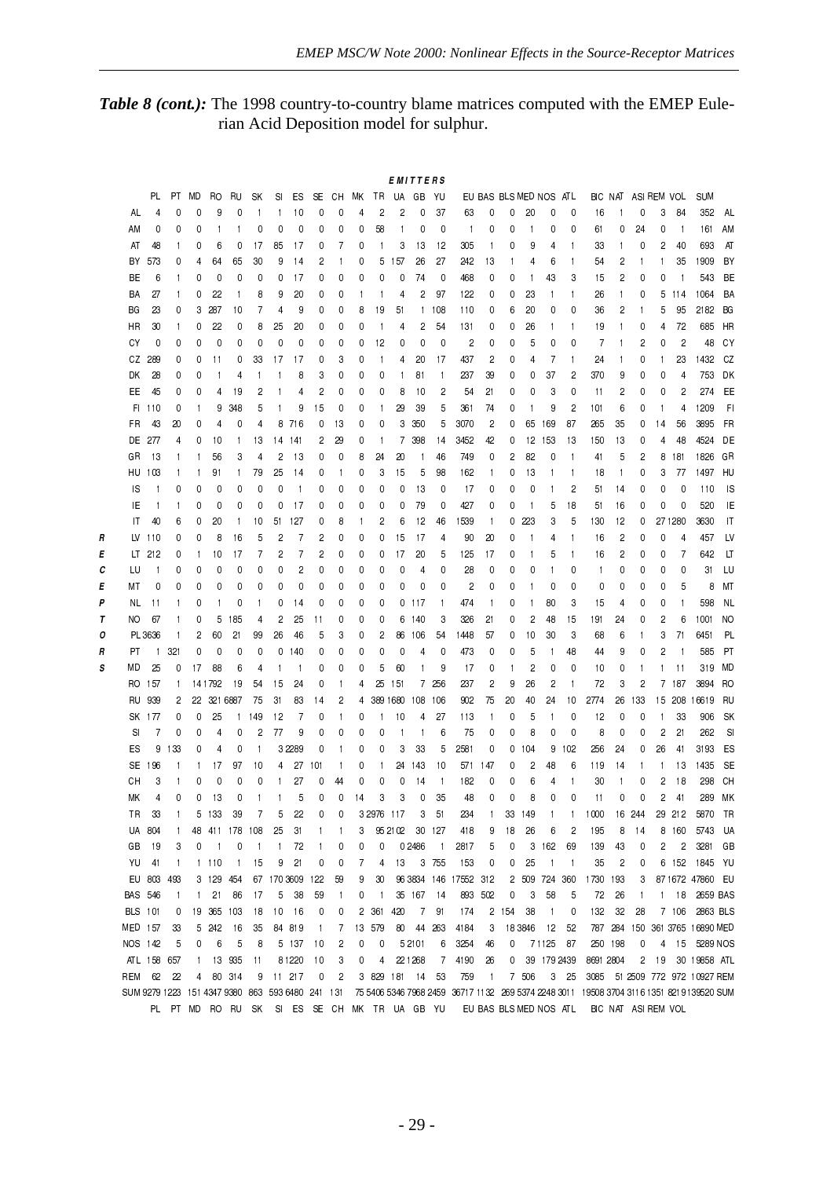***Table 8 (cont.):*** The 1998 country-to-country blame matrices computed with the EMEP Eulerian Acid Deposition model for sulphur.

**EMITTERS** (columns) / **RECEPTORS** (rows)

| | PL | PT | MD | RO | RU | SK | SI | ES | SE | CH | MK | TR | UA | GB | YU | EU | BAS | BLS | MED | NOS | ATL | BIC | NAT | ASI | REM | VOL | SUM | |
|---|---|---|---|---|---|---|---|---|---|---|---|---|---|---|---|---|---|---|---|---|---|---|---|---|---|---|---|---|
| AL | 4 | 0 | 0 | 9 | 0 | 1 | 1 | 10 | 0 | 0 | 4 | 2 | 2 | 0 | 37 | 63 | 0 | 0 | 20 | 0 | 0 | 16 | 1 | 0 | 3 | 84 | 352 | AL |
| AM | 0 | 0 | 0 | 1 | 1 | 0 | 0 | 0 | 0 | 0 | 0 | 58 | 1 | 0 | 0 | 1 | 0 | 0 | 1 | 0 | 0 | 61 | 0 | 24 | 0 | 1 | 161 | AM |
| AT | 48 | 1 | 0 | 6 | 0 | 17 | 85 | 17 | 0 | 7 | 0 | 1 | 3 | 13 | 12 | 305 | 1 | 0 | 9 | 4 | 1 | 33 | 1 | 0 | 2 | 40 | 693 | AT |
| BY | 573 | 0 | 4 | 64 | 65 | 30 | 9 | 14 | 2 | 1 | 0 | 5 | 157 | 26 | 27 | 242 | 13 | 1 | 4 | 6 | 1 | 54 | 2 | 1 | 1 | 35 | 1909 | BY |
| BE | 6 | 1 | 0 | 0 | 0 | 0 | 0 | 17 | 0 | 0 | 0 | 0 | 0 | 74 | 0 | 468 | 0 | 0 | 1 | 43 | 3 | 15 | 2 | 0 | 0 | 1 | 543 | BE |
| BA | 27 | 1 | 0 | 22 | 1 | 8 | 9 | 20 | 0 | 0 | 1 | 1 | 4 | 2 | 97 | 122 | 0 | 0 | 23 | 1 | 1 | 26 | 1 | 0 | 5 | 114 | 1064 | BA |
| BG | 23 | 0 | 3 | 287 | 10 | 7 | 4 | 9 | 0 | 0 | 8 | 19 | 51 | 1 | 108 | 110 | 0 | 6 | 20 | 0 | 0 | 36 | 2 | 1 | 5 | 95 | 2182 | BG |
| HR | 30 | 1 | 0 | 22 | 0 | 8 | 25 | 20 | 0 | 0 | 0 | 1 | 4 | 2 | 54 | 131 | 0 | 0 | 26 | 1 | 1 | 19 | 1 | 0 | 4 | 72 | 685 | HR |
| CY | 0 | 0 | 0 | 0 | 0 | 0 | 0 | 0 | 0 | 0 | 0 | 12 | 0 | 0 | 0 | 2 | 0 | 0 | 5 | 0 | 0 | 7 | 1 | 2 | 0 | 2 | 48 | CY |
| CZ | 289 | 0 | 0 | 11 | 0 | 33 | 17 | 17 | 0 | 3 | 0 | 1 | 4 | 20 | 17 | 437 | 2 | 0 | 4 | 7 | 1 | 24 | 1 | 0 | 1 | 23 | 1432 | CZ |
| DK | 28 | 0 | 0 | 1 | 4 | 1 | 1 | 8 | 3 | 0 | 0 | 0 | 1 | 81 | 1 | 237 | 39 | 0 | 0 | 37 | 2 | 370 | 9 | 0 | 0 | 4 | 753 | DK |
| EE | 45 | 0 | 0 | 4 | 19 | 2 | 1 | 4 | 2 | 0 | 0 | 0 | 8 | 10 | 2 | 54 | 21 | 0 | 0 | 3 | 0 | 11 | 2 | 0 | 0 | 2 | 274 | EE |
| FI | 110 | 0 | 1 | 9 | 348 | 5 | 1 | 9 | 15 | 0 | 0 | 1 | 29 | 39 | 5 | 361 | 74 | 0 | 1 | 9 | 2 | 101 | 6 | 0 | 1 | 4 | 1209 | FI |
| FR | 43 | 20 | 0 | 4 | 0 | 4 | 8 | 716 | 0 | 13 | 0 | 0 | 3 | 350 | 5 | 3070 | 2 | 0 | 65 | 169 | 87 | 265 | 35 | 0 | 14 | 56 | 3895 | FR |
| DE | 277 | 4 | 0 | 10 | 1 | 13 | 14 | 141 | 2 | 29 | 0 | 1 | 7 | 398 | 14 | 3452 | 42 | 0 | 12 | 153 | 13 | 150 | 13 | 0 | 4 | 48 | 4524 | DE |
| GR | 13 | 1 | 1 | 56 | 3 | 4 | 2 | 13 | 0 | 0 | 8 | 24 | 20 | 1 | 46 | 749 | 0 | 2 | 82 | 0 | 1 | 41 | 5 | 2 | 8 | 181 | 1826 | GR |
| HU | 103 | 1 | 1 | 91 | 1 | 79 | 25 | 14 | 0 | 1 | 0 | 3 | 15 | 5 | 98 | 162 | 1 | 0 | 13 | 1 | 1 | 18 | 1 | 0 | 3 | 77 | 1497 | HU |
| IS | 1 | 0 | 0 | 0 | 0 | 0 | 0 | 1 | 0 | 0 | 0 | 0 | 0 | 0 | 0 | 17 | 0 | 0 | 0 | 1 | 2 | 51 | 14 | 0 | 0 | 0 | 110 | IS |
| IE | 1 | 1 | 0 | 0 | 0 | 0 | 0 | 17 | 0 | 0 | 0 | 0 | 0 | 79 | 0 | 427 | 0 | 0 | 1 | 5 | 18 | 51 | 16 | 0 | 0 | 0 | 520 | IE |
| IT | 40 | 6 | 0 | 20 | 1 | 10 | 51 | 127 | 0 | 8 | 1 | 2 | 6 | 12 | 46 | 1539 | 1 | 0 | 223 | 3 | 5 | 130 | 12 | 0 | 27 | 1280 | 3630 | IT |
| LV | 110 | 0 | 0 | 8 | 16 | 5 | 2 | 7 | 2 | 0 | 0 | 0 | 15 | 17 | 4 | 90 | 20 | 0 | 1 | 4 | 1 | 16 | 2 | 0 | 0 | 4 | 457 | LV |
| LT | 212 | 0 | 1 | 10 | 17 | 7 | 2 | 7 | 2 | 0 | 0 | 0 | 17 | 20 | 5 | 125 | 17 | 0 | 1 | 5 | 1 | 16 | 2 | 0 | 0 | 7 | 642 | LT |
| LU | 1 | 0 | 0 | 0 | 0 | 0 | 0 | 2 | 0 | 0 | 0 | 0 | 0 | 4 | 0 | 28 | 0 | 0 | 0 | 1 | 0 | 1 | 0 | 0 | 0 | 0 | 31 | LU |
| MT | 0 | 0 | 0 | 0 | 0 | 0 | 0 | 0 | 0 | 0 | 0 | 0 | 0 | 0 | 0 | 2 | 0 | 0 | 1 | 0 | 0 | 0 | 0 | 0 | 0 | 5 | 8 | MT |
| NL | 11 | 1 | 0 | 1 | 0 | 1 | 0 | 14 | 0 | 0 | 0 | 0 | 0 | 117 | 1 | 474 | 1 | 0 | 1 | 80 | 3 | 15 | 4 | 0 | 0 | 1 | 598 | NL |
| NO | 67 | 1 | 0 | 5 | 185 | 4 | 2 | 25 | 11 | 0 | 0 | 0 | 6 | 140 | 3 | 326 | 21 | 0 | 2 | 48 | 15 | 191 | 24 | 0 | 2 | 6 | 1001 | NO |
| PL | 3636 | 1 | 2 | 60 | 21 | 99 | 26 | 46 | 5 | 3 | 0 | 2 | 86 | 106 | 54 | 1448 | 57 | 0 | 10 | 30 | 3 | 68 | 6 | 1 | 3 | 71 | 6451 | PL |
| PT | 1 | 321 | 0 | 0 | 0 | 0 | 0 | 140 | 0 | 0 | 0 | 0 | 0 | 4 | 0 | 473 | 0 | 0 | 5 | 1 | 48 | 44 | 9 | 0 | 2 | 1 | 585 | PT |
| MD | 25 | 0 | 17 | 88 | 6 | 4 | 1 | 1 | 0 | 0 | 0 | 5 | 60 | 1 | 9 | 17 | 0 | 1 | 2 | 0 | 0 | 10 | 0 | 1 | 1 | 11 | 319 | MD |
| RO | 157 | 1 | 14 | 1792 | 19 | 54 | 15 | 24 | 0 | 1 | 4 | 25 | 151 | 7 | 256 | 237 | 2 | 9 | 26 | 2 | 1 | 72 | 3 | 2 | 7 | 187 | 3894 | RO |
| RU | 939 | 2 | 22 | 321 | 6887 | 75 | 31 | 83 | 14 | 2 | 4 | 389 | 1680 | 108 | 106 | 902 | 75 | 20 | 40 | 24 | 10 | 2774 | 26 | 133 | 15 | 208 | 16619 | RU |
| SK | 177 | 0 | 0 | 25 | 1 | 149 | 12 | 7 | 0 | 1 | 0 | 1 | 10 | 4 | 27 | 113 | 1 | 0 | 5 | 1 | 0 | 12 | 0 | 0 | 1 | 33 | 906 | SK |
| SI | 7 | 0 | 0 | 4 | 0 | 2 | 77 | 9 | 0 | 0 | 0 | 0 | 1 | 1 | 6 | 75 | 0 | 0 | 8 | 0 | 0 | 8 | 0 | 0 | 2 | 21 | 262 | SI |
| ES | 9 | 133 | 0 | 4 | 0 | 1 | 3 | 2289 | 0 | 1 | 0 | 0 | 3 | 33 | 5 | 2581 | 0 | 0 | 104 | 9 | 102 | 256 | 24 | 0 | 26 | 41 | 3193 | ES |
| SE | 196 | 1 | 1 | 17 | 97 | 10 | 4 | 27 | 101 | 1 | 0 | 1 | 24 | 143 | 10 | 571 | 147 | 0 | 2 | 48 | 6 | 119 | 14 | 1 | 1 | 13 | 1435 | SE |
| CH | 3 | 1 | 0 | 0 | 0 | 0 | 1 | 27 | 0 | 44 | 0 | 0 | 0 | 14 | 1 | 182 | 0 | 0 | 6 | 4 | 1 | 30 | 1 | 0 | 2 | 18 | 298 | CH |
| MK | 4 | 0 | 0 | 13 | 0 | 1 | 1 | 5 | 0 | 0 | 14 | 3 | 3 | 0 | 35 | 48 | 0 | 0 | 8 | 0 | 0 | 11 | 0 | 0 | 2 | 48 | 289 | MK |
| TR | 33 | 1 | 5 | 133 | 39 | 7 | 5 | 22 | 0 | 0 | 3 | 2976 | 117 | 3 | 51 | 234 | 1 | 33 | 149 | 1 | 1 | 1000 | 16 | 244 | 29 | 212 | 5870 | TR |
| UA | 804 | 1 | 48 | 411 | 178 | 108 | 25 | 31 | 1 | 1 | 3 | 95 | 2102 | 30 | 127 | 418 | 9 | 18 | 26 | 6 | 2 | 195 | 8 | 14 | 8 | 160 | 5743 | UA |
| GB | 19 | 3 | 0 | 1 | 0 | 1 | 1 | 72 | 1 | 0 | 0 | 0 | 0 | 2486 | 1 | 2817 | 5 | 0 | 3 | 162 | 69 | 139 | 43 | 0 | 2 | 2 | 3281 | GB |
| YU | 41 | 1 | 1 | 110 | 1 | 15 | 9 | 21 | 0 | 0 | 7 | 4 | 13 | 3 | 755 | 153 | 0 | 0 | 25 | 1 | 1 | 35 | 2 | 0 | 6 | 152 | 1845 | YU |
| EU | 803 | 493 | 3 | 129 | 454 | 67 | 170 | 3609 | 122 | 59 | 9 | 30 | 96 | 3834 | 146 | 17552 | 312 | 2 | 509 | 724 | 360 | 1730 | 193 | 3 | 87 | 1672 | 47860 | EU |
| BAS | 546 | 1 | 1 | 21 | 86 | 17 | 5 | 38 | 59 | 1 | 0 | 1 | 35 | 167 | 14 | 893 | 502 | 0 | 3 | 58 | 5 | 72 | 26 | 1 | 1 | 18 | 2659 | BAS |
| BLS | 101 | 0 | 19 | 365 | 103 | 18 | 10 | 16 | 0 | 0 | 2 | 361 | 420 | 7 | 91 | 174 | 2 | 154 | 38 | 1 | 0 | 132 | 32 | 28 | 7 | 106 | 2863 | BLS |
| MED | 157 | 33 | 5 | 242 | 16 | 35 | 84 | 819 | 1 | 7 | 13 | 579 | 80 | 44 | 263 | 4184 | 3 | 18 | 3846 | 12 | 52 | 787 | 284 | 150 | 361 | 3765 | 16890 | MED |
| NOS | 142 | 5 | 0 | 6 | 5 | 8 | 5 | 137 | 10 | 2 | 0 | 0 | 5 | 2101 | 6 | 3254 | 46 | 0 | 7 | 1125 | 87 | 250 | 198 | 0 | 4 | 15 | 5289 | NOS |
| ATL | 158 | 657 | 1 | 13 | 935 | 11 | 8 | 1220 | 10 | 3 | 0 | 4 | 22 | 1268 | 7 | 4190 | 26 | 0 | 39 | 179 | 2439 | 8691 | 2804 | 2 | 19 | 30 | 19658 | ATL |
| REM | 62 | 22 | 4 | 80 | 314 | 9 | 11 | 217 | 0 | 2 | 3 | 829 | 181 | 14 | 53 | 759 | 1 | 7 | 506 | 3 | 25 | 3085 | 51 | 2509 | 772 | 972 | 10927 | REM |
| SUM | 9279 | 1223 | 151 | 4347 | 9380 | 863 | 593 | 6480 | 241 | 131 | 75 | 5406 | 5346 | 7968 | 2459 | 36717 | 1132 | 269 | 5374 | 2248 | 3011 | 19508 | 3704 | 3116 | 1351 | 8219 | 139520 | SUM |
| | PL | PT | MD | RO | RU | SK | SI | ES | SE | CH | MK | TR | UA | GB | YU | EU | BAS | BLS | MED | NOS | ATL | BIC | NAT | ASI | REM | VOL | | |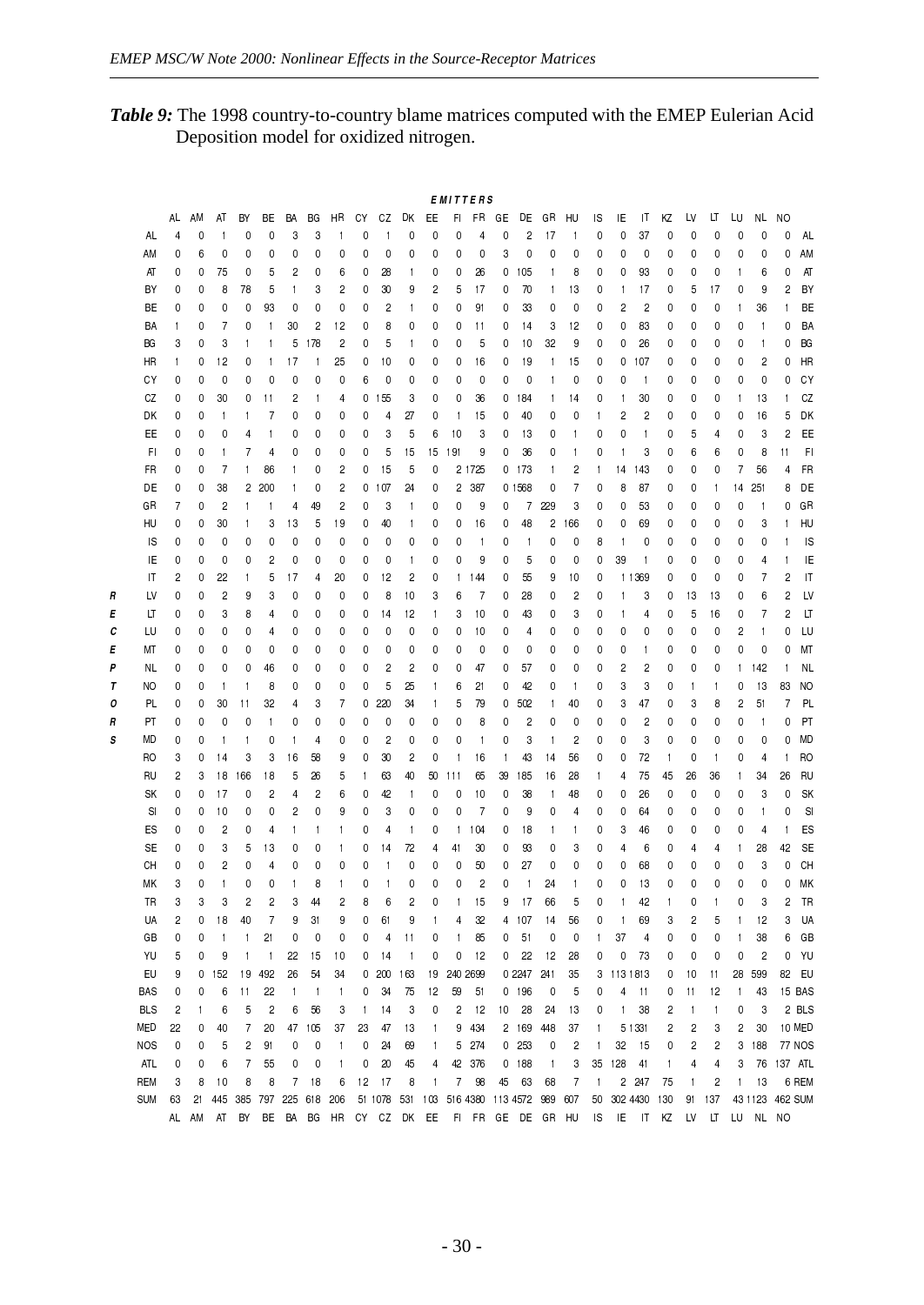***Table 9:*** The 1998 country-to-country blame matrices computed with the EMEP Eulerian Acid Deposition model for oxidized nitrogen.

Columns: **EMITTERS**; rows: **RECEPTORS**

| | AL | AM | AT | BY | BE | BA | BG | HR | CY | CZ | DK | EE | FI | FR | GE | DE | GR | HU | IS | IE | IT | KZ | LV | LT | LU | NL | NO | |
|---|---|---|---|---|---|---|---|---|---|---|---|---|---|---|---|---|---|---|---|---|---|---|---|---|---|---|---|---|
| AL | 4 | 0 | 1 | 0 | 0 | 3 | 3 | 1 | 0 | 1 | 0 | 0 | 0 | 4 | 0 | 2 | 17 | 1 | 0 | 0 | 37 | 0 | 0 | 0 | 0 | 0 | 0 | AL |
| AM | 0 | 6 | 0 | 0 | 0 | 0 | 0 | 0 | 0 | 0 | 0 | 0 | 0 | 0 | 3 | 0 | 0 | 0 | 0 | 0 | 0 | 0 | 0 | 0 | 0 | 0 | 0 | AM |
| AT | 0 | 0 | 75 | 0 | 5 | 2 | 0 | 6 | 0 | 28 | 1 | 0 | 0 | 26 | 0 | 105 | 1 | 8 | 0 | 0 | 93 | 0 | 0 | 0 | 1 | 6 | 0 | AT |
| BY | 0 | 0 | 8 | 78 | 5 | 1 | 3 | 2 | 0 | 30 | 9 | 2 | 5 | 17 | 0 | 70 | 1 | 13 | 0 | 1 | 17 | 0 | 5 | 17 | 0 | 9 | 2 | BY |
| BE | 0 | 0 | 0 | 0 | 93 | 0 | 0 | 0 | 0 | 2 | 1 | 0 | 0 | 91 | 0 | 33 | 0 | 0 | 0 | 2 | 2 | 0 | 0 | 0 | 1 | 36 | 1 | BE |
| BA | 1 | 0 | 7 | 0 | 1 | 30 | 2 | 12 | 0 | 8 | 0 | 0 | 0 | 11 | 0 | 14 | 3 | 12 | 0 | 0 | 83 | 0 | 0 | 0 | 0 | 1 | 0 | BA |
| BG | 3 | 0 | 3 | 1 | 1 | 5 | 178 | 2 | 0 | 5 | 1 | 0 | 0 | 5 | 0 | 10 | 32 | 9 | 0 | 0 | 26 | 0 | 0 | 0 | 0 | 1 | 0 | BG |
| HR | 1 | 0 | 12 | 0 | 1 | 17 | 1 | 25 | 0 | 10 | 0 | 0 | 0 | 16 | 0 | 19 | 1 | 15 | 0 | 0 | 107 | 0 | 0 | 0 | 0 | 2 | 0 | HR |
| CY | 0 | 0 | 0 | 0 | 0 | 0 | 0 | 0 | 6 | 0 | 0 | 0 | 0 | 0 | 0 | 0 | 1 | 0 | 0 | 0 | 1 | 0 | 0 | 0 | 0 | 0 | 0 | CY |
| CZ | 0 | 0 | 30 | 0 | 11 | 2 | 1 | 4 | 0 | 155 | 3 | 0 | 0 | 36 | 0 | 184 | 1 | 14 | 0 | 1 | 30 | 0 | 0 | 0 | 1 | 13 | 1 | CZ |
| DK | 0 | 0 | 1 | 1 | 7 | 0 | 0 | 0 | 0 | 4 | 27 | 0 | 1 | 15 | 0 | 40 | 0 | 0 | 1 | 2 | 2 | 0 | 0 | 0 | 0 | 16 | 5 | DK |
| EE | 0 | 0 | 0 | 4 | 1 | 0 | 0 | 0 | 0 | 3 | 5 | 6 | 10 | 3 | 0 | 13 | 0 | 1 | 0 | 0 | 1 | 0 | 5 | 4 | 0 | 3 | 2 | EE |
| FI | 0 | 0 | 1 | 7 | 4 | 0 | 0 | 0 | 0 | 5 | 15 | 15 | 191 | 9 | 0 | 36 | 0 | 1 | 0 | 1 | 3 | 0 | 6 | 6 | 0 | 8 | 11 | FI |
| FR | 0 | 0 | 7 | 1 | 86 | 1 | 0 | 2 | 0 | 15 | 5 | 0 | 2 | 1725 | 0 | 173 | 1 | 2 | 1 | 14 | 143 | 0 | 0 | 0 | 7 | 56 | 4 | FR |
| DE | 0 | 0 | 38 | 2 | 200 | 1 | 0 | 2 | 0 | 107 | 24 | 0 | 2 | 387 | 0 | 1568 | 0 | 7 | 0 | 8 | 87 | 0 | 0 | 1 | 14 | 251 | 8 | DE |
| GR | 7 | 0 | 2 | 1 | 1 | 4 | 49 | 2 | 0 | 3 | 1 | 0 | 0 | 9 | 0 | 7 | 229 | 3 | 0 | 0 | 53 | 0 | 0 | 0 | 0 | 1 | 0 | GR |
| HU | 0 | 0 | 30 | 1 | 3 | 13 | 5 | 19 | 0 | 40 | 1 | 0 | 0 | 16 | 0 | 48 | 2 | 166 | 0 | 0 | 69 | 0 | 0 | 0 | 0 | 3 | 1 | HU |
| IS | 0 | 0 | 0 | 0 | 0 | 0 | 0 | 0 | 0 | 0 | 0 | 0 | 0 | 1 | 0 | 1 | 0 | 0 | 8 | 1 | 0 | 0 | 0 | 0 | 0 | 0 | 1 | IS |
| IE | 0 | 0 | 0 | 0 | 2 | 0 | 0 | 0 | 0 | 0 | 1 | 0 | 0 | 9 | 0 | 5 | 0 | 0 | 0 | 39 | 1 | 0 | 0 | 0 | 0 | 4 | 1 | IE |
| IT | 2 | 0 | 22 | 1 | 5 | 17 | 4 | 20 | 0 | 12 | 2 | 0 | 1 | 144 | 0 | 55 | 9 | 10 | 0 | 1 | 1369 | 0 | 0 | 0 | 0 | 7 | 2 | IT |
| LV | 0 | 0 | 2 | 9 | 3 | 0 | 0 | 0 | 0 | 8 | 10 | 3 | 6 | 7 | 0 | 28 | 0 | 2 | 0 | 1 | 3 | 0 | 13 | 13 | 0 | 6 | 2 | LV |
| LT | 0 | 0 | 3 | 8 | 4 | 0 | 0 | 0 | 0 | 14 | 12 | 1 | 3 | 10 | 0 | 43 | 0 | 3 | 0 | 1 | 4 | 0 | 5 | 16 | 0 | 7 | 2 | LT |
| LU | 0 | 0 | 0 | 0 | 4 | 0 | 0 | 0 | 0 | 0 | 0 | 0 | 0 | 10 | 0 | 4 | 0 | 0 | 0 | 0 | 0 | 0 | 0 | 0 | 2 | 1 | 0 | LU |
| MT | 0 | 0 | 0 | 0 | 0 | 0 | 0 | 0 | 0 | 0 | 0 | 0 | 0 | 0 | 0 | 0 | 0 | 0 | 0 | 0 | 1 | 0 | 0 | 0 | 0 | 0 | 0 | MT |
| NL | 0 | 0 | 0 | 0 | 46 | 0 | 0 | 0 | 0 | 2 | 2 | 0 | 0 | 47 | 0 | 57 | 0 | 0 | 0 | 2 | 2 | 0 | 0 | 0 | 1 | 142 | 1 | NL |
| NO | 0 | 0 | 1 | 1 | 8 | 0 | 0 | 0 | 0 | 5 | 25 | 1 | 6 | 21 | 0 | 42 | 0 | 1 | 0 | 3 | 3 | 0 | 1 | 1 | 0 | 13 | 83 | NO |
| PL | 0 | 0 | 30 | 11 | 32 | 4 | 3 | 7 | 0 | 220 | 34 | 1 | 5 | 79 | 0 | 502 | 1 | 40 | 0 | 3 | 47 | 0 | 3 | 8 | 2 | 51 | 7 | PL |
| PT | 0 | 0 | 0 | 0 | 1 | 0 | 0 | 0 | 0 | 0 | 0 | 0 | 0 | 8 | 0 | 2 | 0 | 0 | 0 | 0 | 2 | 0 | 0 | 0 | 0 | 1 | 0 | PT |
| MD | 0 | 0 | 1 | 1 | 0 | 1 | 4 | 0 | 0 | 2 | 0 | 0 | 0 | 1 | 0 | 3 | 1 | 2 | 0 | 0 | 3 | 0 | 0 | 0 | 0 | 0 | 0 | MD |
| RO | 3 | 0 | 14 | 3 | 3 | 16 | 58 | 9 | 0 | 30 | 2 | 0 | 1 | 16 | 1 | 43 | 14 | 56 | 0 | 0 | 72 | 1 | 0 | 1 | 0 | 4 | 1 | RO |
| RU | 2 | 3 | 18 | 166 | 18 | 5 | 26 | 5 | 1 | 63 | 40 | 50 | 111 | 65 | 39 | 185 | 16 | 28 | 1 | 4 | 75 | 45 | 26 | 36 | 1 | 34 | 26 | RU |
| SK | 0 | 0 | 17 | 0 | 2 | 4 | 2 | 6 | 0 | 42 | 1 | 0 | 0 | 10 | 0 | 38 | 1 | 48 | 0 | 0 | 26 | 0 | 0 | 0 | 0 | 3 | 0 | SK |
| SI | 0 | 0 | 10 | 0 | 0 | 2 | 0 | 9 | 0 | 3 | 0 | 0 | 0 | 7 | 0 | 9 | 0 | 4 | 0 | 0 | 64 | 0 | 0 | 0 | 0 | 1 | 0 | SI |
| ES | 0 | 0 | 2 | 0 | 4 | 1 | 1 | 1 | 0 | 4 | 1 | 0 | 1 | 104 | 0 | 18 | 1 | 1 | 0 | 3 | 46 | 0 | 0 | 0 | 0 | 4 | 1 | ES |
| SE | 0 | 0 | 3 | 5 | 13 | 0 | 0 | 1 | 0 | 14 | 72 | 4 | 41 | 30 | 0 | 93 | 0 | 3 | 0 | 4 | 6 | 0 | 4 | 4 | 1 | 28 | 42 | SE |
| CH | 0 | 0 | 2 | 0 | 4 | 0 | 0 | 0 | 0 | 1 | 0 | 0 | 0 | 50 | 0 | 27 | 0 | 0 | 0 | 0 | 68 | 0 | 0 | 0 | 0 | 3 | 0 | CH |
| MK | 3 | 0 | 1 | 0 | 0 | 1 | 8 | 1 | 0 | 1 | 0 | 0 | 0 | 2 | 0 | 1 | 24 | 1 | 0 | 0 | 13 | 0 | 0 | 0 | 0 | 0 | 0 | MK |
| TR | 3 | 3 | 3 | 2 | 2 | 3 | 44 | 2 | 8 | 6 | 2 | 0 | 1 | 15 | 9 | 17 | 66 | 5 | 0 | 1 | 42 | 1 | 0 | 1 | 0 | 3 | 2 | TR |
| UA | 2 | 0 | 18 | 40 | 7 | 9 | 31 | 9 | 0 | 61 | 9 | 1 | 4 | 32 | 4 | 107 | 14 | 56 | 0 | 1 | 69 | 3 | 2 | 5 | 1 | 12 | 3 | UA |
| GB | 0 | 0 | 1 | 1 | 21 | 0 | 0 | 0 | 0 | 4 | 11 | 0 | 1 | 85 | 0 | 51 | 0 | 0 | 1 | 37 | 4 | 0 | 0 | 0 | 1 | 38 | 6 | GB |
| YU | 5 | 0 | 9 | 1 | 1 | 22 | 15 | 10 | 0 | 14 | 1 | 0 | 0 | 12 | 0 | 22 | 12 | 28 | 0 | 0 | 73 | 0 | 0 | 0 | 0 | 2 | 0 | YU |
| EU | 9 | 0 | 152 | 19 | 492 | 26 | 54 | 34 | 0 | 200 | 163 | 19 | 240 | 2699 | 0 | 2247 | 241 | 35 | 3 | 113 | 1813 | 0 | 10 | 11 | 28 | 599 | 82 | EU |
| BAS | 0 | 0 | 6 | 11 | 22 | 1 | 1 | 1 | 0 | 34 | 75 | 12 | 59 | 51 | 0 | 196 | 0 | 5 | 0 | 4 | 11 | 0 | 11 | 12 | 1 | 43 | 15 | BAS |
| BLS | 2 | 1 | 6 | 5 | 2 | 6 | 56 | 3 | 1 | 14 | 3 | 0 | 2 | 12 | 10 | 28 | 24 | 13 | 0 | 1 | 38 | 2 | 1 | 1 | 0 | 3 | 2 | BLS |
| MED | 22 | 0 | 40 | 7 | 20 | 47 | 105 | 37 | 23 | 47 | 13 | 1 | 9 | 434 | 2 | 169 | 448 | 37 | 1 | 5 | 1331 | 2 | 2 | 3 | 2 | 30 | 10 | MED |
| NOS | 0 | 0 | 5 | 2 | 91 | 0 | 0 | 1 | 0 | 24 | 69 | 1 | 5 | 274 | 0 | 253 | 0 | 2 | 1 | 32 | 15 | 0 | 2 | 2 | 3 | 188 | 77 | NOS |
| ATL | 0 | 0 | 6 | 7 | 55 | 0 | 0 | 1 | 0 | 20 | 45 | 4 | 42 | 376 | 0 | 188 | 1 | 3 | 35 | 128 | 41 | 1 | 4 | 4 | 3 | 76 | 137 | ATL |
| REM | 3 | 8 | 10 | 8 | 8 | 7 | 18 | 6 | 12 | 17 | 8 | 1 | 7 | 98 | 45 | 63 | 68 | 7 | 1 | 2 | 247 | 75 | 1 | 2 | 1 | 13 | 6 | REM |
| SUM | 63 | 21 | 445 | 385 | 797 | 225 | 618 | 206 | 51 | 1078 | 531 | 103 | 516 | 4380 | 113 | 4572 | 989 | 607 | 50 | 302 | 4430 | 130 | 91 | 137 | 43 | 1123 | 462 | SUM |
| | AL | AM | AT | BY | BE | BA | BG | HR | CY | CZ | DK | EE | FI | FR | GE | DE | GR | HU | IS | IE | IT | KZ | LV | LT | LU | NL | NO | |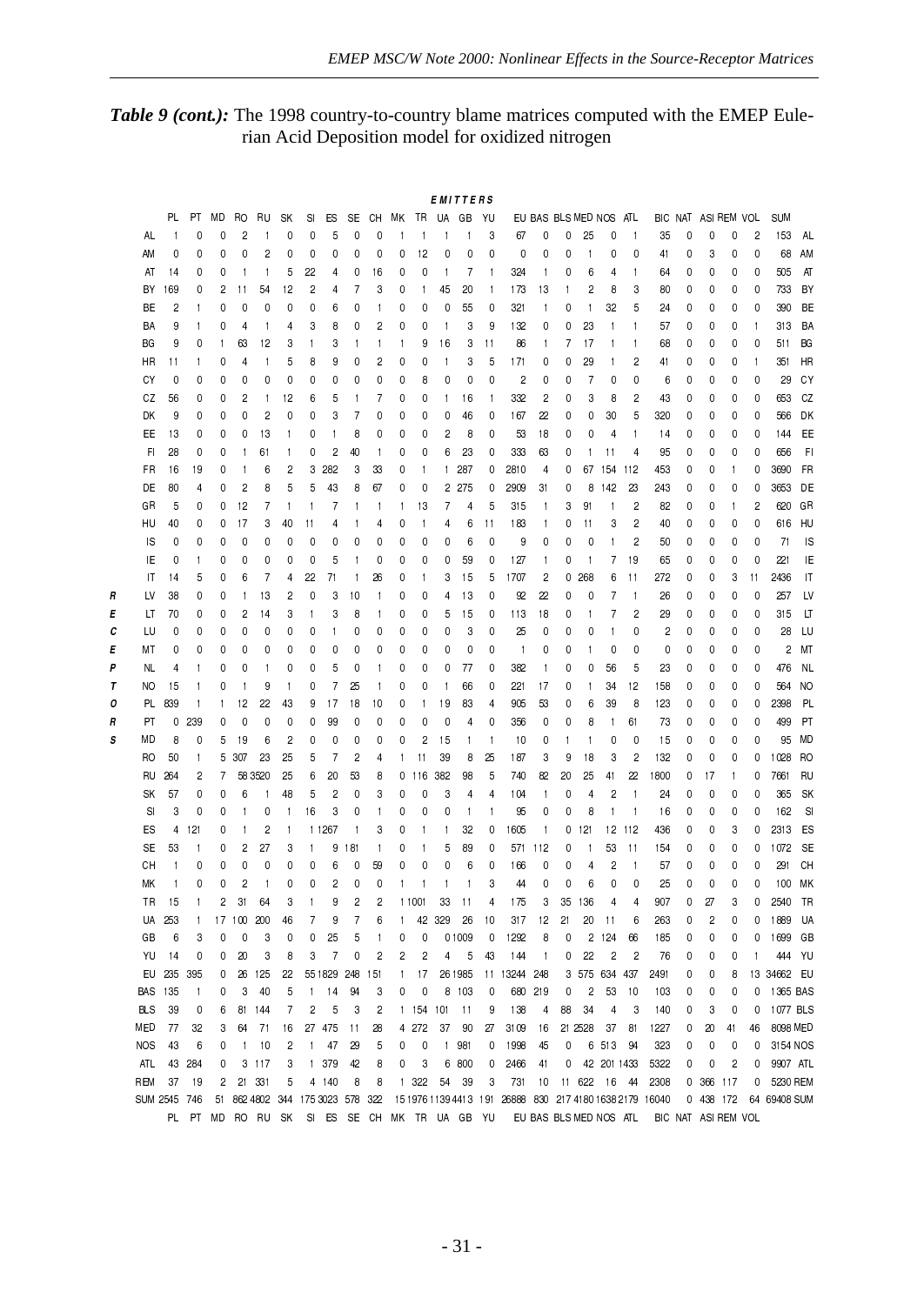***Table 9 (cont.):*** The 1998 country-to-country blame matrices computed with the EMEP Eulerian Acid Deposition model for oxidized nitrogen

RECEPTORS (rows) / EMITTERS (columns)

| | PL | PT | MD | RO | RU | SK | SI | ES | SE | CH | MK | TR | UA | GB | YU | EU | BAS | BLS | MED | NOS | ATL | BIC | NAT | ASI | REM | VOL | SUM | |
|---|---|---|---|---|---|---|---|---|---|---|---|---|---|---|---|---|---|---|---|---|---|---|---|---|---|---|---|---|
| AL | 1 | 0 | 0 | 2 | 1 | 0 | 0 | 5 | 0 | 0 | 1 | 1 | 1 | 1 | 3 | 67 | 0 | 0 | 25 | 0 | 1 | 35 | 0 | 0 | 0 | 2 | 153 | AL |
| AM | 0 | 0 | 0 | 0 | 2 | 0 | 0 | 0 | 0 | 0 | 0 | 12 | 0 | 0 | 0 | 0 | 0 | 0 | 1 | 0 | 0 | 41 | 0 | 3 | 0 | 0 | 68 | AM |
| AT | 14 | 0 | 0 | 1 | 1 | 5 | 22 | 4 | 0 | 16 | 0 | 0 | 1 | 7 | 1 | 324 | 1 | 0 | 6 | 4 | 1 | 64 | 0 | 0 | 0 | 0 | 505 | AT |
| BY | 169 | 0 | 2 | 11 | 54 | 12 | 2 | 4 | 7 | 3 | 0 | 1 | 45 | 20 | 1 | 173 | 13 | 1 | 2 | 8 | 3 | 80 | 0 | 0 | 0 | 0 | 733 | BY |
| BE | 2 | 1 | 0 | 0 | 0 | 0 | 0 | 6 | 0 | 1 | 0 | 0 | 0 | 55 | 0 | 321 | 1 | 0 | 1 | 32 | 5 | 24 | 0 | 0 | 0 | 0 | 390 | BE |
| BA | 9 | 1 | 0 | 4 | 1 | 4 | 3 | 8 | 0 | 2 | 0 | 0 | 1 | 3 | 9 | 132 | 0 | 0 | 23 | 1 | 1 | 57 | 0 | 0 | 0 | 1 | 313 | BA |
| BG | 9 | 0 | 1 | 63 | 12 | 3 | 1 | 3 | 1 | 1 | 1 | 9 | 16 | 3 | 11 | 68 | 1 | 7 | 17 | 1 | 1 | 68 | 0 | 0 | 0 | 0 | 511 | BG |
| HR | 11 | 1 | 0 | 4 | 1 | 5 | 8 | 9 | 0 | 2 | 0 | 0 | 1 | 3 | 5 | 171 | 0 | 0 | 29 | 1 | 2 | 41 | 0 | 0 | 0 | 1 | 351 | HR |
| CY | 0 | 0 | 0 | 0 | 0 | 0 | 0 | 0 | 0 | 0 | 0 | 8 | 0 | 0 | 0 | 2 | 0 | 0 | 7 | 0 | 0 | 6 | 0 | 0 | 0 | 0 | 29 | CY |
| CZ | 56 | 0 | 0 | 2 | 1 | 12 | 6 | 5 | 1 | 7 | 0 | 0 | 1 | 16 | 1 | 332 | 2 | 0 | 3 | 8 | 2 | 43 | 0 | 0 | 0 | 0 | 653 | CZ |
| DK | 9 | 0 | 0 | 0 | 2 | 0 | 0 | 3 | 7 | 0 | 0 | 0 | 0 | 46 | 0 | 167 | 22 | 0 | 0 | 30 | 5 | 320 | 0 | 0 | 0 | 0 | 566 | DK |
| EE | 13 | 0 | 0 | 0 | 13 | 1 | 0 | 1 | 8 | 0 | 0 | 0 | 2 | 8 | 0 | 53 | 18 | 0 | 0 | 4 | 1 | 14 | 0 | 0 | 0 | 0 | 144 | EE |
| FI | 28 | 0 | 0 | 1 | 61 | 1 | 0 | 2 | 40 | 1 | 0 | 0 | 6 | 23 | 0 | 333 | 63 | 0 | 1 | 11 | 4 | 95 | 0 | 0 | 0 | 0 | 656 | FI |
| FR | 16 | 19 | 0 | 1 | 6 | 2 | 3 | 282 | 3 | 33 | 0 | 1 | 1 | 287 | 0 | 2810 | 4 | 0 | 67 | 154 | 112 | 453 | 0 | 0 | 1 | 0 | 3690 | FR |
| DE | 80 | 4 | 0 | 2 | 8 | 5 | 5 | 43 | 8 | 67 | 0 | 0 | 2 | 275 | 0 | 2909 | 31 | 0 | 8 | 142 | 23 | 243 | 0 | 0 | 0 | 0 | 3653 | DE |
| GR | 5 | 0 | 0 | 12 | 7 | 1 | 1 | 7 | 1 | 1 | 1 | 13 | 7 | 4 | 5 | 315 | 1 | 3 | 91 | 1 | 2 | 82 | 0 | 0 | 1 | 2 | 620 | GR |
| HU | 40 | 0 | 0 | 17 | 3 | 40 | 11 | 4 | 1 | 4 | 0 | 1 | 4 | 6 | 11 | 183 | 1 | 0 | 11 | 3 | 2 | 40 | 0 | 0 | 0 | 0 | 616 | HU |
| IS | 0 | 0 | 0 | 0 | 0 | 0 | 0 | 0 | 0 | 0 | 0 | 0 | 0 | 6 | 0 | 9 | 0 | 0 | 0 | 1 | 2 | 50 | 0 | 0 | 0 | 0 | 71 | IS |
| IE | 0 | 1 | 0 | 0 | 0 | 0 | 0 | 5 | 1 | 0 | 0 | 0 | 0 | 59 | 0 | 127 | 1 | 0 | 1 | 7 | 19 | 65 | 0 | 0 | 0 | 0 | 221 | IE |
| IT | 14 | 5 | 0 | 6 | 7 | 4 | 22 | 71 | 1 | 26 | 0 | 1 | 3 | 15 | 5 | 1707 | 2 | 0 | 268 | 6 | 11 | 272 | 0 | 0 | 3 | 11 | 2436 | IT |
| LV | 38 | 0 | 0 | 1 | 13 | 2 | 0 | 3 | 10 | 1 | 0 | 0 | 4 | 13 | 0 | 92 | 22 | 0 | 0 | 7 | 1 | 26 | 0 | 0 | 0 | 0 | 257 | LV |
| LT | 70 | 0 | 0 | 2 | 14 | 3 | 1 | 3 | 8 | 1 | 0 | 0 | 5 | 15 | 0 | 113 | 18 | 0 | 1 | 7 | 2 | 29 | 0 | 0 | 0 | 0 | 315 | LT |
| LU | 0 | 0 | 0 | 0 | 0 | 0 | 0 | 1 | 0 | 0 | 0 | 0 | 0 | 3 | 0 | 25 | 0 | 0 | 0 | 1 | 0 | 2 | 0 | 0 | 0 | 0 | 28 | LU |
| MT | 0 | 0 | 0 | 0 | 0 | 0 | 0 | 0 | 0 | 0 | 0 | 0 | 0 | 0 | 0 | 1 | 0 | 0 | 1 | 0 | 0 | 0 | 0 | 0 | 0 | 0 | 2 | MT |
| NL | 4 | 1 | 0 | 0 | 1 | 0 | 0 | 5 | 0 | 1 | 0 | 0 | 0 | 77 | 0 | 382 | 1 | 0 | 0 | 56 | 5 | 23 | 0 | 0 | 0 | 0 | 476 | NL |
| NO | 15 | 1 | 0 | 1 | 9 | 1 | 0 | 7 | 25 | 1 | 0 | 0 | 1 | 66 | 0 | 221 | 17 | 0 | 1 | 34 | 12 | 158 | 0 | 0 | 0 | 0 | 564 | NO |
| PL | 839 | 1 | 1 | 12 | 22 | 43 | 9 | 17 | 18 | 10 | 0 | 1 | 19 | 83 | 4 | 905 | 53 | 0 | 6 | 39 | 8 | 123 | 0 | 0 | 0 | 0 | 2398 | PL |
| PT | 0 | 239 | 0 | 0 | 0 | 0 | 0 | 99 | 0 | 0 | 0 | 0 | 0 | 4 | 0 | 356 | 0 | 0 | 8 | 1 | 61 | 73 | 0 | 0 | 0 | 0 | 499 | PT |
| MD | 8 | 0 | 5 | 19 | 6 | 2 | 0 | 0 | 0 | 0 | 0 | 2 | 15 | 1 | 1 | 10 | 0 | 1 | 1 | 0 | 0 | 15 | 0 | 0 | 0 | 0 | 95 | MD |
| RO | 50 | 1 | 5 | 307 | 23 | 25 | 5 | 7 | 2 | 4 | 1 | 11 | 39 | 8 | 25 | 187 | 3 | 9 | 18 | 3 | 2 | 132 | 0 | 0 | 0 | 0 | 1028 | RO |
| RU | 264 | 2 | 7 | 58 | 3520 | 25 | 6 | 20 | 53 | 8 | 0 | 116 | 382 | 98 | 5 | 740 | 82 | 20 | 25 | 41 | 22 | 1800 | 0 | 17 | 1 | 0 | 7661 | RU |
| SK | 57 | 0 | 0 | 6 | 1 | 48 | 5 | 2 | 0 | 3 | 0 | 0 | 3 | 4 | 4 | 104 | 1 | 0 | 4 | 2 | 1 | 24 | 0 | 0 | 0 | 0 | 365 | SK |
| SI | 3 | 0 | 0 | 1 | 0 | 1 | 16 | 3 | 0 | 1 | 0 | 0 | 0 | 1 | 1 | 95 | 0 | 0 | 8 | 1 | 1 | 16 | 0 | 0 | 0 | 0 | 162 | SI |
| ES | 4 | 121 | 0 | 1 | 2 | 1 | 1 | 1267 | 1 | 3 | 0 | 1 | 1 | 32 | 0 | 1605 | 1 | 0 | 121 | 12 | 112 | 436 | 0 | 0 | 3 | 0 | 2313 | ES |
| SE | 53 | 1 | 0 | 2 | 27 | 3 | 1 | 9 | 181 | 1 | 0 | 1 | 5 | 89 | 0 | 571 | 112 | 0 | 1 | 53 | 11 | 154 | 0 | 0 | 0 | 0 | 1072 | SE |
| CH | 1 | 0 | 0 | 0 | 0 | 0 | 0 | 6 | 0 | 59 | 0 | 0 | 0 | 6 | 0 | 166 | 0 | 0 | 4 | 2 | 1 | 57 | 0 | 0 | 0 | 0 | 291 | CH |
| MK | 1 | 0 | 0 | 2 | 1 | 0 | 0 | 2 | 0 | 0 | 1 | 1 | 1 | 1 | 3 | 44 | 0 | 0 | 6 | 0 | 0 | 25 | 0 | 0 | 0 | 0 | 100 | MK |
| TR | 15 | 1 | 2 | 31 | 64 | 3 | 1 | 9 | 2 | 2 | 1 | 1001 | 33 | 11 | 4 | 175 | 3 | 35 | 136 | 4 | 4 | 907 | 0 | 27 | 3 | 0 | 2540 | TR |
| UA | 253 | 1 | 17 | 100 | 200 | 46 | 7 | 9 | 7 | 6 | 1 | 42 | 329 | 26 | 10 | 317 | 12 | 21 | 20 | 11 | 6 | 263 | 0 | 2 | 0 | 0 | 1889 | UA |
| GB | 6 | 3 | 0 | 0 | 3 | 0 | 0 | 25 | 5 | 1 | 0 | 0 | 0 | 1009 | 0 | 1292 | 8 | 0 | 2 | 124 | 66 | 185 | 0 | 0 | 0 | 0 | 1699 | GB |
| YU | 14 | 0 | 0 | 20 | 3 | 8 | 3 | 7 | 0 | 2 | 2 | 2 | 4 | 5 | 43 | 144 | 1 | 0 | 22 | 2 | 2 | 76 | 0 | 0 | 0 | 1 | 444 | YU |
| EU | 235 | 395 | 0 | 26 | 125 | 22 | 55 | 1829 | 248 | 151 | 1 | 17 | 26 | 1985 | 11 | 13244 | 248 | 3 | 575 | 634 | 437 | 2491 | 0 | 0 | 8 | 13 | 34662 | EU |
| BAS | 135 | 1 | 0 | 3 | 40 | 5 | 1 | 14 | 94 | 3 | 0 | 0 | 8 | 103 | 0 | 680 | 219 | 0 | 2 | 53 | 10 | 103 | 0 | 0 | 0 | 0 | 1365 | BAS |
| BLS | 39 | 0 | 6 | 81 | 144 | 7 | 2 | 5 | 3 | 2 | 1 | 154 | 101 | 11 | 9 | 138 | 4 | 88 | 34 | 4 | 3 | 140 | 0 | 3 | 0 | 0 | 1077 | BLS |
| MED | 77 | 32 | 3 | 64 | 71 | 16 | 27 | 475 | 11 | 28 | 4 | 272 | 37 | 90 | 27 | 3109 | 16 | 21 | 2528 | 37 | 81 | 1227 | 0 | 20 | 41 | 46 | 8098 | MED |
| NOS | 43 | 6 | 0 | 1 | 10 | 2 | 1 | 47 | 29 | 5 | 0 | 0 | 1 | 981 | 0 | 1998 | 45 | 0 | 6 | 513 | 94 | 323 | 0 | 0 | 0 | 0 | 3154 | NOS |
| ATL | 43 | 284 | 0 | 3 | 117 | 3 | 1 | 379 | 42 | 8 | 0 | 3 | 6 | 800 | 0 | 2466 | 41 | 0 | 42 | 201 | 1433 | 5322 | 0 | 0 | 2 | 0 | 9907 | ATL |
| REM | 37 | 19 | 2 | 21 | 331 | 5 | 4 | 140 | 8 | 8 | 1 | 322 | 54 | 39 | 3 | 731 | 10 | 11 | 622 | 16 | 44 | 2308 | 0 | 366 | 117 | 0 | 5230 | REM |
| SUM | 2545 | 746 | 51 | 862 | 4802 | 344 | 175 | 3023 | 578 | 322 | 15 | 1976 | 1139 | 4413 | 191 | 26888 | 830 | 217 | 4180 | 1638 | 2179 | 16040 | 0 | 438 | 172 | 64 | 69408 | SUM |
| | PL | PT | MD | RO | RU | SK | SI | ES | SE | CH | MK | TR | UA | GB | YU | EU | BAS | BLS | MED | NOS | ATL | BIC | NAT | ASI | REM | VOL | | |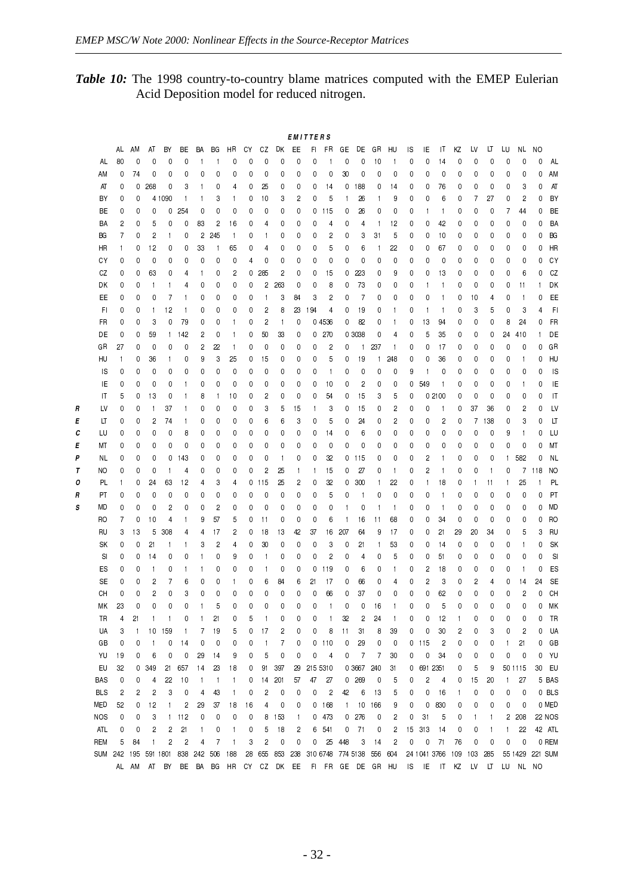***Table 10:*** The 1998 country-to-country blame matrices computed with the EMEP Eulerian Acid Deposition model for reduced nitrogen.

**EMITTERS** (columns) / **RECEPTORS** (rows)

| | AL | AM | AT | BY | BE | BA | BG | HR | CY | CZ | DK | EE | FI | FR | GE | DE | GR | HU | IS | IE | IT | KZ | LV | LT | LU | NL | NO | |
|---|---|---|---|---|---|---|---|---|---|---|---|---|---|---|---|---|---|---|---|---|---|---|---|---|---|---|---|---|
| AL | 80 | 0 | 0 | 0 | 0 | 1 | 1 | 0 | 0 | 0 | 0 | 0 | 0 | 1 | 0 | 0 | 10 | 1 | 0 | 0 | 14 | 0 | 0 | 0 | 0 | 0 | 0 | AL |
| AM | 0 | 74 | 0 | 0 | 0 | 0 | 0 | 0 | 0 | 0 | 0 | 0 | 0 | 0 | 30 | 0 | 0 | 0 | 0 | 0 | 0 | 0 | 0 | 0 | 0 | 0 | 0 | AM |
| AT | 0 | 0 | 268 | 0 | 3 | 1 | 0 | 4 | 0 | 25 | 0 | 0 | 0 | 14 | 0 | 188 | 0 | 14 | 0 | 0 | 76 | 0 | 0 | 0 | 0 | 3 | 0 | AT |
| BY | 0 | 0 | 4 | 1090 | 1 | 1 | 3 | 1 | 0 | 10 | 3 | 2 | 0 | 5 | 1 | 26 | 1 | 9 | 0 | 0 | 6 | 0 | 7 | 27 | 0 | 2 | 0 | BY |
| BE | 0 | 0 | 0 | 0 | 254 | 0 | 0 | 0 | 0 | 0 | 0 | 0 | 0 | 115 | 0 | 26 | 0 | 0 | 0 | 1 | 1 | 0 | 0 | 0 | 7 | 44 | 0 | BE |
| BA | 2 | 0 | 5 | 0 | 0 | 83 | 2 | 16 | 0 | 4 | 0 | 0 | 0 | 4 | 0 | 4 | 1 | 12 | 0 | 0 | 42 | 0 | 0 | 0 | 0 | 0 | 0 | BA |
| BG | 7 | 0 | 2 | 1 | 0 | 2 | 245 | 1 | 0 | 1 | 0 | 0 | 0 | 2 | 0 | 3 | 31 | 5 | 0 | 0 | 10 | 0 | 0 | 0 | 0 | 0 | 0 | BG |
| HR | 1 | 0 | 12 | 0 | 0 | 33 | 1 | 65 | 0 | 4 | 0 | 0 | 0 | 5 | 0 | 6 | 1 | 22 | 0 | 0 | 67 | 0 | 0 | 0 | 0 | 0 | 0 | HR |
| CY | 0 | 0 | 0 | 0 | 0 | 0 | 0 | 0 | 4 | 0 | 0 | 0 | 0 | 0 | 0 | 0 | 0 | 0 | 0 | 0 | 0 | 0 | 0 | 0 | 0 | 0 | 0 | CY |
| CZ | 0 | 0 | 63 | 0 | 4 | 1 | 0 | 2 | 0 | 285 | 2 | 0 | 0 | 15 | 0 | 223 | 0 | 9 | 0 | 0 | 13 | 0 | 0 | 0 | 0 | 6 | 0 | CZ |
| DK | 0 | 0 | 1 | 1 | 4 | 0 | 0 | 0 | 0 | 2 | 263 | 0 | 0 | 8 | 0 | 73 | 0 | 0 | 0 | 1 | 1 | 0 | 0 | 0 | 0 | 11 | 1 | DK |
| EE | 0 | 0 | 0 | 7 | 1 | 0 | 0 | 0 | 0 | 1 | 3 | 84 | 3 | 2 | 0 | 7 | 0 | 0 | 0 | 0 | 1 | 0 | 10 | 4 | 0 | 1 | 0 | EE |
| FI | 0 | 0 | 1 | 12 | 1 | 0 | 0 | 0 | 0 | 2 | 8 | 23 | 194 | 4 | 0 | 19 | 0 | 1 | 0 | 1 | 1 | 0 | 3 | 5 | 0 | 3 | 4 | FI |
| FR | 0 | 0 | 3 | 0 | 79 | 0 | 0 | 0 | 0 | 2 | 1 | 0 | 0 | 4536 | 0 | 82 | 0 | 1 | 0 | 13 | 94 | 0 | 0 | 0 | 8 | 24 | 0 | FR |
| DE | 0 | 0 | 59 | 1 | 142 | 2 | 0 | 1 | 0 | 50 | 33 | 0 | 0 | 270 | 0 | 3038 | 0 | 4 | 0 | 5 | 35 | 0 | 0 | 0 | 24 | 410 | 1 | DE |
| GR | 27 | 0 | 0 | 0 | 0 | 2 | 22 | 1 | 0 | 0 | 0 | 0 | 0 | 2 | 0 | 1 | 237 | 1 | 0 | 0 | 17 | 0 | 0 | 0 | 0 | 0 | 0 | GR |
| HU | 1 | 0 | 36 | 1 | 0 | 9 | 3 | 25 | 0 | 15 | 0 | 0 | 0 | 5 | 0 | 19 | 1 | 248 | 0 | 0 | 36 | 0 | 0 | 0 | 0 | 1 | 0 | HU |
| IS | 0 | 0 | 0 | 0 | 0 | 0 | 0 | 0 | 0 | 0 | 0 | 0 | 0 | 1 | 0 | 0 | 0 | 0 | 9 | 1 | 0 | 0 | 0 | 0 | 0 | 0 | 0 | IS |
| IE | 0 | 0 | 0 | 0 | 1 | 0 | 0 | 0 | 0 | 0 | 0 | 0 | 0 | 10 | 0 | 2 | 0 | 0 | 0 | 549 | 1 | 0 | 0 | 0 | 0 | 1 | 0 | IE |
| IT | 5 | 0 | 13 | 0 | 1 | 8 | 1 | 10 | 0 | 2 | 0 | 0 | 0 | 54 | 0 | 15 | 3 | 5 | 0 | 0 | 2100 | 0 | 0 | 0 | 0 | 0 | 0 | IT |
| LV | 0 | 0 | 1 | 37 | 1 | 0 | 0 | 0 | 0 | 3 | 5 | 15 | 1 | 3 | 0 | 15 | 0 | 2 | 0 | 0 | 1 | 0 | 37 | 36 | 0 | 2 | 0 | LV |
| LT | 0 | 0 | 2 | 74 | 1 | 0 | 0 | 0 | 0 | 6 | 6 | 3 | 0 | 5 | 0 | 24 | 0 | 2 | 0 | 0 | 2 | 0 | 7 | 138 | 0 | 3 | 0 | LT |
| LU | 0 | 0 | 0 | 0 | 8 | 0 | 0 | 0 | 0 | 0 | 0 | 0 | 0 | 14 | 0 | 6 | 0 | 0 | 0 | 0 | 0 | 0 | 0 | 0 | 9 | 1 | 0 | LU |
| MT | 0 | 0 | 0 | 0 | 0 | 0 | 0 | 0 | 0 | 0 | 0 | 0 | 0 | 0 | 0 | 0 | 0 | 0 | 0 | 0 | 0 | 0 | 0 | 0 | 0 | 0 | 0 | MT |
| NL | 0 | 0 | 0 | 0 | 143 | 0 | 0 | 0 | 0 | 0 | 1 | 0 | 0 | 32 | 0 | 115 | 0 | 0 | 0 | 2 | 1 | 0 | 0 | 0 | 1 | 582 | 0 | NL |
| NO | 0 | 0 | 0 | 1 | 4 | 0 | 0 | 0 | 0 | 2 | 25 | 1 | 1 | 15 | 0 | 27 | 0 | 1 | 0 | 2 | 1 | 0 | 0 | 1 | 0 | 7 | 118 | NO |
| PL | 1 | 0 | 24 | 63 | 12 | 4 | 3 | 4 | 0 | 115 | 25 | 2 | 0 | 32 | 0 | 300 | 1 | 22 | 0 | 1 | 18 | 0 | 1 | 11 | 1 | 25 | 1 | PL |
| PT | 0 | 0 | 0 | 0 | 0 | 0 | 0 | 0 | 0 | 0 | 0 | 0 | 0 | 5 | 0 | 1 | 0 | 0 | 0 | 0 | 1 | 0 | 0 | 0 | 0 | 0 | 0 | PT |
| MD | 0 | 0 | 0 | 2 | 0 | 0 | 2 | 0 | 0 | 0 | 0 | 0 | 0 | 0 | 1 | 0 | 1 | 1 | 0 | 0 | 1 | 0 | 0 | 0 | 0 | 0 | 0 | MD |
| RO | 7 | 0 | 10 | 4 | 1 | 9 | 57 | 5 | 0 | 11 | 0 | 0 | 0 | 6 | 1 | 16 | 11 | 68 | 0 | 0 | 34 | 0 | 0 | 0 | 0 | 0 | 0 | RO |
| RU | 3 | 13 | 5 | 308 | 4 | 4 | 17 | 2 | 0 | 18 | 13 | 42 | 37 | 16 | 207 | 64 | 9 | 17 | 0 | 0 | 21 | 29 | 20 | 34 | 0 | 5 | 3 | RU |
| SK | 0 | 0 | 21 | 1 | 1 | 3 | 2 | 4 | 0 | 30 | 0 | 0 | 0 | 3 | 0 | 21 | 1 | 53 | 0 | 0 | 14 | 0 | 0 | 0 | 0 | 1 | 0 | SK |
| SI | 0 | 0 | 14 | 0 | 0 | 1 | 0 | 9 | 0 | 1 | 0 | 0 | 0 | 2 | 0 | 4 | 0 | 5 | 0 | 0 | 51 | 0 | 0 | 0 | 0 | 0 | 0 | SI |
| ES | 0 | 0 | 1 | 0 | 1 | 1 | 0 | 0 | 0 | 1 | 0 | 0 | 0 | 119 | 0 | 6 | 0 | 1 | 0 | 2 | 18 | 0 | 0 | 0 | 0 | 1 | 0 | ES |
| SE | 0 | 0 | 2 | 7 | 6 | 0 | 0 | 1 | 0 | 6 | 84 | 6 | 21 | 17 | 0 | 66 | 0 | 4 | 0 | 2 | 3 | 0 | 2 | 4 | 0 | 14 | 24 | SE |
| CH | 0 | 0 | 2 | 0 | 3 | 0 | 0 | 0 | 0 | 0 | 0 | 0 | 0 | 66 | 0 | 37 | 0 | 0 | 0 | 0 | 62 | 0 | 0 | 0 | 0 | 2 | 0 | CH |
| MK | 23 | 0 | 0 | 0 | 0 | 1 | 5 | 0 | 0 | 0 | 0 | 0 | 0 | 1 | 0 | 0 | 16 | 1 | 0 | 0 | 5 | 0 | 0 | 0 | 0 | 0 | 0 | MK |
| TR | 4 | 21 | 1 | 1 | 0 | 1 | 21 | 0 | 5 | 1 | 0 | 0 | 0 | 1 | 32 | 2 | 24 | 1 | 0 | 0 | 12 | 1 | 0 | 0 | 0 | 0 | 0 | TR |
| UA | 3 | 1 | 10 | 159 | 1 | 7 | 19 | 5 | 0 | 17 | 2 | 0 | 0 | 8 | 11 | 31 | 8 | 39 | 0 | 0 | 30 | 2 | 0 | 3 | 0 | 2 | 0 | UA |
| GB | 0 | 0 | 1 | 0 | 14 | 0 | 0 | 0 | 0 | 1 | 7 | 0 | 0 | 110 | 0 | 29 | 0 | 0 | 0 | 115 | 2 | 0 | 0 | 0 | 1 | 21 | 0 | GB |
| YU | 19 | 0 | 6 | 0 | 0 | 29 | 14 | 9 | 0 | 5 | 0 | 0 | 0 | 4 | 0 | 7 | 7 | 30 | 0 | 0 | 34 | 0 | 0 | 0 | 0 | 0 | 0 | YU |
| EU | 32 | 0 | 349 | 21 | 657 | 14 | 23 | 18 | 0 | 91 | 397 | 29 | 215 | 5310 | 0 | 3667 | 240 | 31 | 0 | 691 | 2351 | 0 | 5 | 9 | 50 | 1115 | 30 | EU |
| BAS | 0 | 0 | 4 | 22 | 10 | 1 | 1 | 1 | 0 | 14 | 201 | 57 | 47 | 27 | 0 | 269 | 0 | 5 | 0 | 2 | 4 | 0 | 15 | 20 | 1 | 27 | 5 | BAS |
| BLS | 2 | 2 | 2 | 3 | 0 | 4 | 43 | 1 | 0 | 2 | 0 | 0 | 0 | 2 | 42 | 6 | 13 | 5 | 0 | 0 | 16 | 1 | 0 | 0 | 0 | 0 | 0 | BLS |
| MED | 52 | 0 | 12 | 1 | 2 | 29 | 37 | 18 | 16 | 4 | 0 | 0 | 0 | 168 | 1 | 10 | 166 | 9 | 0 | 0 | 830 | 0 | 0 | 0 | 0 | 0 | 0 | MED |
| NOS | 0 | 0 | 3 | 1 | 112 | 0 | 0 | 0 | 0 | 8 | 153 | 1 | 0 | 473 | 0 | 276 | 0 | 2 | 0 | 31 | 5 | 0 | 1 | 1 | 2 | 208 | 22 | NOS |
| ATL | 0 | 0 | 2 | 2 | 21 | 1 | 0 | 1 | 0 | 5 | 18 | 2 | 6 | 541 | 0 | 71 | 0 | 2 | 15 | 313 | 14 | 0 | 0 | 1 | 1 | 22 | 42 | ATL |
| REM | 5 | 84 | 1 | 2 | 2 | 4 | 7 | 1 | 3 | 2 | 0 | 0 | 0 | 25 | 448 | 3 | 14 | 2 | 0 | 0 | 71 | 76 | 0 | 0 | 0 | 0 | 0 | REM |
| SUM | 242 | 195 | 591 | 1801 | 838 | 242 | 506 | 188 | 28 | 655 | 853 | 238 | 310 | 6748 | 774 | 5138 | 556 | 604 | 24 | 1041 | 3766 | 109 | 103 | 285 | 55 | 1429 | 221 | SUM |
| | AL | AM | AT | BY | BE | BA | BG | HR | CY | CZ | DK | EE | FI | FR | GE | DE | GR | HU | IS | IE | IT | KZ | LV | LT | LU | NL | NO | |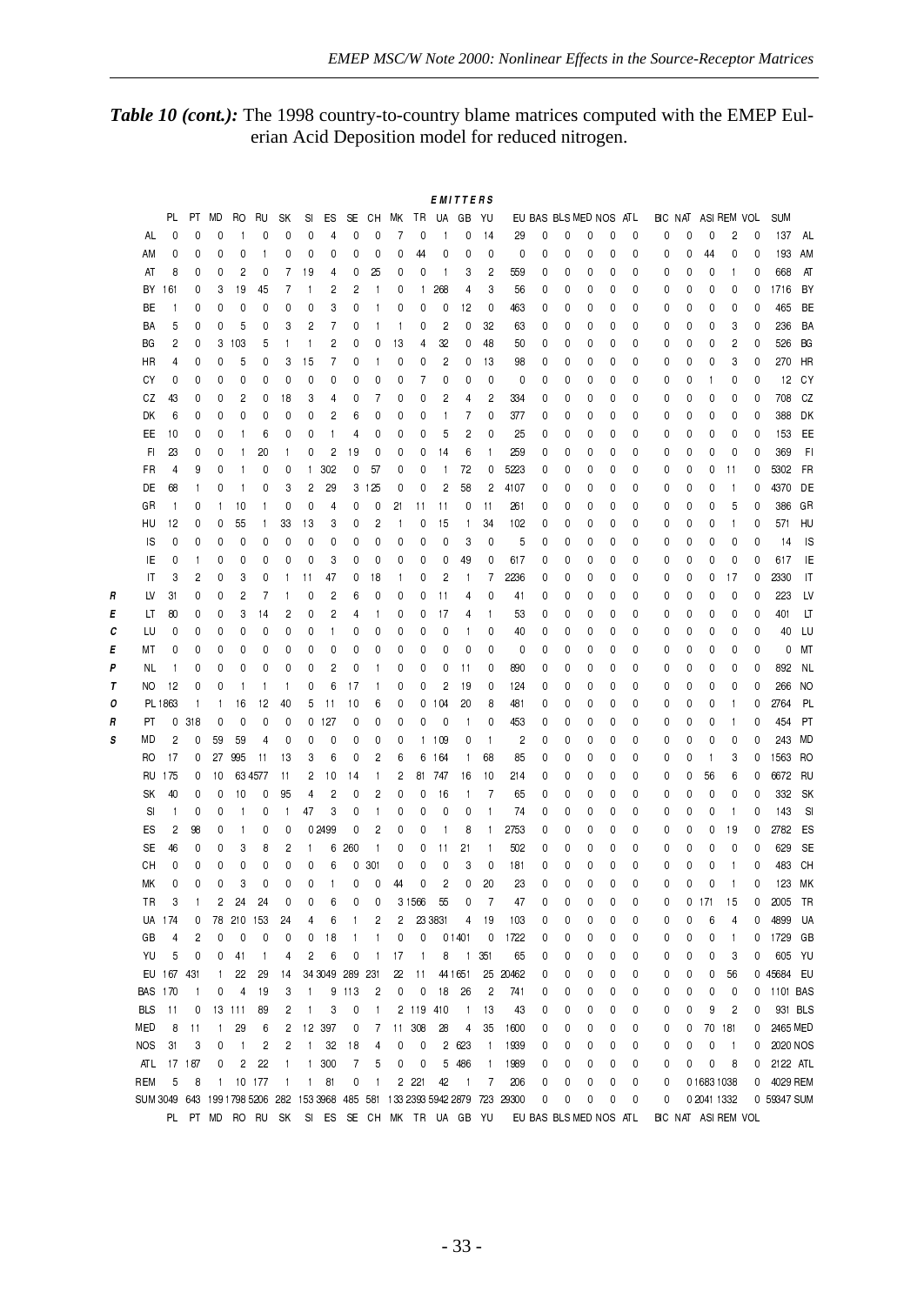*Table 10 (cont.):* The 1998 country-to-country blame matrices computed with the EMEP Eulerian Acid Deposition model for reduced nitrogen.

**EMITTERS** (columns) / **RECEPTORS** (rows)

| | PL | PT | MD | RO | RU | SK | SI | ES | SE | CH | MK | TR | UA | GB | YU | EU | BAS | BLS | MED | NOS | ATL | BIC | NAT | ASI | REM | VOL | SUM | |
|---|---|---|---|---|---|---|---|---|---|---|---|---|---|---|---|---|---|---|---|---|---|---|---|---|---|---|---|---|
| AL | 0 | 0 | 0 | 1 | 0 | 0 | 0 | 4 | 0 | 0 | 7 | 0 | 1 | 0 | 14 | 29 | 0 | 0 | 0 | 0 | 0 | 0 | 0 | 0 | 2 | 0 | 137 | AL |
| AM | 0 | 0 | 0 | 0 | 1 | 0 | 0 | 0 | 0 | 0 | 0 | 44 | 0 | 0 | 0 | 0 | 0 | 0 | 0 | 0 | 0 | 0 | 0 | 44 | 0 | 0 | 193 | AM |
| AT | 8 | 0 | 0 | 2 | 0 | 7 | 19 | 4 | 0 | 25 | 0 | 0 | 1 | 3 | 2 | 559 | 0 | 0 | 0 | 0 | 0 | 0 | 0 | 0 | 1 | 0 | 668 | AT |
| BY | 161 | 0 | 3 | 19 | 45 | 7 | 1 | 2 | 2 | 1 | 0 | 1 | 268 | 4 | 3 | 56 | 0 | 0 | 0 | 0 | 0 | 0 | 0 | 0 | 0 | 0 | 1716 | BY |
| BE | 1 | 0 | 0 | 0 | 0 | 0 | 0 | 3 | 0 | 1 | 0 | 0 | 0 | 12 | 0 | 463 | 0 | 0 | 0 | 0 | 0 | 0 | 0 | 0 | 0 | 0 | 465 | BE |
| BA | 5 | 0 | 0 | 5 | 0 | 3 | 2 | 7 | 0 | 1 | 1 | 0 | 2 | 0 | 32 | 63 | 0 | 0 | 0 | 0 | 0 | 0 | 0 | 0 | 3 | 0 | 236 | BA |
| BG | 2 | 0 | 3 | 103 | 5 | 1 | 1 | 2 | 0 | 0 | 13 | 4 | 32 | 0 | 48 | 50 | 0 | 0 | 0 | 0 | 0 | 0 | 0 | 0 | 2 | 0 | 526 | BG |
| HR | 4 | 0 | 0 | 5 | 0 | 3 | 15 | 7 | 0 | 1 | 0 | 0 | 2 | 0 | 13 | 98 | 0 | 0 | 0 | 0 | 0 | 0 | 0 | 0 | 3 | 0 | 270 | HR |
| CY | 0 | 0 | 0 | 0 | 0 | 0 | 0 | 0 | 0 | 0 | 0 | 7 | 0 | 0 | 0 | 0 | 0 | 0 | 0 | 0 | 0 | 0 | 0 | 1 | 0 | 0 | 12 | CY |
| CZ | 43 | 0 | 0 | 2 | 0 | 18 | 3 | 4 | 0 | 7 | 0 | 0 | 2 | 4 | 2 | 334 | 0 | 0 | 0 | 0 | 0 | 0 | 0 | 0 | 0 | 0 | 708 | CZ |
| DK | 6 | 0 | 0 | 0 | 0 | 0 | 0 | 2 | 6 | 0 | 0 | 0 | 1 | 7 | 0 | 377 | 0 | 0 | 0 | 0 | 0 | 0 | 0 | 0 | 0 | 0 | 388 | DK |
| EE | 10 | 0 | 0 | 1 | 6 | 0 | 0 | 1 | 4 | 0 | 0 | 0 | 5 | 2 | 0 | 25 | 0 | 0 | 0 | 0 | 0 | 0 | 0 | 0 | 0 | 0 | 153 | EE |
| FI | 23 | 0 | 0 | 1 | 20 | 1 | 0 | 2 | 19 | 0 | 0 | 0 | 14 | 6 | 1 | 259 | 0 | 0 | 0 | 0 | 0 | 0 | 0 | 0 | 0 | 0 | 369 | FI |
| FR | 4 | 9 | 0 | 1 | 0 | 0 | 1 | 302 | 0 | 57 | 0 | 0 | 1 | 72 | 0 | 5223 | 0 | 0 | 0 | 0 | 0 | 0 | 0 | 0 | 11 | 0 | 5302 | FR |
| DE | 68 | 1 | 0 | 1 | 0 | 3 | 2 | 29 | 3 | 125 | 0 | 0 | 2 | 58 | 2 | 4107 | 0 | 0 | 0 | 0 | 0 | 0 | 0 | 0 | 1 | 0 | 4370 | DE |
| GR | 1 | 0 | 1 | 10 | 1 | 0 | 0 | 4 | 0 | 0 | 21 | 11 | 11 | 0 | 11 | 261 | 0 | 0 | 0 | 0 | 0 | 0 | 0 | 0 | 5 | 0 | 386 | GR |
| HU | 12 | 0 | 0 | 55 | 1 | 33 | 13 | 3 | 0 | 2 | 1 | 0 | 15 | 1 | 34 | 102 | 0 | 0 | 0 | 0 | 0 | 0 | 0 | 0 | 1 | 0 | 571 | HU |
| IS | 0 | 0 | 0 | 0 | 0 | 0 | 0 | 0 | 0 | 0 | 0 | 0 | 0 | 0 | 0 | 5 | 0 | 0 | 0 | 0 | 0 | 0 | 0 | 0 | 0 | 0 | 14 | IS |
| IE | 0 | 1 | 0 | 0 | 0 | 0 | 0 | 3 | 0 | 0 | 0 | 0 | 0 | 49 | 0 | 617 | 0 | 0 | 0 | 0 | 0 | 0 | 0 | 0 | 0 | 0 | 617 | IE |
| IT | 3 | 2 | 0 | 3 | 0 | 1 | 11 | 47 | 0 | 18 | 1 | 0 | 2 | 1 | 7 | 2236 | 0 | 0 | 0 | 0 | 0 | 0 | 0 | 0 | 17 | 0 | 2330 | IT |
| LV | 31 | 0 | 0 | 2 | 7 | 1 | 0 | 2 | 6 | 0 | 0 | 0 | 11 | 4 | 0 | 41 | 0 | 0 | 0 | 0 | 0 | 0 | 0 | 0 | 0 | 0 | 223 | LV |
| LT | 80 | 0 | 0 | 3 | 14 | 2 | 0 | 2 | 4 | 1 | 0 | 0 | 17 | 4 | 1 | 53 | 0 | 0 | 0 | 0 | 0 | 0 | 0 | 0 | 0 | 0 | 401 | LT |
| LU | 0 | 0 | 0 | 0 | 0 | 0 | 0 | 1 | 0 | 0 | 0 | 0 | 0 | 1 | 0 | 40 | 0 | 0 | 0 | 0 | 0 | 0 | 0 | 0 | 0 | 0 | 40 | LU |
| MT | 0 | 0 | 0 | 0 | 0 | 0 | 0 | 0 | 0 | 0 | 0 | 0 | 0 | 0 | 0 | 0 | 0 | 0 | 0 | 0 | 0 | 0 | 0 | 0 | 0 | 0 | 0 | MT |
| NL | 1 | 0 | 0 | 0 | 0 | 0 | 0 | 2 | 0 | 1 | 0 | 0 | 0 | 11 | 0 | 890 | 0 | 0 | 0 | 0 | 0 | 0 | 0 | 0 | 0 | 0 | 892 | NL |
| NO | 12 | 0 | 0 | 1 | 1 | 1 | 0 | 6 | 17 | 1 | 0 | 0 | 2 | 19 | 0 | 124 | 0 | 0 | 0 | 0 | 0 | 0 | 0 | 0 | 0 | 0 | 266 | NO |
| PL | 1863 | 1 | 1 | 16 | 12 | 40 | 5 | 11 | 10 | 6 | 0 | 0 | 104 | 20 | 8 | 481 | 0 | 0 | 0 | 0 | 0 | 0 | 0 | 0 | 1 | 0 | 2764 | PL |
| PT | 0 | 318 | 0 | 0 | 0 | 0 | 0 | 127 | 0 | 0 | 0 | 0 | 0 | 1 | 0 | 453 | 0 | 0 | 0 | 0 | 0 | 0 | 0 | 0 | 1 | 0 | 454 | PT |
| MD | 2 | 0 | 59 | 59 | 4 | 0 | 0 | 0 | 0 | 0 | 0 | 1 | 109 | 0 | 1 | 2 | 0 | 0 | 0 | 0 | 0 | 0 | 0 | 0 | 0 | 0 | 243 | MD |
| RO | 17 | 0 | 27 | 995 | 11 | 13 | 3 | 6 | 0 | 2 | 6 | 6 | 164 | 1 | 68 | 85 | 0 | 0 | 0 | 0 | 0 | 0 | 0 | 1 | 3 | 0 | 1563 | RO |
| RU | 175 | 0 | 10 | 63 | 4577 | 11 | 2 | 10 | 14 | 1 | 2 | 81 | 747 | 16 | 10 | 214 | 0 | 0 | 0 | 0 | 0 | 0 | 0 | 56 | 6 | 0 | 6672 | RU |
| SK | 40 | 0 | 0 | 10 | 0 | 95 | 4 | 2 | 0 | 2 | 0 | 0 | 16 | 1 | 7 | 65 | 0 | 0 | 0 | 0 | 0 | 0 | 0 | 0 | 0 | 0 | 332 | SK |
| SI | 1 | 0 | 0 | 1 | 0 | 1 | 47 | 3 | 0 | 1 | 0 | 0 | 0 | 0 | 1 | 74 | 0 | 0 | 0 | 0 | 0 | 0 | 0 | 0 | 1 | 0 | 143 | SI |
| ES | 2 | 98 | 0 | 1 | 0 | 0 | 0 | 2499 | 0 | 2 | 0 | 0 | 1 | 8 | 1 | 2753 | 0 | 0 | 0 | 0 | 0 | 0 | 0 | 0 | 19 | 0 | 2782 | ES |
| SE | 46 | 0 | 0 | 3 | 8 | 2 | 1 | 6 | 260 | 1 | 0 | 0 | 11 | 21 | 1 | 502 | 0 | 0 | 0 | 0 | 0 | 0 | 0 | 0 | 0 | 0 | 629 | SE |
| CH | 0 | 0 | 0 | 0 | 0 | 0 | 0 | 6 | 0 | 301 | 0 | 0 | 0 | 3 | 0 | 181 | 0 | 0 | 0 | 0 | 0 | 0 | 0 | 0 | 1 | 0 | 483 | CH |
| MK | 0 | 0 | 0 | 3 | 0 | 0 | 0 | 1 | 0 | 0 | 44 | 0 | 2 | 0 | 20 | 23 | 0 | 0 | 0 | 0 | 0 | 0 | 0 | 0 | 1 | 0 | 123 | MK |
| TR | 3 | 1 | 2 | 24 | 24 | 0 | 0 | 6 | 0 | 0 | 3 | 1566 | 55 | 0 | 7 | 47 | 0 | 0 | 0 | 0 | 0 | 0 | 0 | 171 | 15 | 0 | 2005 | TR |
| UA | 174 | 0 | 78 | 210 | 153 | 24 | 4 | 6 | 1 | 2 | 2 | 23 | 3831 | 4 | 19 | 103 | 0 | 0 | 0 | 0 | 0 | 0 | 0 | 6 | 4 | 0 | 4899 | UA |
| GB | 4 | 2 | 0 | 0 | 0 | 0 | 0 | 18 | 1 | 1 | 0 | 0 | 0 | 1401 | 0 | 1722 | 0 | 0 | 0 | 0 | 0 | 0 | 0 | 0 | 1 | 0 | 1729 | GB |
| YU | 5 | 0 | 0 | 41 | 1 | 4 | 2 | 6 | 0 | 1 | 17 | 1 | 8 | 1 | 351 | 65 | 0 | 0 | 0 | 0 | 0 | 0 | 0 | 0 | 3 | 0 | 605 | YU |
| EU | 167 | 431 | 1 | 22 | 29 | 14 | 34 | 3049 | 289 | 231 | 22 | 11 | 44 | 1651 | 25 | 20462 | 0 | 0 | 0 | 0 | 0 | 0 | 0 | 0 | 56 | 0 | 45684 | EU |
| BAS | 170 | 1 | 0 | 4 | 19 | 3 | 1 | 9 | 113 | 2 | 0 | 0 | 18 | 26 | 2 | 741 | 0 | 0 | 0 | 0 | 0 | 0 | 0 | 0 | 0 | 0 | 1101 | BAS |
| BLS | 11 | 0 | 13 | 111 | 89 | 2 | 1 | 3 | 0 | 1 | 2 | 119 | 410 | 1 | 13 | 43 | 0 | 0 | 0 | 0 | 0 | 0 | 0 | 9 | 2 | 0 | 931 | BLS |
| MED | 8 | 11 | 1 | 29 | 6 | 2 | 12 | 397 | 0 | 7 | 11 | 308 | 28 | 4 | 35 | 1600 | 0 | 0 | 0 | 0 | 0 | 0 | 0 | 70 | 181 | 0 | 2465 | MED |
| NOS | 31 | 3 | 0 | 1 | 2 | 2 | 1 | 32 | 18 | 4 | 0 | 0 | 2 | 623 | 1 | 1939 | 0 | 0 | 0 | 0 | 0 | 0 | 0 | 0 | 1 | 0 | 2020 | NOS |
| ATL | 17 | 187 | 0 | 2 | 22 | 1 | 1 | 300 | 7 | 5 | 0 | 0 | 5 | 486 | 1 | 1989 | 0 | 0 | 0 | 0 | 0 | 0 | 0 | 0 | 8 | 0 | 2122 | ATL |
| REM | 5 | 8 | 1 | 10 | 177 | 1 | 1 | 81 | 0 | 1 | 2 | 221 | 42 | 1 | 7 | 206 | 0 | 0 | 0 | 0 | 0 | 0 | 0 | 1683 | 1038 | 0 | 4029 | REM |
| SUM | 3049 | 643 | 199 | 1798 | 5206 | 282 | 153 | 3968 | 485 | 581 | 133 | 2393 | 5942 | 2879 | 723 | 29300 | 0 | 0 | 0 | 0 | 0 | 0 | 0 | 2041 | 1332 | 0 | 59347 | SUM |
| | PL | PT | MD | RO | RU | SK | SI | ES | SE | CH | MK | TR | UA | GB | YU | EU | BAS | BLS | MED | NOS | ATL | BIC | NAT | ASI | REM | VOL | | |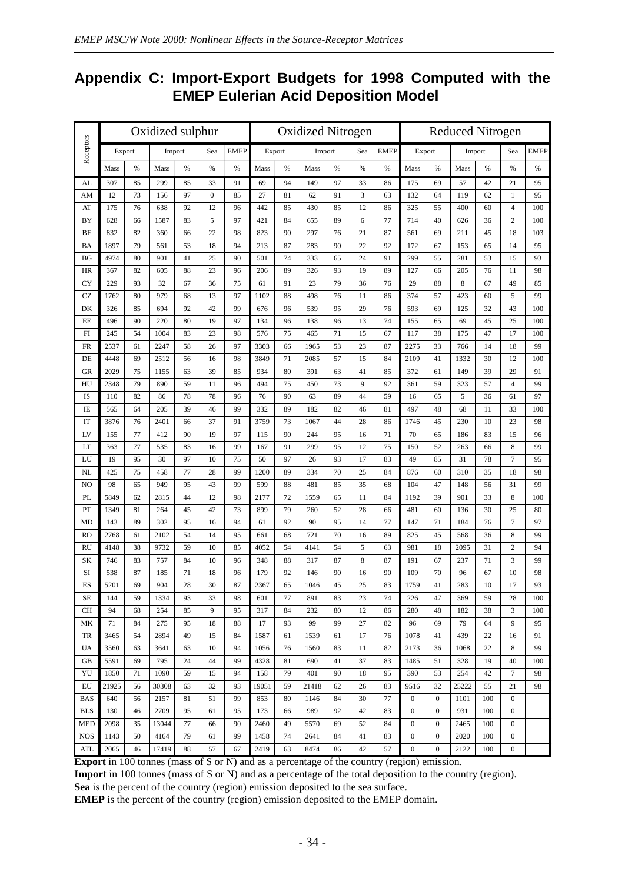## Appendix C: Import-Export Budgets for 1998 Computed with the EMEP Eulerian Acid Deposition Model

| Receptors | Oxidized sulphur | | | | | | Oxidized Nitrogen | | | | | | Reduced Nitrogen | | | | | |
|---|---|---|---|---|---|---|---|---|---|---|---|---|---|---|---|---|---|---|
| | Export | | Import | | Sea | EMEP | Export | | Import | | Sea | EMEP | Export | | Import | | Sea | EMEP |
| | Mass | % | Mass | % | % | % | Mass | % | Mass | % | % | % | Mass | % | Mass | % | % | % |
| AL | 307 | 85 | 299 | 85 | 33 | 91 | 69 | 94 | 149 | 97 | 33 | 86 | 175 | 69 | 57 | 42 | 21 | 95 |
| AM | 12 | 73 | 156 | 97 | 0 | 85 | 27 | 81 | 62 | 91 | 3 | 63 | 132 | 64 | 119 | 62 | 1 | 95 |
| AT | 175 | 76 | 638 | 92 | 12 | 96 | 442 | 85 | 430 | 85 | 12 | 86 | 325 | 55 | 400 | 60 | 4 | 100 |
| BY | 628 | 66 | 1587 | 83 | 5 | 97 | 421 | 84 | 655 | 89 | 6 | 77 | 714 | 40 | 626 | 36 | 2 | 100 |
| BE | 832 | 82 | 360 | 66 | 22 | 98 | 823 | 90 | 297 | 76 | 21 | 87 | 561 | 69 | 211 | 45 | 18 | 103 |
| BA | 1897 | 79 | 561 | 53 | 18 | 94 | 213 | 87 | 283 | 90 | 22 | 92 | 172 | 67 | 153 | 65 | 14 | 95 |
| BG | 4974 | 80 | 901 | 41 | 25 | 90 | 501 | 74 | 333 | 65 | 24 | 91 | 299 | 55 | 281 | 53 | 15 | 93 |
| HR | 367 | 82 | 605 | 88 | 23 | 96 | 206 | 89 | 326 | 93 | 19 | 89 | 127 | 66 | 205 | 76 | 11 | 98 |
| CY | 229 | 93 | 32 | 67 | 36 | 75 | 61 | 91 | 23 | 79 | 36 | 76 | 29 | 88 | 8 | 67 | 49 | 85 |
| CZ | 1762 | 80 | 979 | 68 | 13 | 97 | 1102 | 88 | 498 | 76 | 11 | 86 | 374 | 57 | 423 | 60 | 5 | 99 |
| DK | 326 | 85 | 694 | 92 | 42 | 99 | 676 | 96 | 539 | 95 | 29 | 76 | 593 | 69 | 125 | 32 | 43 | 100 |
| EE | 496 | 90 | 220 | 80 | 19 | 97 | 134 | 96 | 138 | 96 | 13 | 74 | 155 | 65 | 69 | 45 | 25 | 100 |
| FI | 245 | 54 | 1004 | 83 | 23 | 98 | 576 | 75 | 465 | 71 | 15 | 67 | 117 | 38 | 175 | 47 | 17 | 100 |
| FR | 2537 | 61 | 2247 | 58 | 26 | 97 | 3303 | 66 | 1965 | 53 | 23 | 87 | 2275 | 33 | 766 | 14 | 18 | 99 |
| DE | 4448 | 69 | 2512 | 56 | 16 | 98 | 3849 | 71 | 2085 | 57 | 15 | 84 | 2109 | 41 | 1332 | 30 | 12 | 100 |
| GR | 2029 | 75 | 1155 | 63 | 39 | 85 | 934 | 80 | 391 | 63 | 41 | 85 | 372 | 61 | 149 | 39 | 29 | 91 |
| HU | 2348 | 79 | 890 | 59 | 11 | 96 | 494 | 75 | 450 | 73 | 9 | 92 | 361 | 59 | 323 | 57 | 4 | 99 |
| IS | 110 | 82 | 86 | 78 | 78 | 96 | 76 | 90 | 63 | 89 | 44 | 59 | 16 | 65 | 5 | 36 | 61 | 97 |
| IE | 565 | 64 | 205 | 39 | 46 | 99 | 332 | 89 | 182 | 82 | 46 | 81 | 497 | 48 | 68 | 11 | 33 | 100 |
| IT | 3876 | 76 | 2401 | 66 | 37 | 91 | 3759 | 73 | 1067 | 44 | 28 | 86 | 1746 | 45 | 230 | 10 | 23 | 98 |
| LV | 155 | 77 | 412 | 90 | 19 | 97 | 115 | 90 | 244 | 95 | 16 | 71 | 70 | 65 | 186 | 83 | 15 | 96 |
| LT | 363 | 77 | 535 | 83 | 16 | 99 | 167 | 91 | 299 | 95 | 12 | 75 | 150 | 52 | 263 | 66 | 8 | 99 |
| LU | 19 | 95 | 30 | 97 | 10 | 75 | 50 | 97 | 26 | 93 | 17 | 83 | 49 | 85 | 31 | 78 | 7 | 95 |
| NL | 425 | 75 | 458 | 77 | 28 | 99 | 1200 | 89 | 334 | 70 | 25 | 84 | 876 | 60 | 310 | 35 | 18 | 98 |
| NO | 98 | 65 | 949 | 95 | 43 | 99 | 599 | 88 | 481 | 85 | 35 | 68 | 104 | 47 | 148 | 56 | 31 | 99 |
| PL | 5849 | 62 | 2815 | 44 | 12 | 98 | 2177 | 72 | 1559 | 65 | 11 | 84 | 1192 | 39 | 901 | 33 | 8 | 100 |
| PT | 1349 | 81 | 264 | 45 | 42 | 73 | 899 | 79 | 260 | 52 | 28 | 66 | 481 | 60 | 136 | 30 | 25 | 80 |
| MD | 143 | 89 | 302 | 95 | 16 | 94 | 61 | 92 | 90 | 95 | 14 | 77 | 147 | 71 | 184 | 76 | 7 | 97 |
| RO | 2768 | 61 | 2102 | 54 | 14 | 95 | 661 | 68 | 721 | 70 | 16 | 89 | 825 | 45 | 568 | 36 | 8 | 99 |
| RU | 4148 | 38 | 9732 | 59 | 10 | 85 | 4052 | 54 | 4141 | 54 | 5 | 63 | 981 | 18 | 2095 | 31 | 2 | 94 |
| SK | 746 | 83 | 757 | 84 | 10 | 96 | 348 | 88 | 317 | 87 | 8 | 87 | 191 | 67 | 237 | 71 | 3 | 99 |
| SI | 538 | 87 | 185 | 71 | 18 | 96 | 179 | 92 | 146 | 90 | 16 | 90 | 109 | 70 | 96 | 67 | 10 | 98 |
| ES | 5201 | 69 | 904 | 28 | 30 | 87 | 2367 | 65 | 1046 | 45 | 25 | 83 | 1759 | 41 | 283 | 10 | 17 | 93 |
| SE | 144 | 59 | 1334 | 93 | 33 | 98 | 601 | 77 | 891 | 83 | 23 | 74 | 226 | 47 | 369 | 59 | 28 | 100 |
| CH | 94 | 68 | 254 | 85 | 9 | 95 | 317 | 84 | 232 | 80 | 12 | 86 | 280 | 48 | 182 | 38 | 3 | 100 |
| MK | 71 | 84 | 275 | 95 | 18 | 88 | 17 | 93 | 99 | 99 | 27 | 82 | 96 | 69 | 79 | 64 | 9 | 95 |
| TR | 3465 | 54 | 2894 | 49 | 15 | 84 | 1587 | 61 | 1539 | 61 | 17 | 76 | 1078 | 41 | 439 | 22 | 16 | 91 |
| UA | 3560 | 63 | 3641 | 63 | 10 | 94 | 1056 | 76 | 1560 | 83 | 11 | 82 | 2173 | 36 | 1068 | 22 | 8 | 99 |
| GB | 5591 | 69 | 795 | 24 | 44 | 99 | 4328 | 81 | 690 | 41 | 37 | 83 | 1485 | 51 | 328 | 19 | 40 | 100 |
| YU | 1850 | 71 | 1090 | 59 | 15 | 94 | 158 | 79 | 401 | 90 | 18 | 95 | 390 | 53 | 254 | 42 | 7 | 98 |
| EU | 21925 | 56 | 30308 | 63 | 32 | 93 | 19051 | 59 | 21418 | 62 | 26 | 83 | 9516 | 32 | 25222 | 55 | 21 | 98 |
| BAS | 640 | 56 | 2157 | 81 | 51 | 99 | 853 | 80 | 1146 | 84 | 30 | 77 | 0 | 0 | 1101 | 100 | 0 | |
| BLS | 130 | 46 | 2709 | 95 | 61 | 95 | 173 | 66 | 989 | 92 | 42 | 83 | 0 | 0 | 931 | 100 | 0 | |
| MED | 2098 | 35 | 13044 | 77 | 66 | 90 | 2460 | 49 | 5570 | 69 | 52 | 84 | 0 | 0 | 2465 | 100 | 0 | |
| NOS | 1143 | 50 | 4164 | 79 | 61 | 99 | 1458 | 74 | 2641 | 84 | 41 | 83 | 0 | 0 | 2020 | 100 | 0 | |
| ATL | 2065 | 46 | 17419 | 88 | 57 | 67 | 2419 | 63 | 8474 | 86 | 42 | 57 | 0 | 0 | 2122 | 100 | 0 | |

**Export** in 100 tonnes (mass of S or N) and as a percentage of the country (region) emission.
**Import** in 100 tonnes (mass of S or N) and as a percentage of the total deposition to the country (region).
**Sea** is the percent of the country (region) emission deposited to the sea surface.
**EMEP** is the percent of the country (region) emission deposited to the EMEP domain.